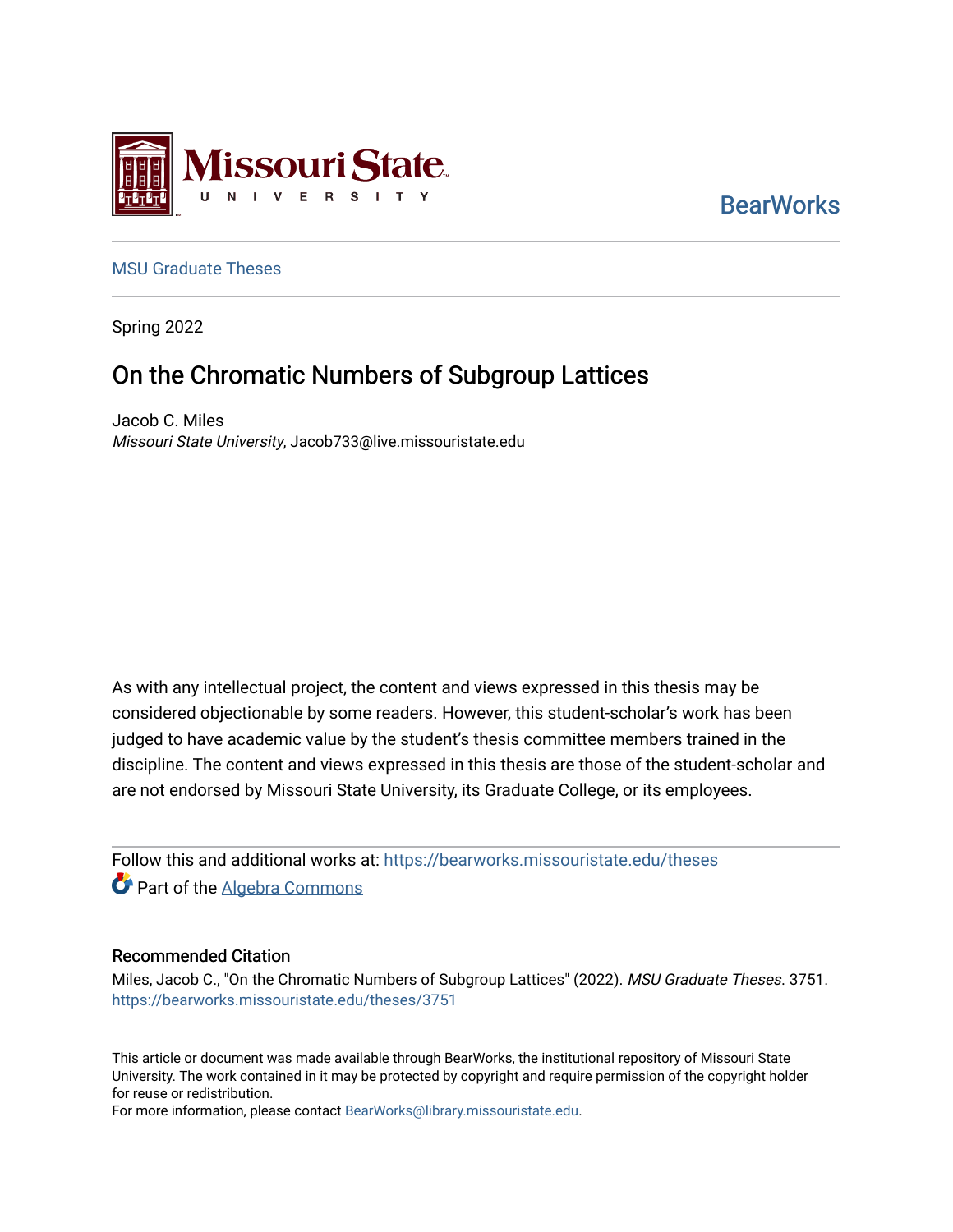Missouri State University

BearWorks

MSU Graduate Theses

Spring 2022

# On the Chromatic Numbers of Subgroup Lattices

Jacob C. Miles
*Missouri State University*, Jacob733@live.missouristate.edu

As with any intellectual project, the content and views expressed in this thesis may be considered objectionable by some readers. However, this student-scholar's work has been judged to have academic value by the student's thesis committee members trained in the discipline. The content and views expressed in this thesis are those of the student-scholar and are not endorsed by Missouri State University, its Graduate College, or its employees.

Follow this and additional works at: https://bearworks.missouristate.edu/theses

Part of the Algebra Commons

### Recommended Citation

Miles, Jacob C., "On the Chromatic Numbers of Subgroup Lattices" (2022). *MSU Graduate Theses*. 3751.
https://bearworks.missouristate.edu/theses/3751

This article or document was made available through BearWorks, the institutional repository of Missouri State University. The work contained in it may be protected by copyright and require permission of the copyright holder for reuse or redistribution.
For more information, please contact BearWorks@library.missouristate.edu.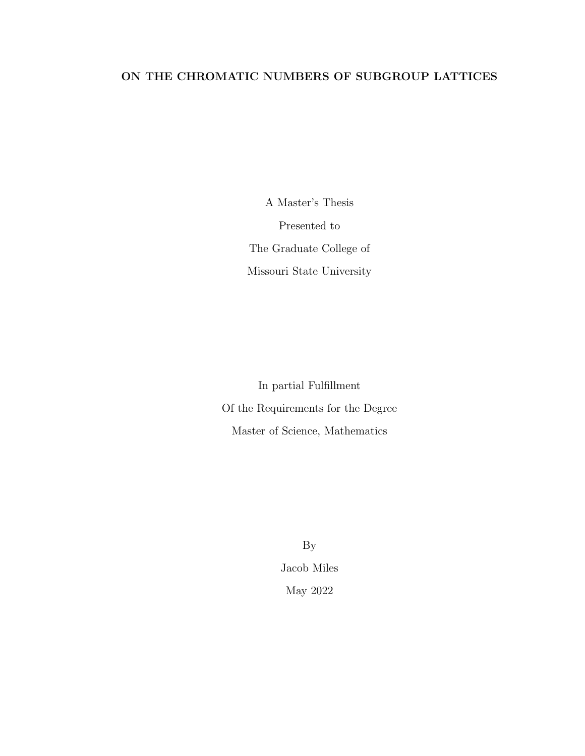**ON THE CHROMATIC NUMBERS OF SUBGROUP LATTICES**

A Master's Thesis

Presented to

The Graduate College of

Missouri State University

In partial Fulfillment

Of the Requirements for the Degree

Master of Science, Mathematics

By

Jacob Miles

May 2022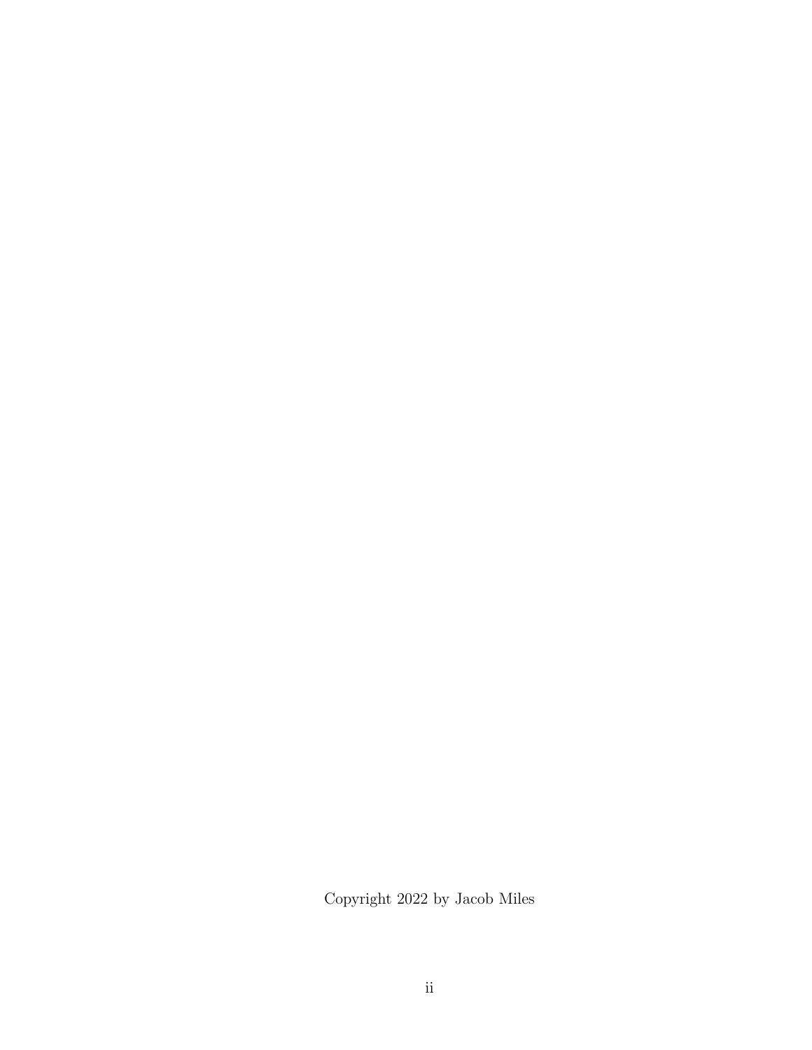Copyright 2022 by Jacob Miles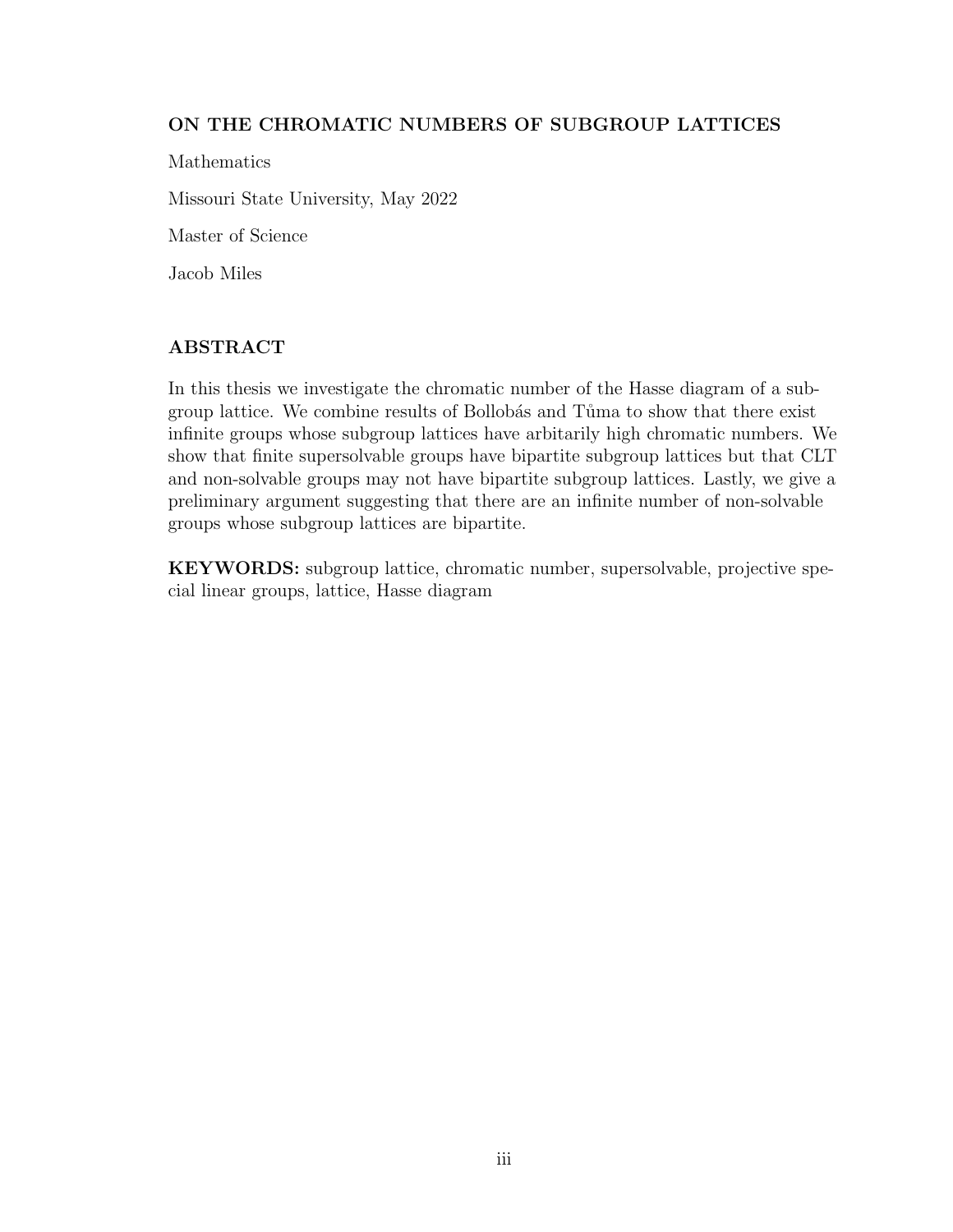**ON THE CHROMATIC NUMBERS OF SUBGROUP LATTICES**

Mathematics

Missouri State University, May 2022

Master of Science

Jacob Miles

## ABSTRACT

In this thesis we investigate the chromatic number of the Hasse diagram of a subgroup lattice. We combine results of Bollobás and Tůma to show that there exist infinite groups whose subgroup lattices have arbitarily high chromatic numbers. We show that finite supersolvable groups have bipartite subgroup lattices but that CLT and non-solvable groups may not have bipartite subgroup lattices. Lastly, we give a preliminary argument suggesting that there are an infinite number of non-solvable groups whose subgroup lattices are bipartite.

**KEYWORDS:** subgroup lattice, chromatic number, supersolvable, projective special linear groups, lattice, Hasse diagram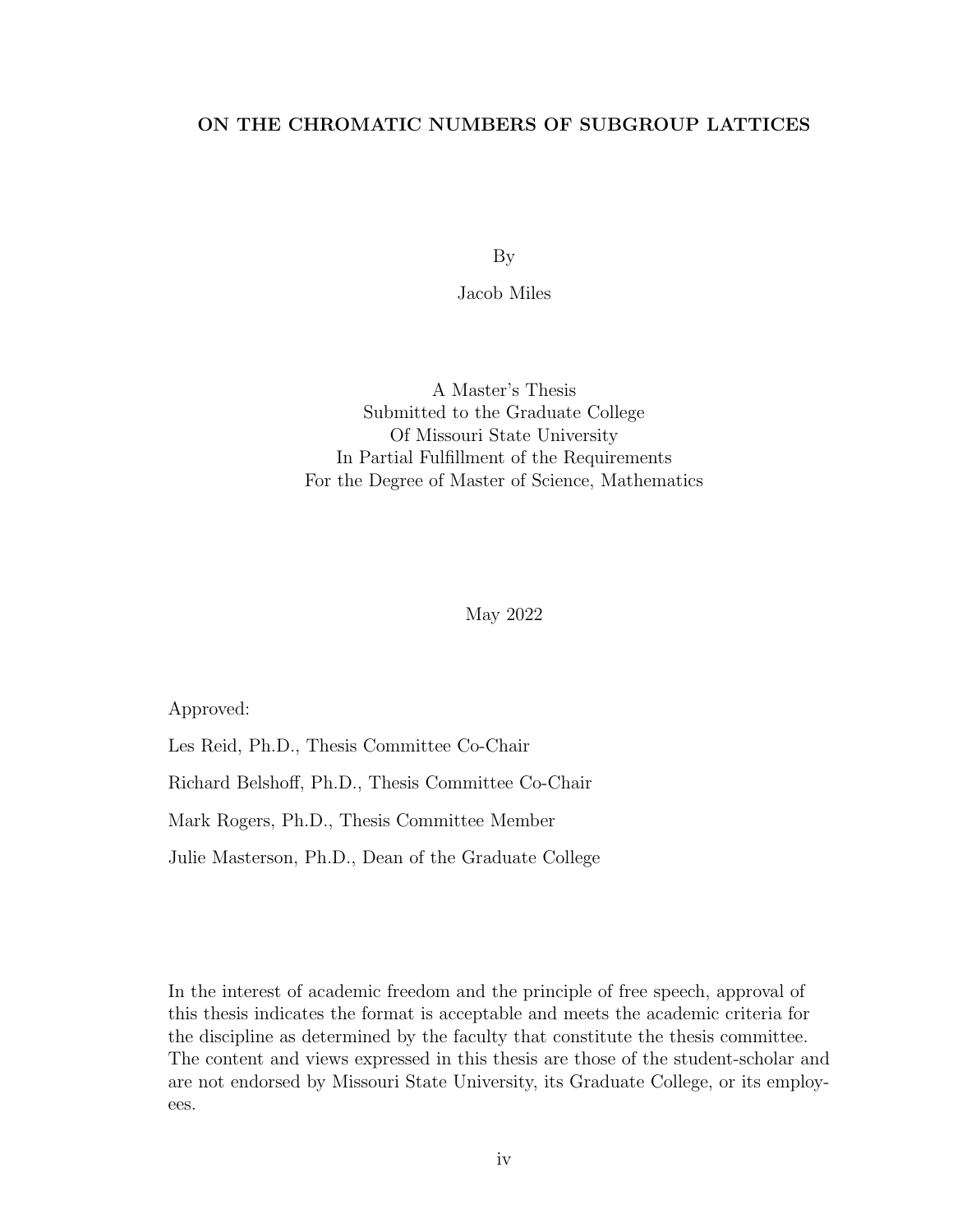**ON THE CHROMATIC NUMBERS OF SUBGROUP LATTICES**

By

Jacob Miles

A Master's Thesis
Submitted to the Graduate College
Of Missouri State University
In Partial Fulfillment of the Requirements
For the Degree of Master of Science, Mathematics

May 2022

Approved:

Les Reid, Ph.D., Thesis Committee Co-Chair

Richard Belshoff, Ph.D., Thesis Committee Co-Chair

Mark Rogers, Ph.D., Thesis Committee Member

Julie Masterson, Ph.D., Dean of the Graduate College

In the interest of academic freedom and the principle of free speech, approval of this thesis indicates the format is acceptable and meets the academic criteria for the discipline as determined by the faculty that constitute the thesis committee. The content and views expressed in this thesis are those of the student-scholar and are not endorsed by Missouri State University, its Graduate College, or its employees.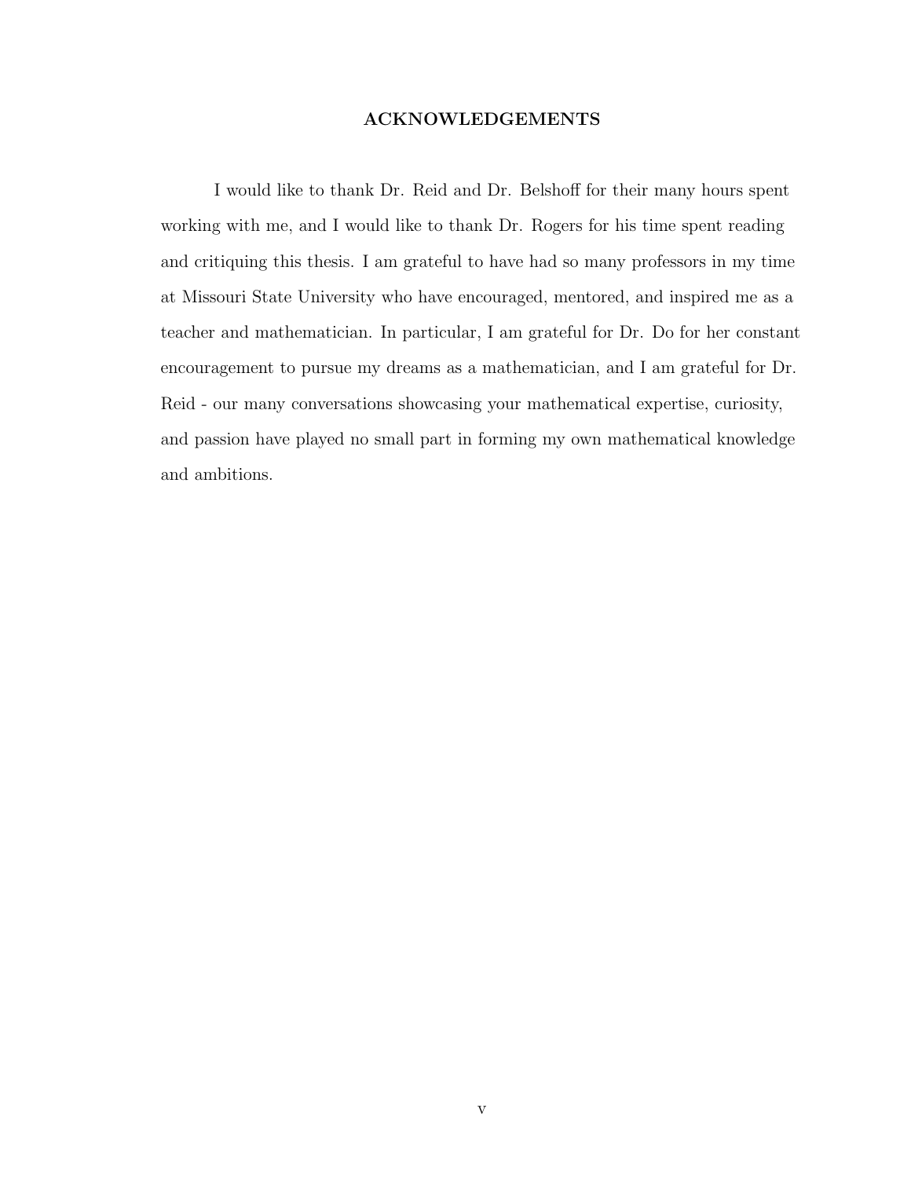## ACKNOWLEDGEMENTS

I would like to thank Dr. Reid and Dr. Belshoff for their many hours spent working with me, and I would like to thank Dr. Rogers for his time spent reading and critiquing this thesis. I am grateful to have had so many professors in my time at Missouri State University who have encouraged, mentored, and inspired me as a teacher and mathematician. In particular, I am grateful for Dr. Do for her constant encouragement to pursue my dreams as a mathematician, and I am grateful for Dr. Reid - our many conversations showcasing your mathematical expertise, curiosity, and passion have played no small part in forming my own mathematical knowledge and ambitions.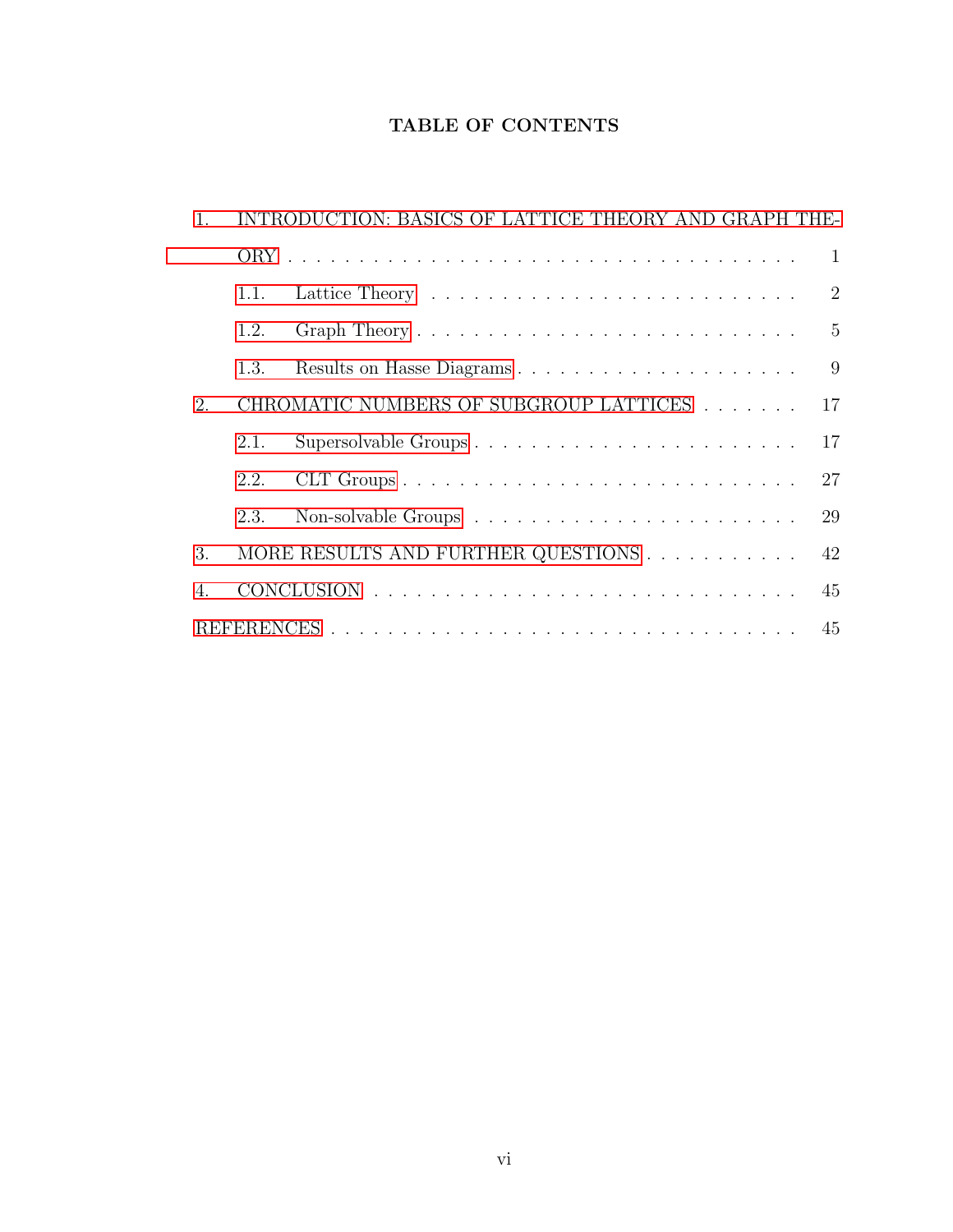# TABLE OF CONTENTS

1. INTRODUCTION: BASICS OF LATTICE THEORY AND GRAPH THEORY . . . . . . . . . . 1
   - 1.1. Lattice Theory . . . . . . . . . . 2
   - 1.2. Graph Theory . . . . . . . . . . 5
   - 1.3. Results on Hasse Diagrams . . . . . . . . . . 9
2. CHROMATIC NUMBERS OF SUBGROUP LATTICES . . . . . . . . . . 17
   - 2.1. Supersolvable Groups . . . . . . . . . . 17
   - 2.2. CLT Groups . . . . . . . . . . 27
   - 2.3. Non-solvable Groups . . . . . . . . . . 29
3. MORE RESULTS AND FURTHER QUESTIONS . . . . . . . . . . 42
4. CONCLUSION . . . . . . . . . . 45

REFERENCES . . . . . . . . . . 45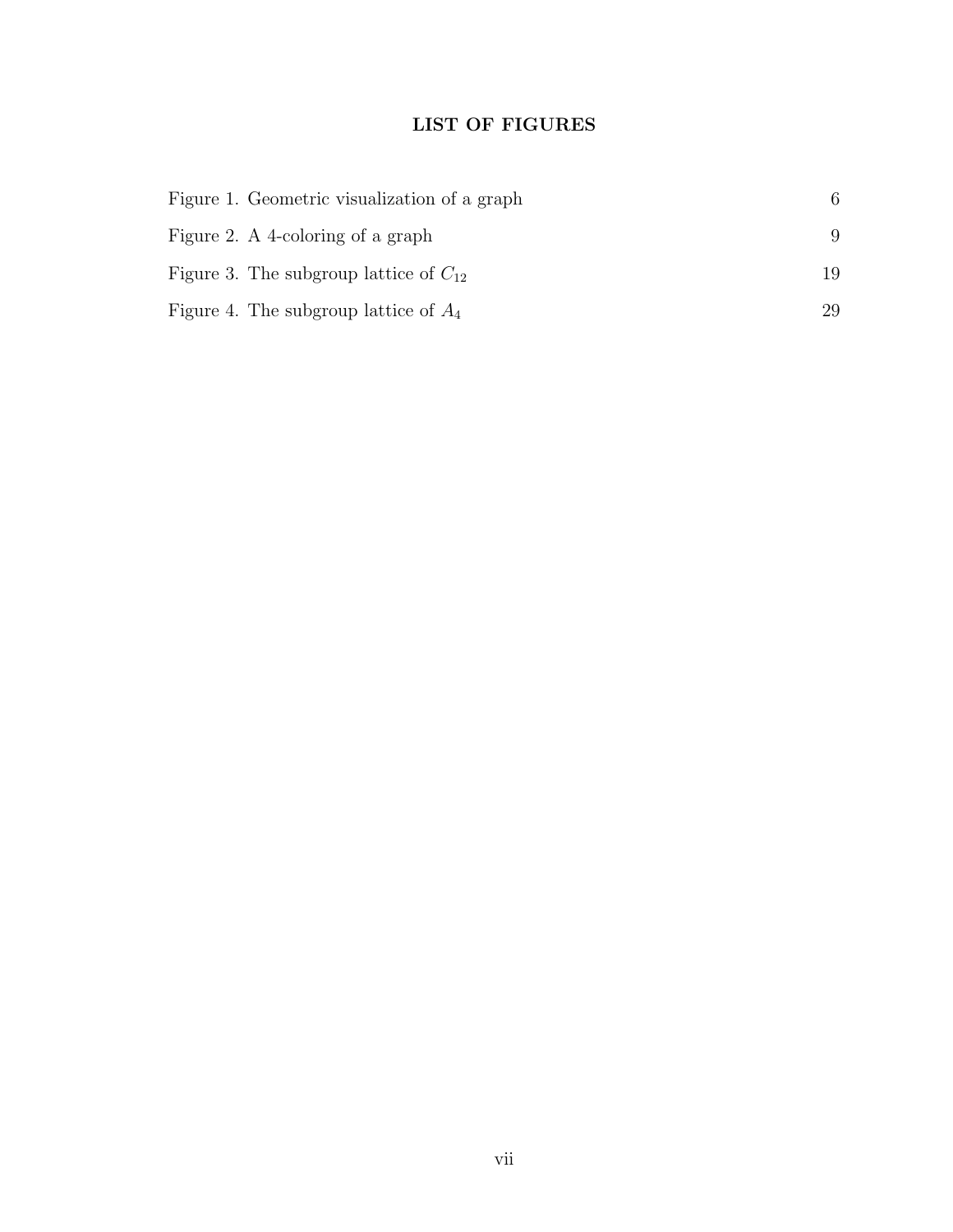# LIST OF FIGURES

Figure 1. Geometric visualization of a graph 6

Figure 2. A 4-coloring of a graph 9

Figure 3. The subgroup lattice of $C_{12}$ 19

Figure 4. The subgroup lattice of $A_4$ 29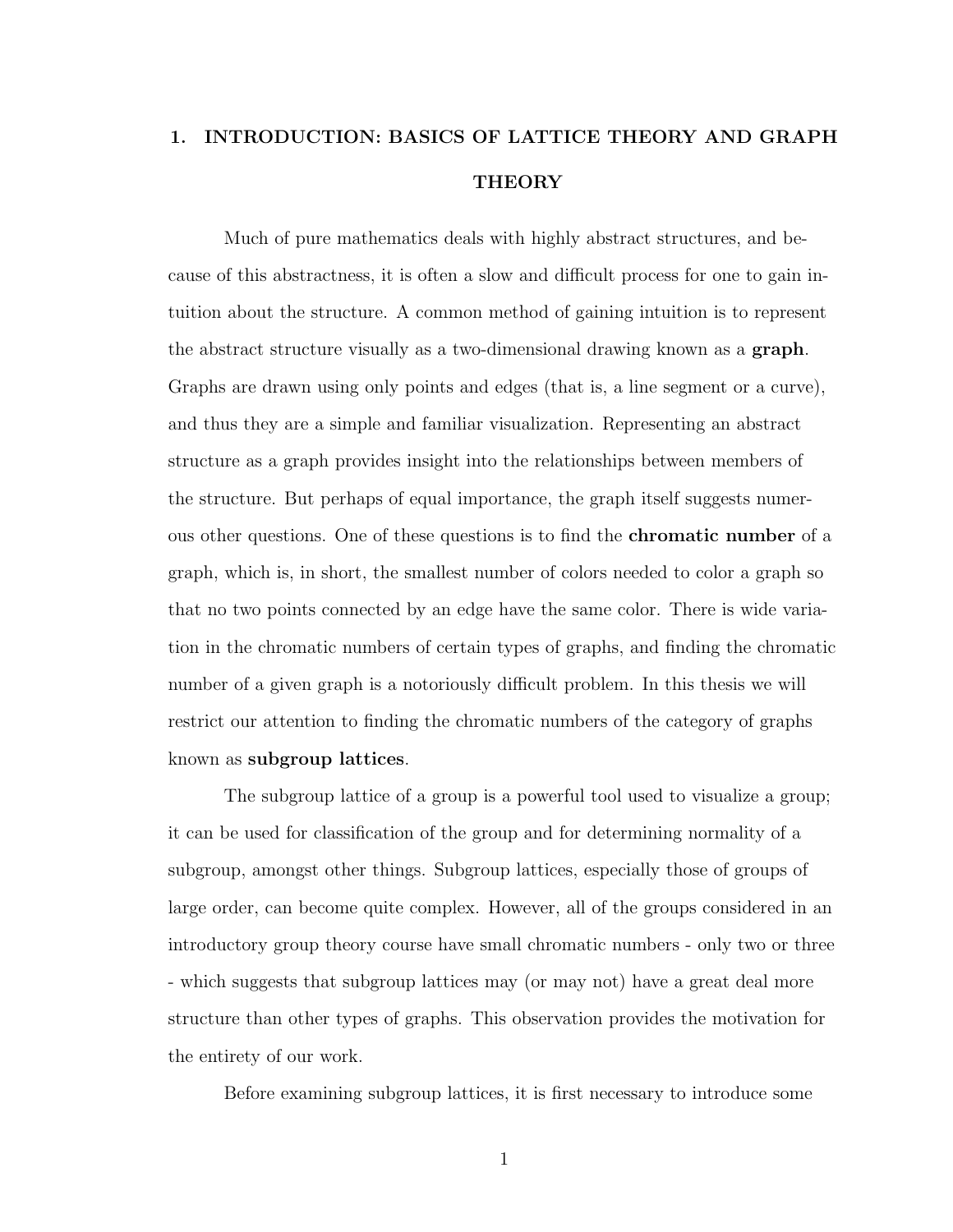# 1. INTRODUCTION: BASICS OF LATTICE THEORY AND GRAPH THEORY

Much of pure mathematics deals with highly abstract structures, and because of this abstractness, it is often a slow and difficult process for one to gain intuition about the structure. A common method of gaining intuition is to represent the abstract structure visually as a two-dimensional drawing known as a **graph**. Graphs are drawn using only points and edges (that is, a line segment or a curve), and thus they are a simple and familiar visualization. Representing an abstract structure as a graph provides insight into the relationships between members of the structure. But perhaps of equal importance, the graph itself suggests numerous other questions. One of these questions is to find the **chromatic number** of a graph, which is, in short, the smallest number of colors needed to color a graph so that no two points connected by an edge have the same color. There is wide variation in the chromatic numbers of certain types of graphs, and finding the chromatic number of a given graph is a notoriously difficult problem. In this thesis we will restrict our attention to finding the chromatic numbers of the category of graphs known as **subgroup lattices**.

The subgroup lattice of a group is a powerful tool used to visualize a group; it can be used for classification of the group and for determining normality of a subgroup, amongst other things. Subgroup lattices, especially those of groups of large order, can become quite complex. However, all of the groups considered in an introductory group theory course have small chromatic numbers - only two or three - which suggests that subgroup lattices may (or may not) have a great deal more structure than other types of graphs. This observation provides the motivation for the entirety of our work.

Before examining subgroup lattices, it is first necessary to introduce some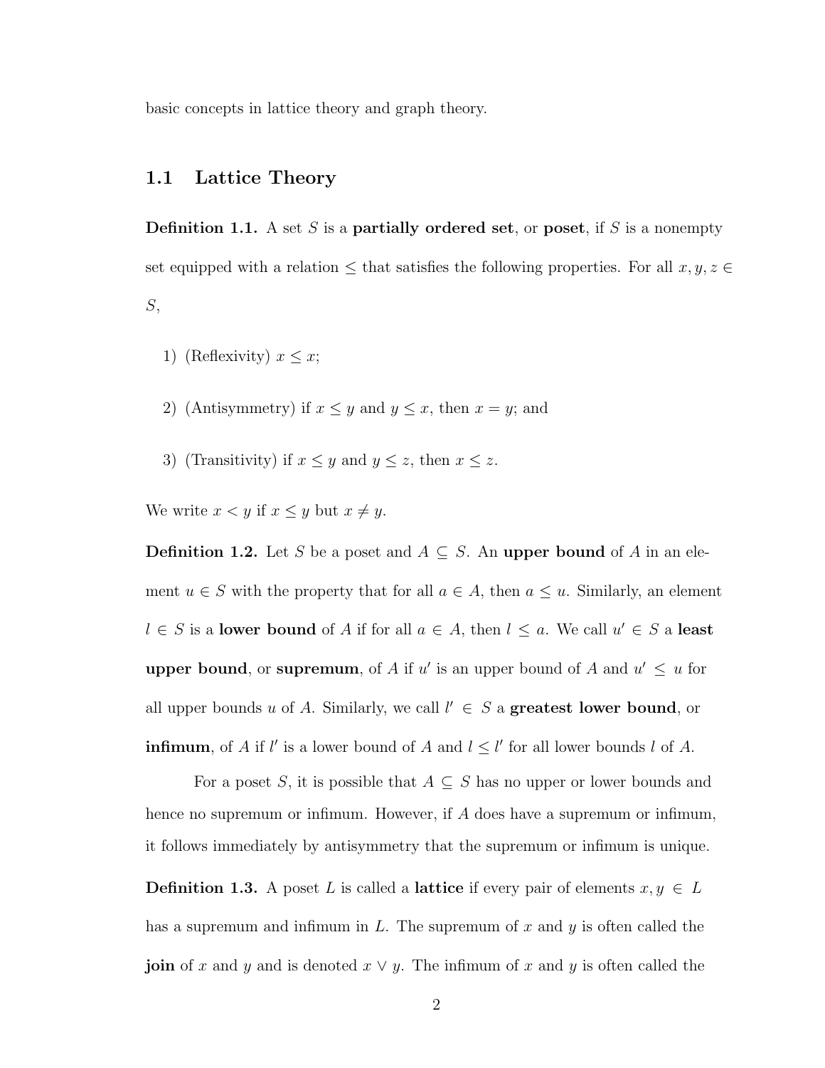basic concepts in lattice theory and graph theory.

## 1.1 Lattice Theory

**Definition 1.1.** A set $S$ is a **partially ordered set**, or **poset**, if $S$ is a nonempty set equipped with a relation $\leq$ that satisfies the following properties. For all $x, y, z \in S$,

1) (Reflexivity) $x \leq x$;

2) (Antisymmetry) if $x \leq y$ and $y \leq x$, then $x = y$; and

3) (Transitivity) if $x \leq y$ and $y \leq z$, then $x \leq z$.

We write $x < y$ if $x \leq y$ but $x \neq y$.

**Definition 1.2.** Let $S$ be a poset and $A \subseteq S$. An **upper bound** of $A$ in an element $u \in S$ with the property that for all $a \in A$, then $a \leq u$. Similarly, an element $l \in S$ is a **lower bound** of $A$ if for all $a \in A$, then $l \leq a$. We call $u' \in S$ a **least upper bound**, or **supremum**, of $A$ if $u'$ is an upper bound of $A$ and $u' \leq u$ for all upper bounds $u$ of $A$. Similarly, we call $l' \in S$ a **greatest lower bound**, or **infimum**, of $A$ if $l'$ is a lower bound of $A$ and $l \leq l'$ for all lower bounds $l$ of $A$.

For a poset $S$, it is possible that $A \subseteq S$ has no upper or lower bounds and hence no supremum or infimum. However, if $A$ does have a supremum or infimum, it follows immediately by antisymmetry that the supremum or infimum is unique.

**Definition 1.3.** A poset $L$ is called a **lattice** if every pair of elements $x, y \in L$ has a supremum and infimum in $L$. The supremum of $x$ and $y$ is often called the **join** of $x$ and $y$ and is denoted $x \vee y$. The infimum of $x$ and $y$ is often called the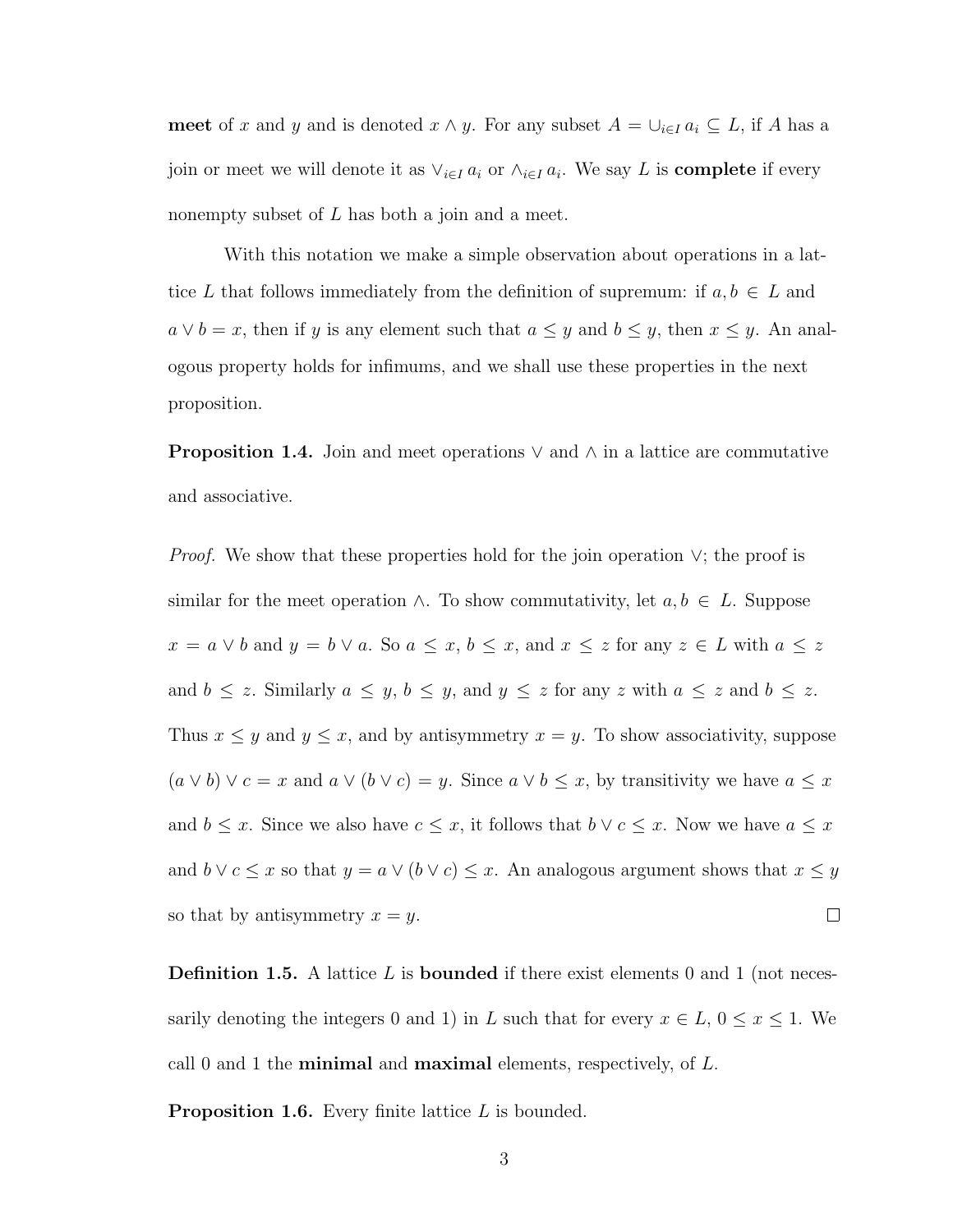**meet** of $x$ and $y$ and is denoted $x \wedge y$. For any subset $A = \cup_{i \in I} a_i \subseteq L$, if $A$ has a join or meet we will denote it as $\vee_{i \in I} a_i$ or $\wedge_{i \in I} a_i$. We say $L$ is **complete** if every nonempty subset of $L$ has both a join and a meet.

With this notation we make a simple observation about operations in a lattice $L$ that follows immediately from the definition of supremum: if $a, b \in L$ and $a \vee b = x$, then if $y$ is any element such that $a \leq y$ and $b \leq y$, then $x \leq y$. An analogous property holds for infimums, and we shall use these properties in the next proposition.

**Proposition 1.4.** Join and meet operations $\vee$ and $\wedge$ in a lattice are commutative and associative.

*Proof.* We show that these properties hold for the join operation $\vee$; the proof is similar for the meet operation $\wedge$. To show commutativity, let $a, b \in L$. Suppose $x = a \vee b$ and $y = b \vee a$. So $a \leq x$, $b \leq x$, and $x \leq z$ for any $z \in L$ with $a \leq z$ and $b \leq z$. Similarly $a \leq y$, $b \leq y$, and $y \leq z$ for any $z$ with $a \leq z$ and $b \leq z$. Thus $x \leq y$ and $y \leq x$, and by antisymmetry $x = y$. To show associativity, suppose $(a \vee b) \vee c = x$ and $a \vee (b \vee c) = y$. Since $a \vee b \leq x$, by transitivity we have $a \leq x$ and $b \leq x$. Since we also have $c \leq x$, it follows that $b \vee c \leq x$. Now we have $a \leq x$ and $b \vee c \leq x$ so that $y = a \vee (b \vee c) \leq x$. An analogous argument shows that $x \leq y$ so that by antisymmetry $x = y$. $\square$

**Definition 1.5.** A lattice $L$ is **bounded** if there exist elements 0 and 1 (not necessarily denoting the integers 0 and 1) in $L$ such that for every $x \in L$, $0 \leq x \leq 1$. We call 0 and 1 the **minimal** and **maximal** elements, respectively, of $L$.

**Proposition 1.6.** Every finite lattice $L$ is bounded.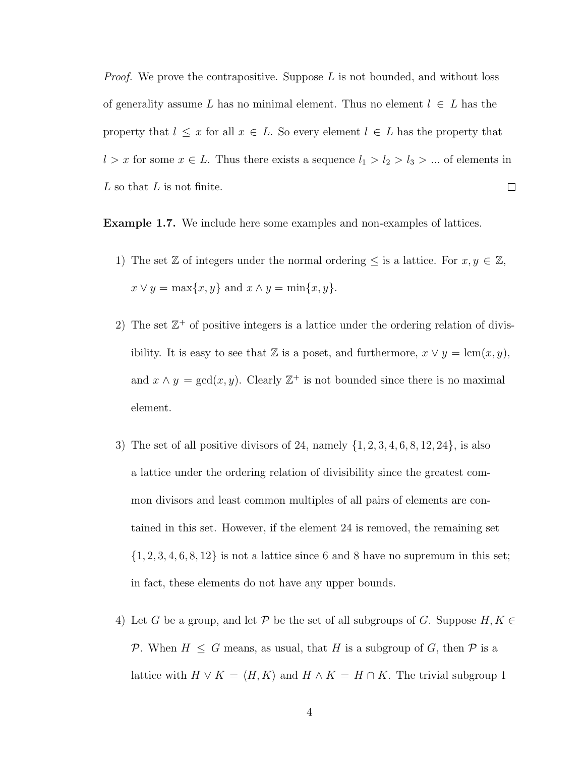*Proof.* We prove the contrapositive. Suppose $L$ is not bounded, and without loss of generality assume $L$ has no minimal element. Thus no element $l \in L$ has the property that $l \leq x$ for all $x \in L$. So every element $l \in L$ has the property that $l > x$ for some $x \in L$. Thus there exists a sequence $l_1 > l_2 > l_3 > ...$ of elements in $L$ so that $L$ is not finite. $\square$

**Example 1.7.** We include here some examples and non-examples of lattices.

1) The set $\mathbb{Z}$ of integers under the normal ordering $\leq$ is a lattice. For $x, y \in \mathbb{Z}$, $x \vee y = \max\{x, y\}$ and $x \wedge y = \min\{x, y\}$.

2) The set $\mathbb{Z}^+$ of positive integers is a lattice under the ordering relation of divisibility. It is easy to see that $\mathbb{Z}$ is a poset, and furthermore, $x \vee y = \text{lcm}(x, y)$, and $x \wedge y = \gcd(x, y)$. Clearly $\mathbb{Z}^+$ is not bounded since there is no maximal element.

3) The set of all positive divisors of 24, namely $\{1, 2, 3, 4, 6, 8, 12, 24\}$, is also a lattice under the ordering relation of divisibility since the greatest common divisors and least common multiples of all pairs of elements are contained in this set. However, if the element 24 is removed, the remaining set $\{1, 2, 3, 4, 6, 8, 12\}$ is not a lattice since 6 and 8 have no supremum in this set; in fact, these elements do not have any upper bounds.

4) Let $G$ be a group, and let $\mathcal{P}$ be the set of all subgroups of $G$. Suppose $H, K \in \mathcal{P}$. When $H \leq G$ means, as usual, that $H$ is a subgroup of $G$, then $\mathcal{P}$ is a lattice with $H \vee K = \langle H, K \rangle$ and $H \wedge K = H \cap K$. The trivial subgroup 1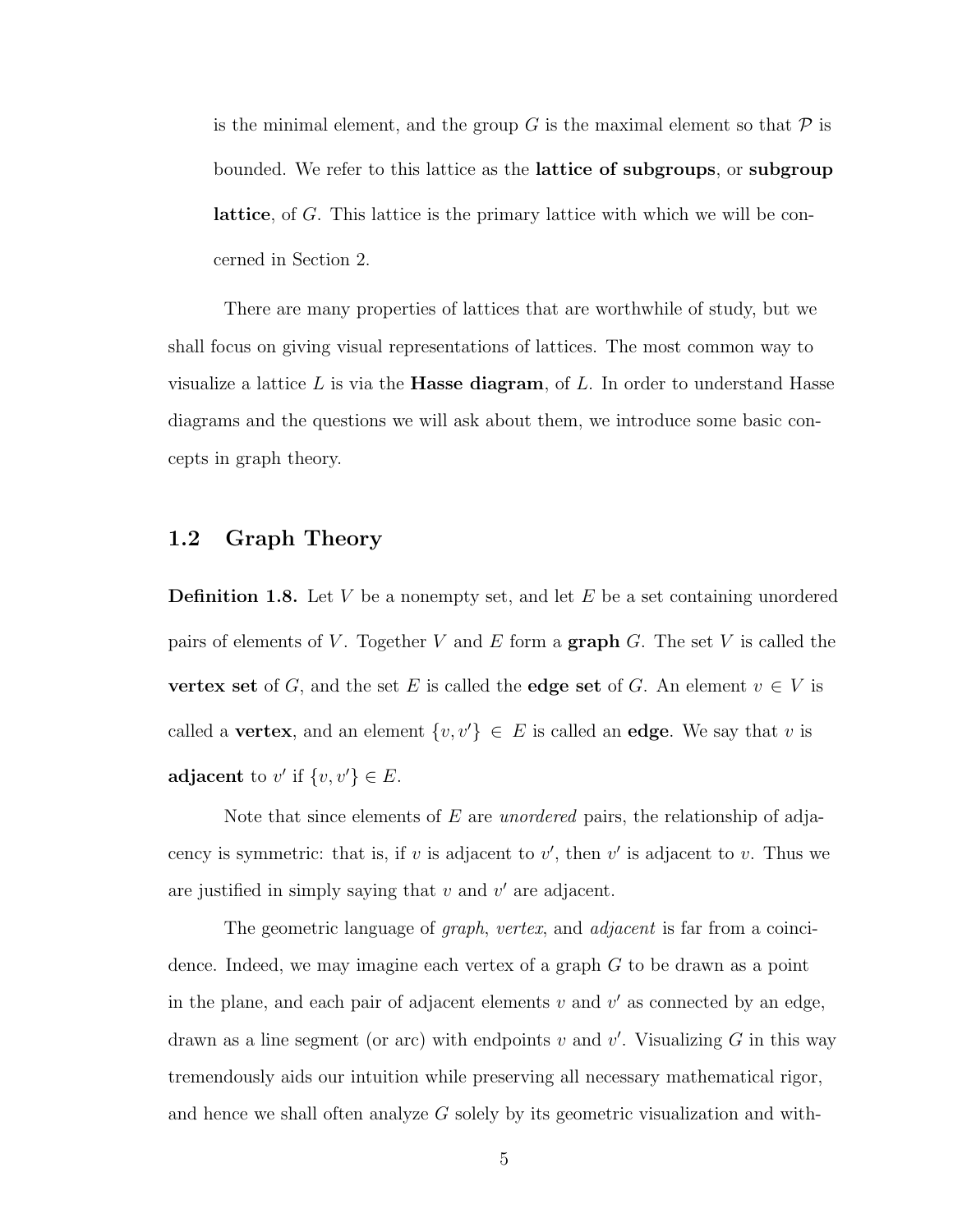is the minimal element, and the group $G$ is the maximal element so that $\mathcal{P}$ is bounded. We refer to this lattice as the **lattice of subgroups**, or **subgroup lattice**, of $G$. This lattice is the primary lattice with which we will be concerned in Section 2.

There are many properties of lattices that are worthwhile of study, but we shall focus on giving visual representations of lattices. The most common way to visualize a lattice $L$ is via the **Hasse diagram**, of $L$. In order to understand Hasse diagrams and the questions we will ask about them, we introduce some basic concepts in graph theory.

## 1.2 Graph Theory

**Definition 1.8.** Let $V$ be a nonempty set, and let $E$ be a set containing unordered pairs of elements of $V$. Together $V$ and $E$ form a **graph** $G$. The set $V$ is called the **vertex set** of $G$, and the set $E$ is called the **edge set** of $G$. An element $v \in V$ is called a **vertex**, and an element $\{v, v'\} \in E$ is called an **edge**. We say that $v$ is **adjacent** to $v'$ if $\{v, v'\} \in E$.

Note that since elements of $E$ are *unordered* pairs, the relationship of adjacency is symmetric: that is, if $v$ is adjacent to $v'$, then $v'$ is adjacent to $v$. Thus we are justified in simply saying that $v$ and $v'$ are adjacent.

The geometric language of *graph*, *vertex*, and *adjacent* is far from a coincidence. Indeed, we may imagine each vertex of a graph $G$ to be drawn as a point in the plane, and each pair of adjacent elements $v$ and $v'$ as connected by an edge, drawn as a line segment (or arc) with endpoints $v$ and $v'$. Visualizing $G$ in this way tremendously aids our intuition while preserving all necessary mathematical rigor, and hence we shall often analyze $G$ solely by its geometric visualization and with-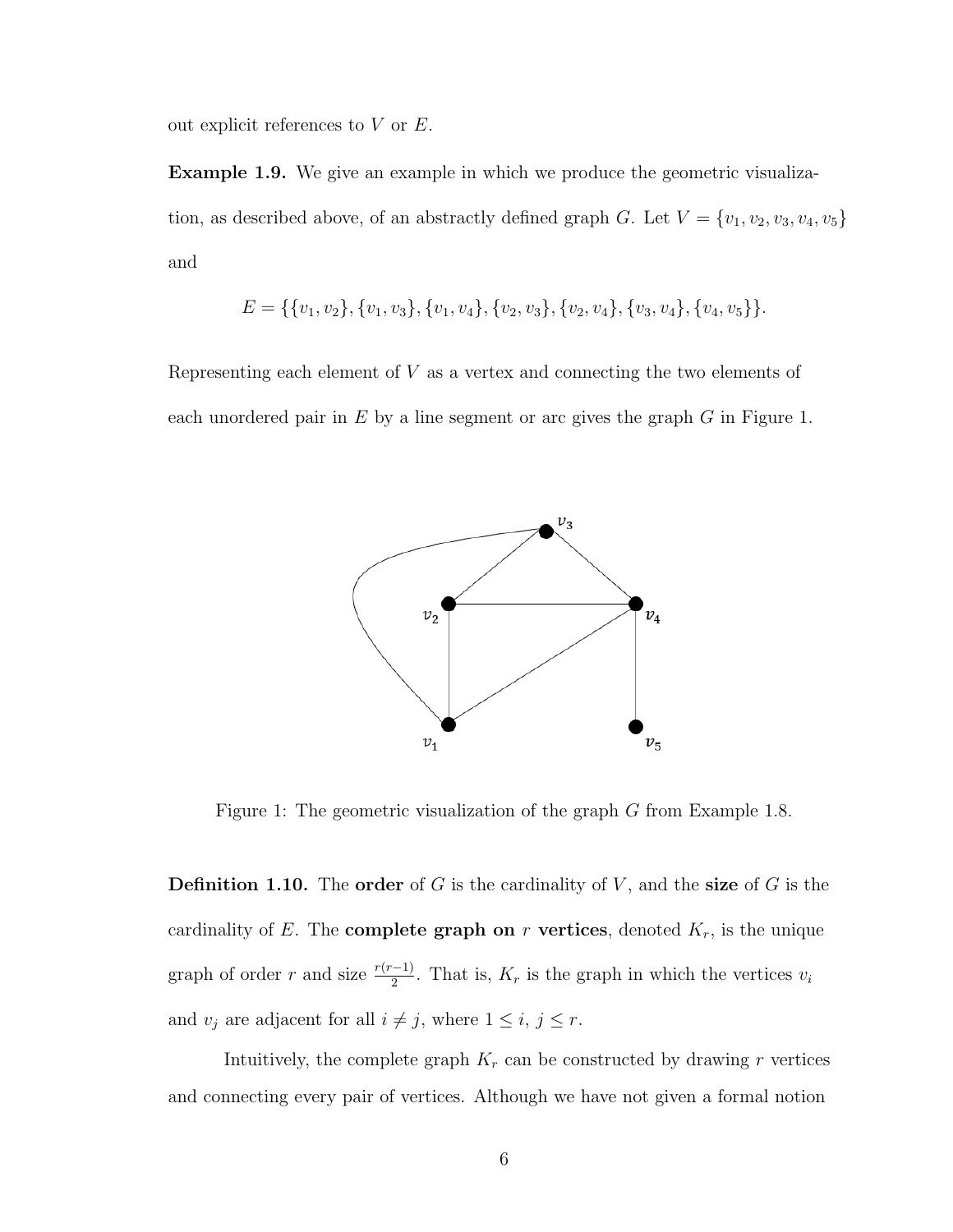out explicit references to $V$ or $E$.

**Example 1.9.** We give an example in which we produce the geometric visualization, as described above, of an abstractly defined graph $G$. Let $V = \{v_1, v_2, v_3, v_4, v_5\}$ and

$$E = \{\{v_1, v_2\}, \{v_1, v_3\}, \{v_1, v_4\}, \{v_2, v_3\}, \{v_2, v_4\}, \{v_3, v_4\}, \{v_4, v_5\}\}.$$

Representing each element of $V$ as a vertex and connecting the two elements of each unordered pair in $E$ by a line segment or arc gives the graph $G$ in Figure 1.

Figure 1: The geometric visualization of the graph $G$ from Example 1.8.

**Definition 1.10.** The **order** of $G$ is the cardinality of $V$, and the **size** of $G$ is the cardinality of $E$. The **complete graph on** $r$ **vertices**, denoted $K_r$, is the unique graph of order $r$ and size $\frac{r(r-1)}{2}$. That is, $K_r$ is the graph in which the vertices $v_i$ and $v_j$ are adjacent for all $i \neq j$, where $1 \leq i, j \leq r$.

Intuitively, the complete graph $K_r$ can be constructed by drawing $r$ vertices and connecting every pair of vertices. Although we have not given a formal notion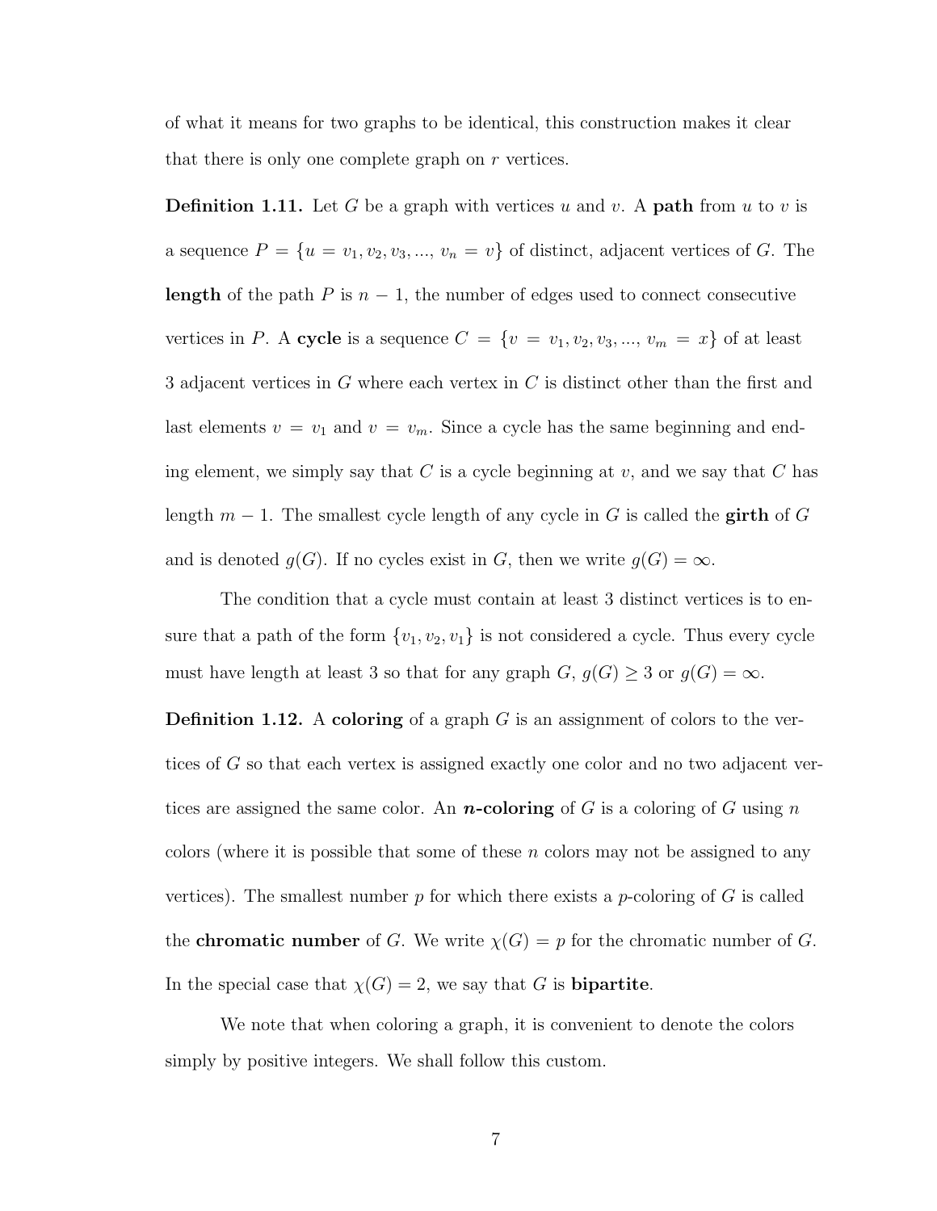of what it means for two graphs to be identical, this construction makes it clear that there is only one complete graph on $r$ vertices.

**Definition 1.11.** Let $G$ be a graph with vertices $u$ and $v$. A **path** from $u$ to $v$ is a sequence $P = \{u = v_1, v_2, v_3, ..., v_n = v\}$ of distinct, adjacent vertices of $G$. The **length** of the path $P$ is $n - 1$, the number of edges used to connect consecutive vertices in $P$. A **cycle** is a sequence $C = \{v = v_1, v_2, v_3, ..., v_m = x\}$ of at least 3 adjacent vertices in $G$ where each vertex in $C$ is distinct other than the first and last elements $v = v_1$ and $v = v_m$. Since a cycle has the same beginning and ending element, we simply say that $C$ is a cycle beginning at $v$, and we say that $C$ has length $m - 1$. The smallest cycle length of any cycle in $G$ is called the **girth** of $G$ and is denoted $g(G)$. If no cycles exist in $G$, then we write $g(G) = \infty$.

The condition that a cycle must contain at least 3 distinct vertices is to ensure that a path of the form $\{v_1, v_2, v_1\}$ is not considered a cycle. Thus every cycle must have length at least 3 so that for any graph $G$, $g(G) \geq 3$ or $g(G) = \infty$.

**Definition 1.12.** A **coloring** of a graph $G$ is an assignment of colors to the vertices of $G$ so that each vertex is assigned exactly one color and no two adjacent vertices are assigned the same color. An ***n*-coloring** of $G$ is a coloring of $G$ using $n$ colors (where it is possible that some of these $n$ colors may not be assigned to any vertices). The smallest number $p$ for which there exists a $p$-coloring of $G$ is called the **chromatic number** of $G$. We write $\chi(G) = p$ for the chromatic number of $G$. In the special case that $\chi(G) = 2$, we say that $G$ is **bipartite**.

We note that when coloring a graph, it is convenient to denote the colors simply by positive integers. We shall follow this custom.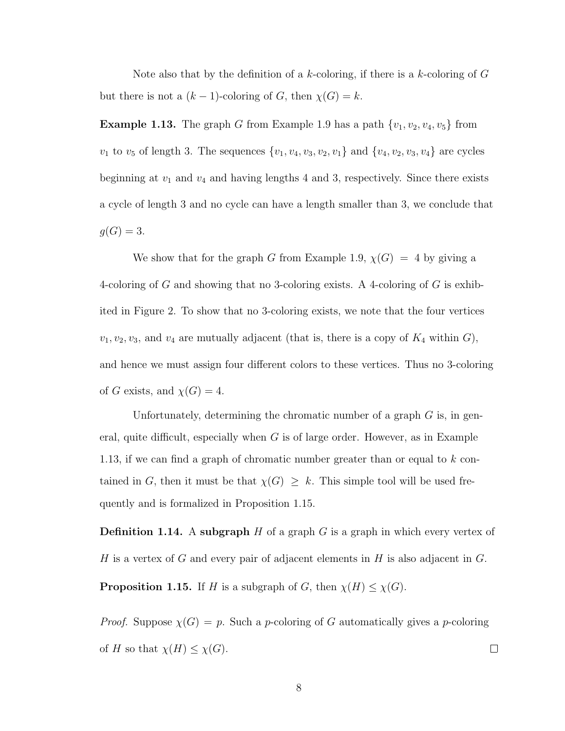Note also that by the definition of a $k$-coloring, if there is a $k$-coloring of $G$ but there is not a $(k-1)$-coloring of $G$, then $\chi(G) = k$.

**Example 1.13.** The graph $G$ from Example 1.9 has a path $\{v_1, v_2, v_4, v_5\}$ from $v_1$ to $v_5$ of length 3. The sequences $\{v_1, v_4, v_3, v_2, v_1\}$ and $\{v_4, v_2, v_3, v_4\}$ are cycles beginning at $v_1$ and $v_4$ and having lengths 4 and 3, respectively. Since there exists a cycle of length 3 and no cycle can have a length smaller than 3, we conclude that $g(G) = 3$.

We show that for the graph $G$ from Example 1.9, $\chi(G) = 4$ by giving a 4-coloring of $G$ and showing that no 3-coloring exists. A 4-coloring of $G$ is exhibited in Figure 2. To show that no 3-coloring exists, we note that the four vertices $v_1, v_2, v_3$, and $v_4$ are mutually adjacent (that is, there is a copy of $K_4$ within $G$), and hence we must assign four different colors to these vertices. Thus no 3-coloring of $G$ exists, and $\chi(G) = 4$.

Unfortunately, determining the chromatic number of a graph $G$ is, in general, quite difficult, especially when $G$ is of large order. However, as in Example 1.13, if we can find a graph of chromatic number greater than or equal to $k$ contained in $G$, then it must be that $\chi(G) \geq k$. This simple tool will be used frequently and is formalized in Proposition 1.15.

**Definition 1.14.** A **subgraph** $H$ of a graph $G$ is a graph in which every vertex of $H$ is a vertex of $G$ and every pair of adjacent elements in $H$ is also adjacent in $G$.

**Proposition 1.15.** If $H$ is a subgraph of $G$, then $\chi(H) \leq \chi(G)$.

*Proof.* Suppose $\chi(G) = p$. Such a $p$-coloring of $G$ automatically gives a $p$-coloring of $H$ so that $\chi(H) \leq \chi(G)$. □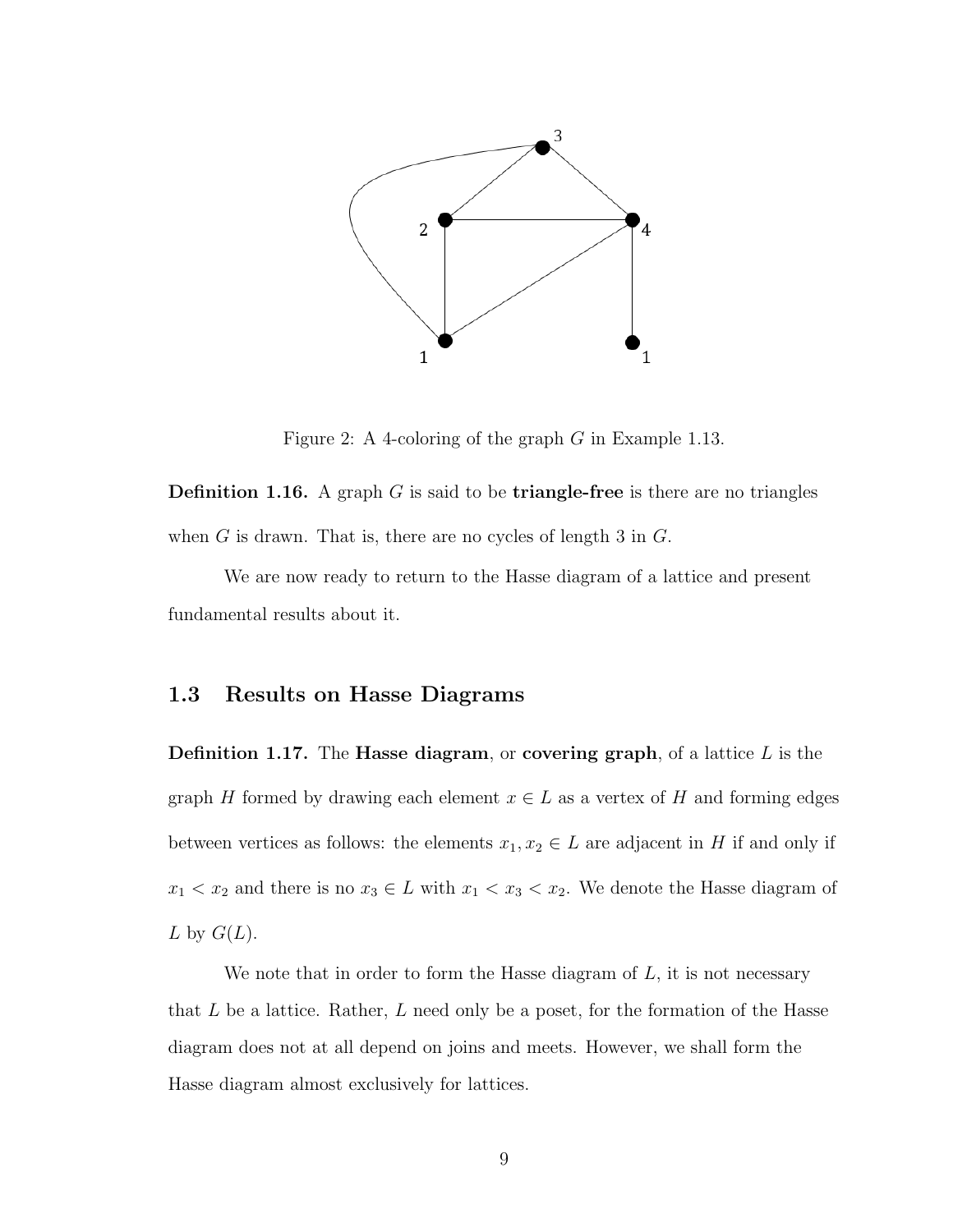Figure 2: A 4-coloring of the graph $G$ in Example 1.13.

**Definition 1.16.** A graph $G$ is said to be **triangle-free** is there are no triangles when $G$ is drawn. That is, there are no cycles of length 3 in $G$.

We are now ready to return to the Hasse diagram of a lattice and present fundamental results about it.

## 1.3 Results on Hasse Diagrams

**Definition 1.17.** The **Hasse diagram**, or **covering graph**, of a lattice $L$ is the graph $H$ formed by drawing each element $x \in L$ as a vertex of $H$ and forming edges between vertices as follows: the elements $x_1, x_2 \in L$ are adjacent in $H$ if and only if $x_1 < x_2$ and there is no $x_3 \in L$ with $x_1 < x_3 < x_2$. We denote the Hasse diagram of $L$ by $G(L)$.

We note that in order to form the Hasse diagram of $L$, it is not necessary that $L$ be a lattice. Rather, $L$ need only be a poset, for the formation of the Hasse diagram does not at all depend on joins and meets. However, we shall form the Hasse diagram almost exclusively for lattices.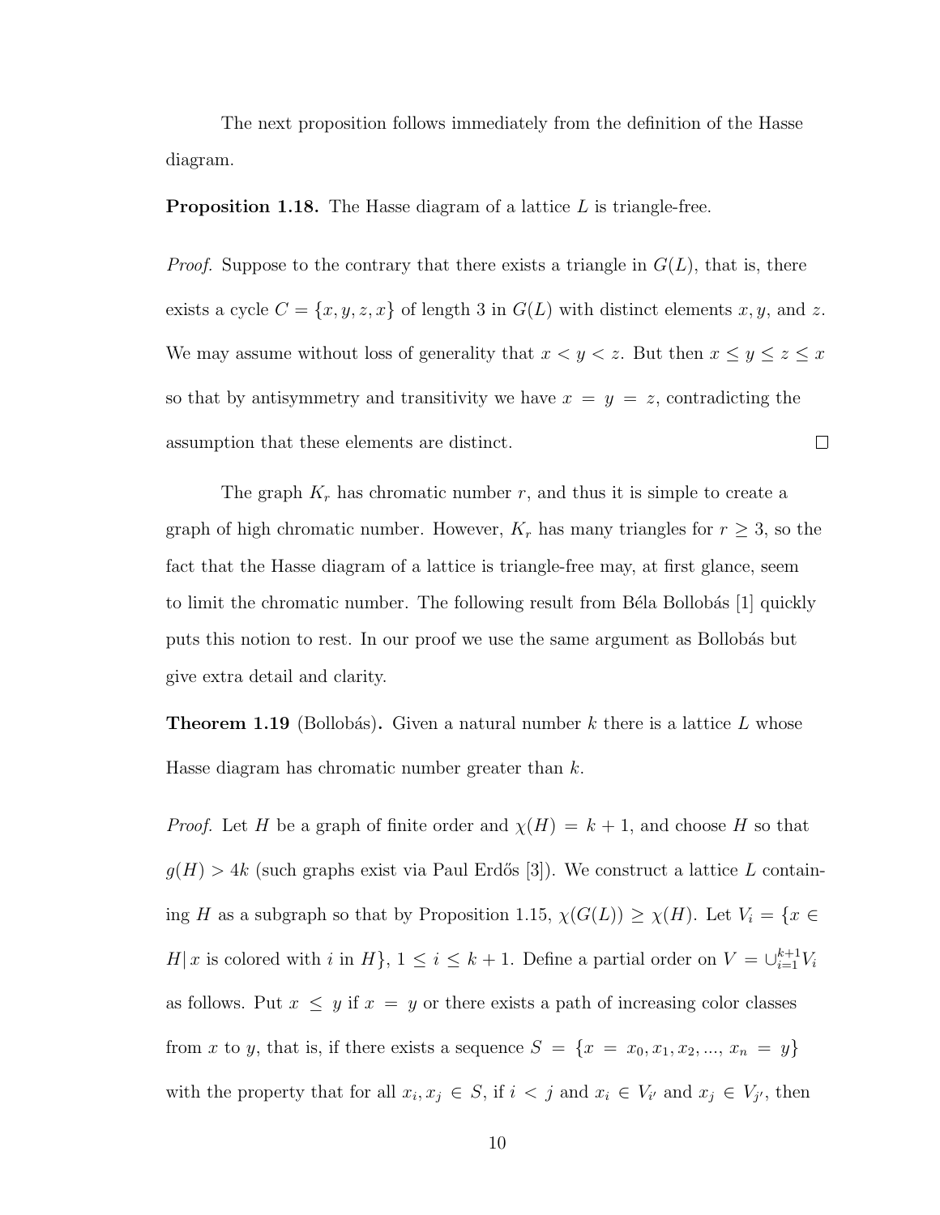The next proposition follows immediately from the definition of the Hasse diagram.

**Proposition 1.18.** The Hasse diagram of a lattice $L$ is triangle-free.

*Proof.* Suppose to the contrary that there exists a triangle in $G(L)$, that is, there exists a cycle $C = \{x, y, z, x\}$ of length 3 in $G(L)$ with distinct elements $x, y$, and $z$. We may assume without loss of generality that $x < y < z$. But then $x \leq y \leq z \leq x$ so that by antisymmetry and transitivity we have $x = y = z$, contradicting the assumption that these elements are distinct. $\square$

The graph $K_r$ has chromatic number $r$, and thus it is simple to create a graph of high chromatic number. However, $K_r$ has many triangles for $r \geq 3$, so the fact that the Hasse diagram of a lattice is triangle-free may, at first glance, seem to limit the chromatic number. The following result from Béla Bollobás [1] quickly puts this notion to rest. In our proof we use the same argument as Bollobás but give extra detail and clarity.

**Theorem 1.19** (Bollobás)**.** Given a natural number $k$ there is a lattice $L$ whose Hasse diagram has chromatic number greater than $k$.

*Proof.* Let $H$ be a graph of finite order and $\chi(H) = k + 1$, and choose $H$ so that $g(H) > 4k$ (such graphs exist via Paul Erdős [3]). We construct a lattice $L$ containing $H$ as a subgraph so that by Proposition 1.15, $\chi(G(L)) \geq \chi(H)$. Let $V_i = \{x \in H | \, x \text{ is colored with } i \text{ in } H\}$, $1 \leq i \leq k+1$. Define a partial order on $V = \cup_{i=1}^{k+1} V_i$ as follows. Put $x \leq y$ if $x = y$ or there exists a path of increasing color classes from $x$ to $y$, that is, if there exists a sequence $S = \{x = x_0, x_1, x_2, ..., x_n = y\}$ with the property that for all $x_i, x_j \in S$, if $i < j$ and $x_i \in V_{i'}$ and $x_j \in V_{j'}$, then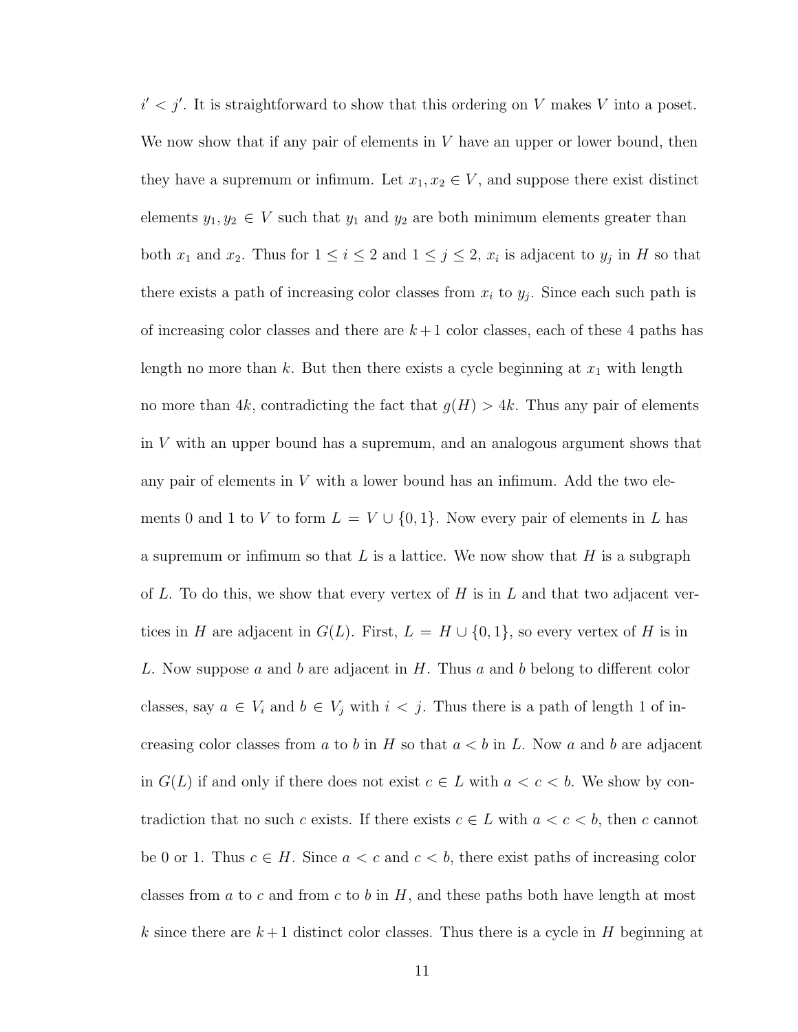$i' < j'$. It is straightforward to show that this ordering on $V$ makes $V$ into a poset. We now show that if any pair of elements in $V$ have an upper or lower bound, then they have a supremum or infimum. Let $x_1, x_2 \in V$, and suppose there exist distinct elements $y_1, y_2 \in V$ such that $y_1$ and $y_2$ are both minimum elements greater than both $x_1$ and $x_2$. Thus for $1 \leq i \leq 2$ and $1 \leq j \leq 2$, $x_i$ is adjacent to $y_j$ in $H$ so that there exists a path of increasing color classes from $x_i$ to $y_j$. Since each such path is of increasing color classes and there are $k+1$ color classes, each of these 4 paths has length no more than $k$. But then there exists a cycle beginning at $x_1$ with length no more than $4k$, contradicting the fact that $g(H) > 4k$. Thus any pair of elements in $V$ with an upper bound has a supremum, and an analogous argument shows that any pair of elements in $V$ with a lower bound has an infimum. Add the two elements 0 and 1 to $V$ to form $L = V \cup \{0, 1\}$. Now every pair of elements in $L$ has a supremum or infimum so that $L$ is a lattice. We now show that $H$ is a subgraph of $L$. To do this, we show that every vertex of $H$ is in $L$ and that two adjacent vertices in $H$ are adjacent in $G(L)$. First, $L = H \cup \{0, 1\}$, so every vertex of $H$ is in $L$. Now suppose $a$ and $b$ are adjacent in $H$. Thus $a$ and $b$ belong to different color classes, say $a \in V_i$ and $b \in V_j$ with $i < j$. Thus there is a path of length 1 of increasing color classes from $a$ to $b$ in $H$ so that $a < b$ in $L$. Now $a$ and $b$ are adjacent in $G(L)$ if and only if there does not exist $c \in L$ with $a < c < b$. We show by contradiction that no such $c$ exists. If there exists $c \in L$ with $a < c < b$, then $c$ cannot be 0 or 1. Thus $c \in H$. Since $a < c$ and $c < b$, there exist paths of increasing color classes from $a$ to $c$ and from $c$ to $b$ in $H$, and these paths both have length at most $k$ since there are $k+1$ distinct color classes. Thus there is a cycle in $H$ beginning at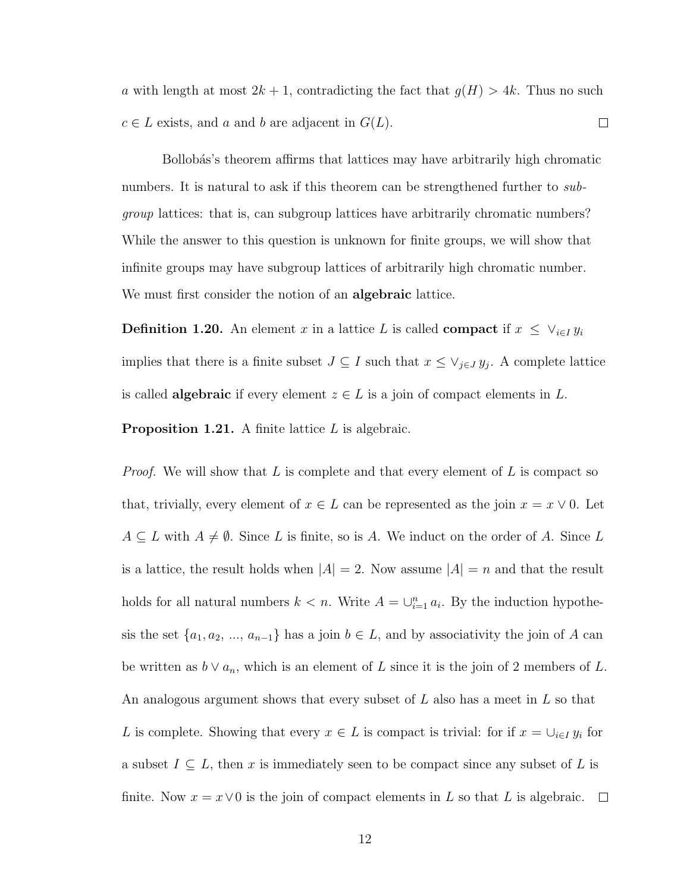$a$ with length at most $2k+1$, contradicting the fact that $g(H) > 4k$. Thus no such $c \in L$ exists, and $a$ and $b$ are adjacent in $G(L)$. $\square$

Bollobás's theorem affirms that lattices may have arbitrarily high chromatic numbers. It is natural to ask if this theorem can be strengthened further to *subgroup* lattices: that is, can subgroup lattices have arbitrarily chromatic numbers? While the answer to this question is unknown for finite groups, we will show that infinite groups may have subgroup lattices of arbitrarily high chromatic number. We must first consider the notion of an **algebraic** lattice.

**Definition 1.20.** An element $x$ in a lattice $L$ is called **compact** if $x \leq \vee_{i \in I} y_i$ implies that there is a finite subset $J \subseteq I$ such that $x \leq \vee_{j \in J} y_j$. A complete lattice is called **algebraic** if every element $z \in L$ is a join of compact elements in $L$.

**Proposition 1.21.** A finite lattice $L$ is algebraic.

*Proof.* We will show that $L$ is complete and that every element of $L$ is compact so that, trivially, every element of $x \in L$ can be represented as the join $x = x \vee 0$. Let $A \subseteq L$ with $A \neq \emptyset$. Since $L$ is finite, so is $A$. We induct on the order of $A$. Since $L$ is a lattice, the result holds when $|A| = 2$. Now assume $|A| = n$ and that the result holds for all natural numbers $k < n$. Write $A = \cup_{i=1}^{n} a_i$. By the induction hypothesis the set $\{a_1, a_2, ..., a_{n-1}\}$ has a join $b \in L$, and by associativity the join of $A$ can be written as $b \vee a_n$, which is an element of $L$ since it is the join of 2 members of $L$. An analogous argument shows that every subset of $L$ also has a meet in $L$ so that $L$ is complete. Showing that every $x \in L$ is compact is trivial: for if $x = \cup_{i \in I} y_i$ for a subset $I \subseteq L$, then $x$ is immediately seen to be compact since any subset of $L$ is finite. Now $x = x \vee 0$ is the join of compact elements in $L$ so that $L$ is algebraic. $\square$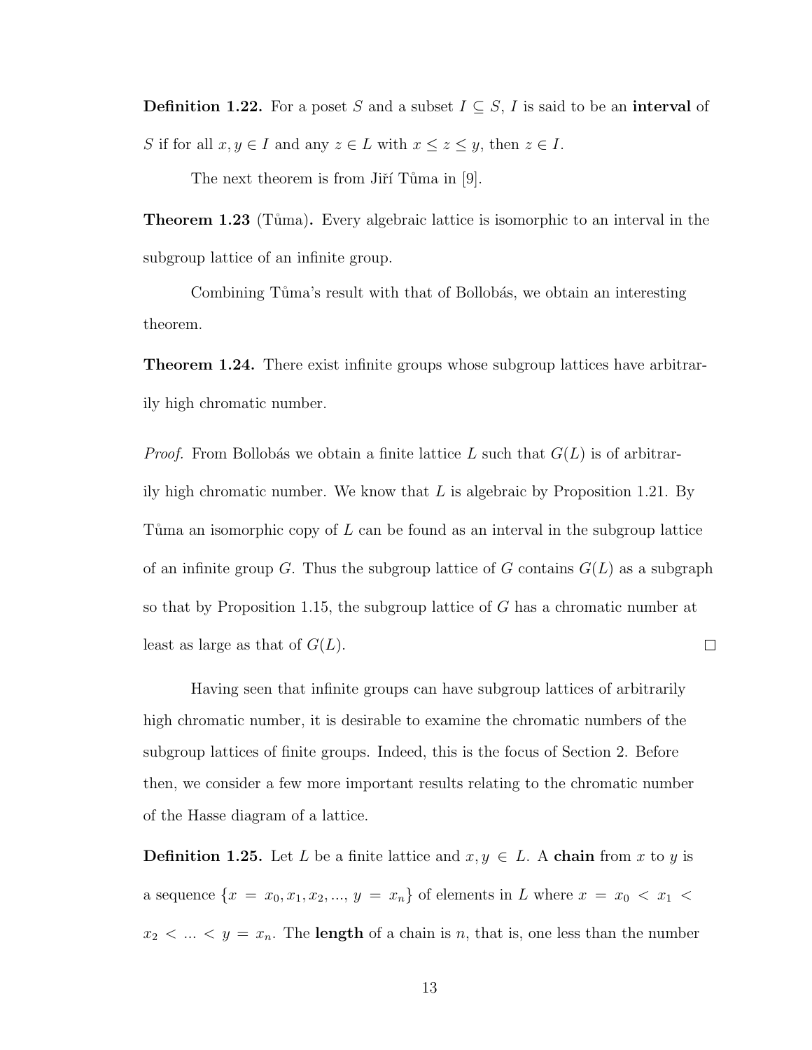**Definition 1.22.** For a poset $S$ and a subset $I \subseteq S$, $I$ is said to be an **interval** of $S$ if for all $x, y \in I$ and any $z \in L$ with $x \leq z \leq y$, then $z \in I$.

The next theorem is from Jiří Tůma in [9].

**Theorem 1.23** (Tůma)**.** Every algebraic lattice is isomorphic to an interval in the subgroup lattice of an infinite group.

Combining Tůma's result with that of Bollobás, we obtain an interesting theorem.

**Theorem 1.24.** There exist infinite groups whose subgroup lattices have arbitrarily high chromatic number.

*Proof.* From Bollobás we obtain a finite lattice $L$ such that $G(L)$ is of arbitrarily high chromatic number. We know that $L$ is algebraic by Proposition 1.21. By Tůma an isomorphic copy of $L$ can be found as an interval in the subgroup lattice of an infinite group $G$. Thus the subgroup lattice of $G$ contains $G(L)$ as a subgraph so that by Proposition 1.15, the subgroup lattice of $G$ has a chromatic number at least as large as that of $G(L)$. □

Having seen that infinite groups can have subgroup lattices of arbitrarily high chromatic number, it is desirable to examine the chromatic numbers of the subgroup lattices of finite groups. Indeed, this is the focus of Section 2. Before then, we consider a few more important results relating to the chromatic number of the Hasse diagram of a lattice.

**Definition 1.25.** Let $L$ be a finite lattice and $x, y \in L$. A **chain** from $x$ to $y$ is a sequence $\{x = x_0, x_1, x_2, ..., y = x_n\}$ of elements in $L$ where $x = x_0 < x_1 < x_2 < ... < y = x_n$. The **length** of a chain is $n$, that is, one less than the number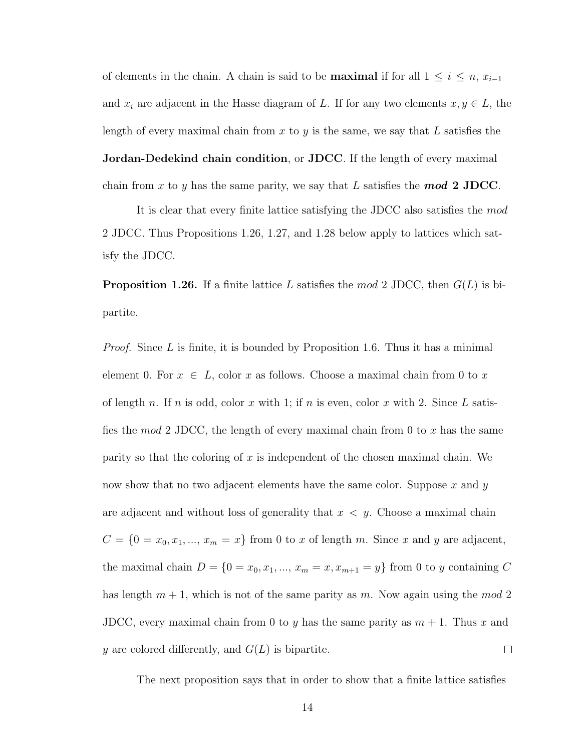of elements in the chain. A chain is said to be **maximal** if for all $1 \leq i \leq n$, $x_{i-1}$ and $x_i$ are adjacent in the Hasse diagram of $L$. If for any two elements $x, y \in L$, the length of every maximal chain from $x$ to $y$ is the same, we say that $L$ satisfies the **Jordan-Dedekind chain condition**, or **JDCC**. If the length of every maximal chain from $x$ to $y$ has the same parity, we say that $L$ satisfies the ***mod* 2 JDCC**.

It is clear that every finite lattice satisfying the JDCC also satisfies the *mod* 2 JDCC. Thus Propositions 1.26, 1.27, and 1.28 below apply to lattices which satisfy the JDCC.

**Proposition 1.26.** If a finite lattice $L$ satisfies the *mod* 2 JDCC, then $G(L)$ is bipartite.

*Proof.* Since $L$ is finite, it is bounded by Proposition 1.6. Thus it has a minimal element 0. For $x \in L$, color $x$ as follows. Choose a maximal chain from 0 to $x$ of length $n$. If $n$ is odd, color $x$ with 1; if $n$ is even, color $x$ with 2. Since $L$ satisfies the *mod* 2 JDCC, the length of every maximal chain from 0 to $x$ has the same parity so that the coloring of $x$ is independent of the chosen maximal chain. We now show that no two adjacent elements have the same color. Suppose $x$ and $y$ are adjacent and without loss of generality that $x < y$. Choose a maximal chain $C = \{0 = x_0, x_1, ..., x_m = x\}$ from 0 to $x$ of length $m$. Since $x$ and $y$ are adjacent, the maximal chain $D = \{0 = x_0, x_1, ..., x_m = x, x_{m+1} = y\}$ from 0 to $y$ containing $C$ has length $m + 1$, which is not of the same parity as $m$. Now again using the *mod* 2 JDCC, every maximal chain from 0 to $y$ has the same parity as $m + 1$. Thus $x$ and $y$ are colored differently, and $G(L)$ is bipartite. $\square$

The next proposition says that in order to show that a finite lattice satisfies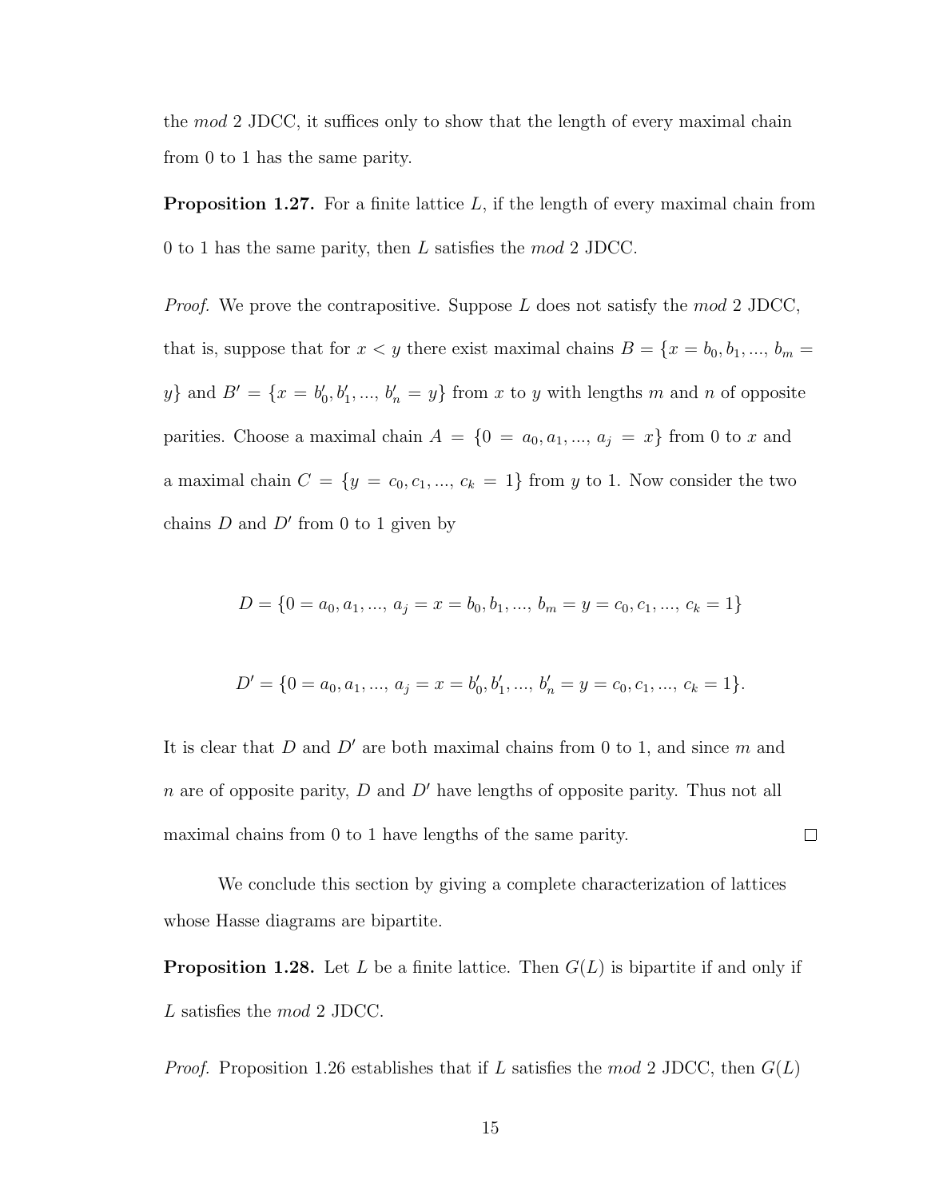the *mod* 2 JDCC, it suffices only to show that the length of every maximal chain from 0 to 1 has the same parity.

**Proposition 1.27.** For a finite lattice $L$, if the length of every maximal chain from 0 to 1 has the same parity, then $L$ satisfies the *mod* 2 JDCC.

*Proof.* We prove the contrapositive. Suppose $L$ does not satisfy the *mod* 2 JDCC, that is, suppose that for $x < y$ there exist maximal chains $B = \{x = b_0, b_1, ..., b_m = y\}$ and $B' = \{x = b'_0, b'_1, ..., b'_n = y\}$ from $x$ to $y$ with lengths $m$ and $n$ of opposite parities. Choose a maximal chain $A = \{0 = a_0, a_1, ..., a_j = x\}$ from 0 to $x$ and a maximal chain $C = \{y = c_0, c_1, ..., c_k = 1\}$ from $y$ to 1. Now consider the two chains $D$ and $D'$ from 0 to 1 given by

$$D = \{0 = a_0, a_1, ..., a_j = x = b_0, b_1, ..., b_m = y = c_0, c_1, ..., c_k = 1\}$$

$$D' = \{0 = a_0, a_1, ..., a_j = x = b'_0, b'_1, ..., b'_n = y = c_0, c_1, ..., c_k = 1\}.$$

It is clear that $D$ and $D'$ are both maximal chains from 0 to 1, and since $m$ and $n$ are of opposite parity, $D$ and $D'$ have lengths of opposite parity. Thus not all maximal chains from 0 to 1 have lengths of the same parity. □

We conclude this section by giving a complete characterization of lattices whose Hasse diagrams are bipartite.

**Proposition 1.28.** Let $L$ be a finite lattice. Then $G(L)$ is bipartite if and only if $L$ satisfies the *mod* 2 JDCC.

*Proof.* Proposition 1.26 establishes that if $L$ satisfies the *mod* 2 JDCC, then $G(L)$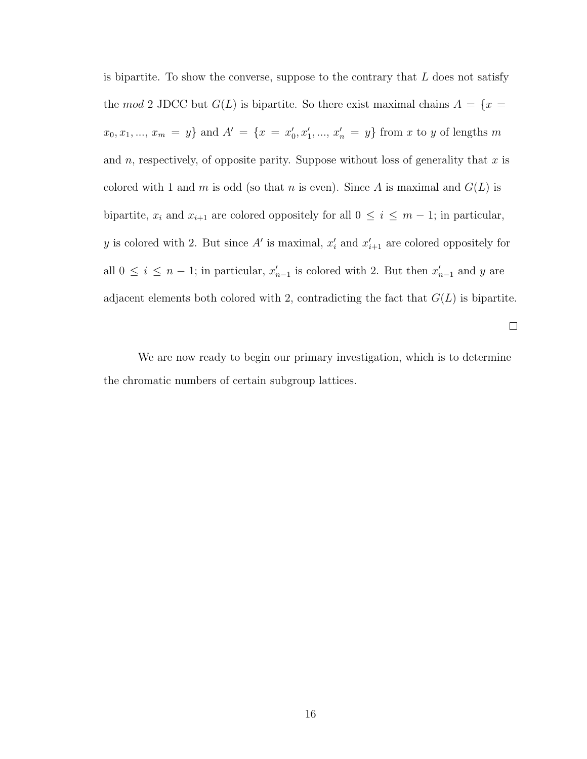is bipartite. To show the converse, suppose to the contrary that $L$ does not satisfy the *mod* 2 JDCC but $G(L)$ is bipartite. So there exist maximal chains $A = \{x = x_0, x_1, ..., x_m = y\}$ and $A' = \{x = x'_0, x'_1, ..., x'_n = y\}$ from $x$ to $y$ of lengths $m$ and $n$, respectively, of opposite parity. Suppose without loss of generality that $x$ is colored with 1 and $m$ is odd (so that $n$ is even). Since $A$ is maximal and $G(L)$ is bipartite, $x_i$ and $x_{i+1}$ are colored oppositely for all $0 \leq i \leq m-1$; in particular, $y$ is colored with 2. But since $A'$ is maximal, $x'_i$ and $x'_{i+1}$ are colored oppositely for all $0 \leq i \leq n-1$; in particular, $x'_{n-1}$ is colored with 2. But then $x'_{n-1}$ and $y$ are adjacent elements both colored with 2, contradicting the fact that $G(L)$ is bipartite.

□

We are now ready to begin our primary investigation, which is to determine the chromatic numbers of certain subgroup lattices.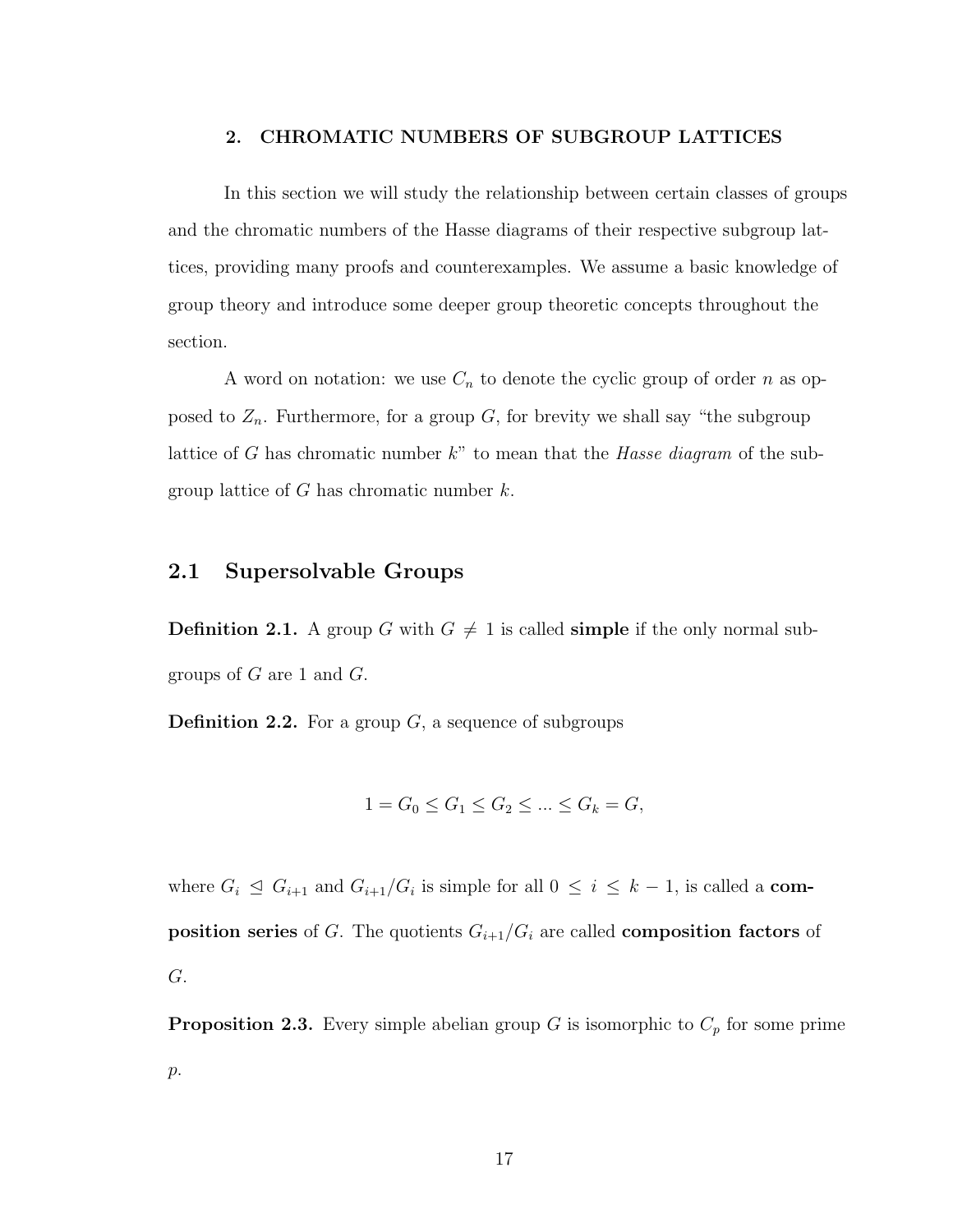# 2. CHROMATIC NUMBERS OF SUBGROUP LATTICES

In this section we will study the relationship between certain classes of groups and the chromatic numbers of the Hasse diagrams of their respective subgroup lattices, providing many proofs and counterexamples. We assume a basic knowledge of group theory and introduce some deeper group theoretic concepts throughout the section.

A word on notation: we use $C_n$ to denote the cyclic group of order $n$ as opposed to $Z_n$. Furthermore, for a group $G$, for brevity we shall say "the subgroup lattice of $G$ has chromatic number $k$" to mean that the *Hasse diagram* of the subgroup lattice of $G$ has chromatic number $k$.

## 2.1 Supersolvable Groups

**Definition 2.1.** A group $G$ with $G \neq 1$ is called **simple** if the only normal subgroups of $G$ are 1 and $G$.

**Definition 2.2.** For a group $G$, a sequence of subgroups

$$1 = G_0 \leq G_1 \leq G_2 \leq ... \leq G_k = G,$$

where $G_i \trianglelefteq G_{i+1}$ and $G_{i+1}/G_i$ is simple for all $0 \leq i \leq k-1$, is called a **composition series** of $G$. The quotients $G_{i+1}/G_i$ are called **composition factors** of $G$.

**Proposition 2.3.** Every simple abelian group $G$ is isomorphic to $C_p$ for some prime $p$.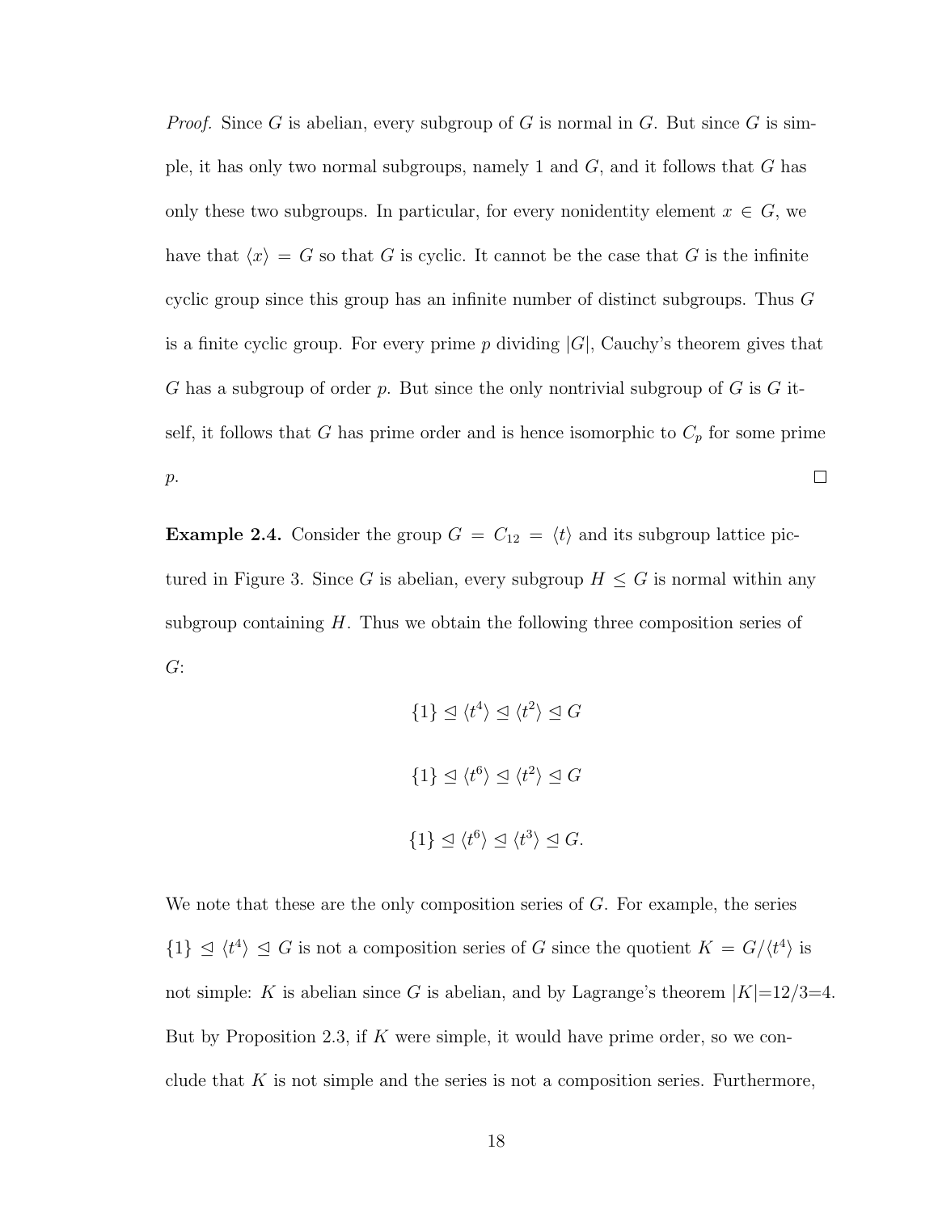*Proof.* Since $G$ is abelian, every subgroup of $G$ is normal in $G$. But since $G$ is simple, it has only two normal subgroups, namely 1 and $G$, and it follows that $G$ has only these two subgroups. In particular, for every nonidentity element $x \in G$, we have that $\langle x \rangle = G$ so that $G$ is cyclic. It cannot be the case that $G$ is the infinite cyclic group since this group has an infinite number of distinct subgroups. Thus $G$ is a finite cyclic group. For every prime $p$ dividing $|G|$, Cauchy's theorem gives that $G$ has a subgroup of order $p$. But since the only nontrivial subgroup of $G$ is $G$ itself, it follows that $G$ has prime order and is hence isomorphic to $C_p$ for some prime $p$. □

**Example 2.4.** Consider the group $G = C_{12} = \langle t \rangle$ and its subgroup lattice pictured in Figure 3. Since $G$ is abelian, every subgroup $H \leq G$ is normal within any subgroup containing $H$. Thus we obtain the following three composition series of $G$:

$$\{1\} \trianglelefteq \langle t^4 \rangle \trianglelefteq \langle t^2 \rangle \trianglelefteq G$$

$$\{1\} \trianglelefteq \langle t^6 \rangle \trianglelefteq \langle t^2 \rangle \trianglelefteq G$$

$$\{1\} \trianglelefteq \langle t^6 \rangle \trianglelefteq \langle t^3 \rangle \trianglelefteq G.$$

We note that these are the only composition series of $G$. For example, the series $\{1\} \trianglelefteq \langle t^4 \rangle \trianglelefteq G$ is not a composition series of $G$ since the quotient $K = G/\langle t^4 \rangle$ is not simple: $K$ is abelian since $G$ is abelian, and by Lagrange's theorem $|K|$=12/3=4. But by Proposition 2.3, if $K$ were simple, it would have prime order, so we conclude that $K$ is not simple and the series is not a composition series. Furthermore,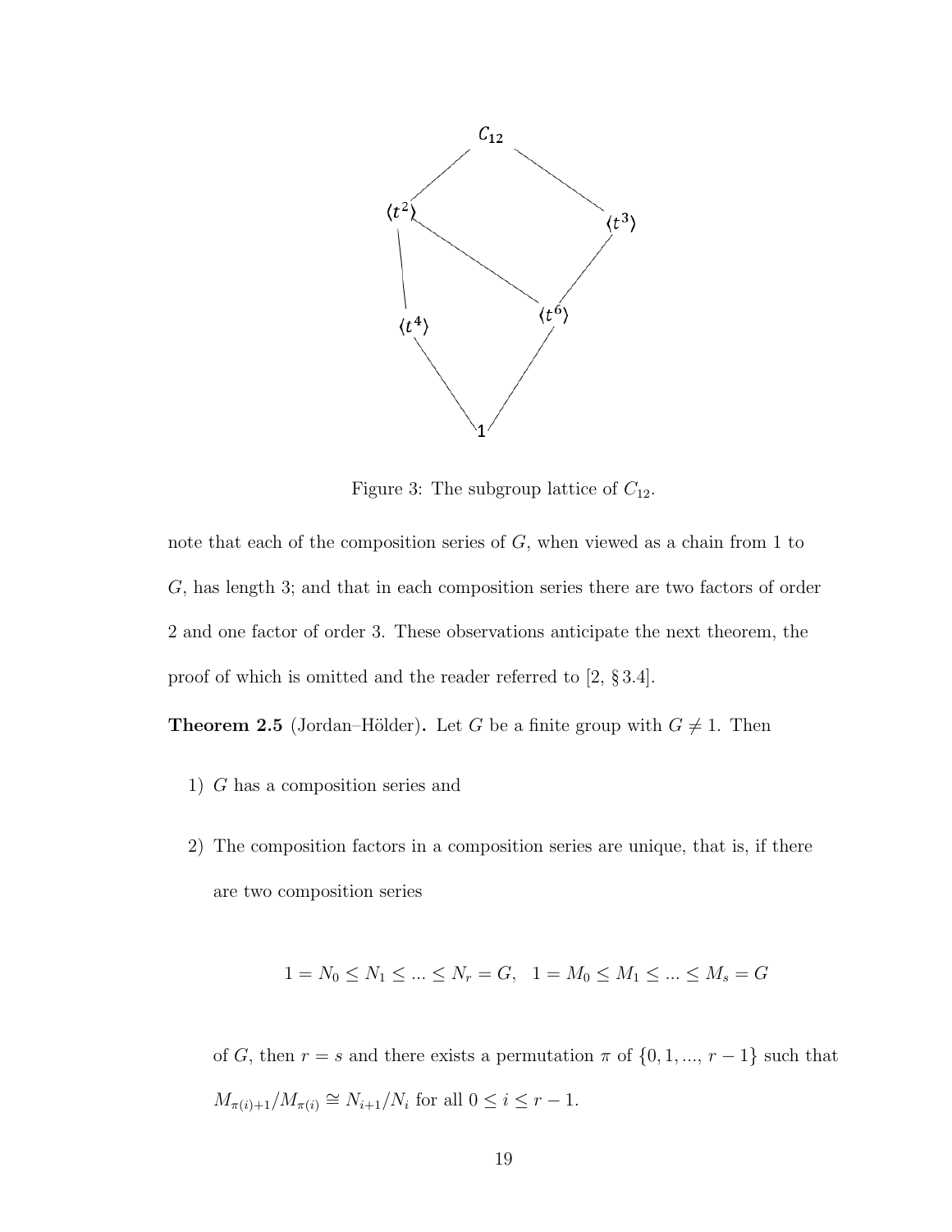Figure 3: The subgroup lattice of $C_{12}$.

note that each of the composition series of $G$, when viewed as a chain from 1 to $G$, has length 3; and that in each composition series there are two factors of order 2 and one factor of order 3. These observations anticipate the next theorem, the proof of which is omitted and the reader referred to [2, § 3.4].

**Theorem 2.5** (Jordan–Hölder)**.** Let $G$ be a finite group with $G \neq 1$. Then

1) $G$ has a composition series and

2) The composition factors in a composition series are unique, that is, if there are two composition series

$$1 = N_0 \leq N_1 \leq ... \leq N_r = G, \quad 1 = M_0 \leq M_1 \leq ... \leq M_s = G$$

of $G$, then $r = s$ and there exists a permutation $\pi$ of $\{0, 1, ..., r-1\}$ such that $M_{\pi(i)+1}/M_{\pi(i)} \cong N_{i+1}/N_i$ for all $0 \leq i \leq r-1$.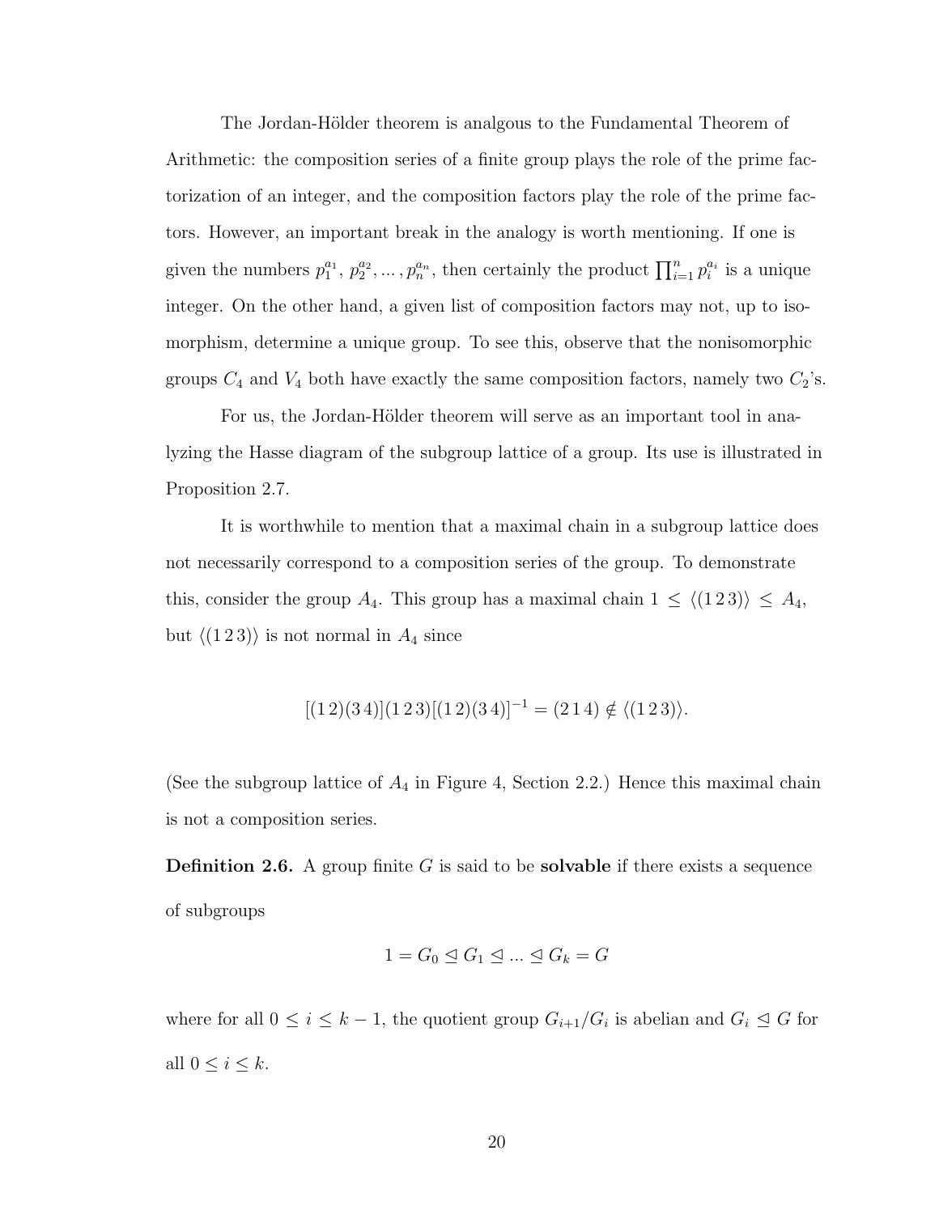The Jordan-Hölder theorem is analgous to the Fundamental Theorem of Arithmetic: the composition series of a finite group plays the role of the prime factorization of an integer, and the composition factors play the role of the prime factors. However, an important break in the analogy is worth mentioning. If one is given the numbers $p_1^{a_1}, p_2^{a_2}, \ldots, p_n^{a_n}$, then certainly the product $\prod_{i=1}^{n} p_i^{a_i}$ is a unique integer. On the other hand, a given list of composition factors may not, up to isomorphism, determine a unique group. To see this, observe that the nonisomorphic groups $C_4$ and $V_4$ both have exactly the same composition factors, namely two $C_2$'s.

For us, the Jordan-Hölder theorem will serve as an important tool in analyzing the Hasse diagram of the subgroup lattice of a group. Its use is illustrated in Proposition 2.7.

It is worthwhile to mention that a maximal chain in a subgroup lattice does not necessarily correspond to a composition series of the group. To demonstrate this, consider the group $A_4$. This group has a maximal chain $1 \leq \langle (1\,2\,3) \rangle \leq A_4$, but $\langle (1\,2\,3) \rangle$ is not normal in $A_4$ since

$$[(1\,2)(3\,4)](1\,2\,3)[(1\,2)(3\,4)]^{-1} = (2\,1\,4) \notin \langle (1\,2\,3) \rangle.$$

(See the subgroup lattice of $A_4$ in Figure 4, Section 2.2.) Hence this maximal chain is not a composition series.

**Definition 2.6.** A group finite $G$ is said to be **solvable** if there exists a sequence of subgroups

$$1 = G_0 \trianglelefteq G_1 \trianglelefteq \ldots \trianglelefteq G_k = G$$

where for all $0 \leq i \leq k-1$, the quotient group $G_{i+1}/G_i$ is abelian and $G_i \trianglelefteq G$ for all $0 \leq i \leq k$.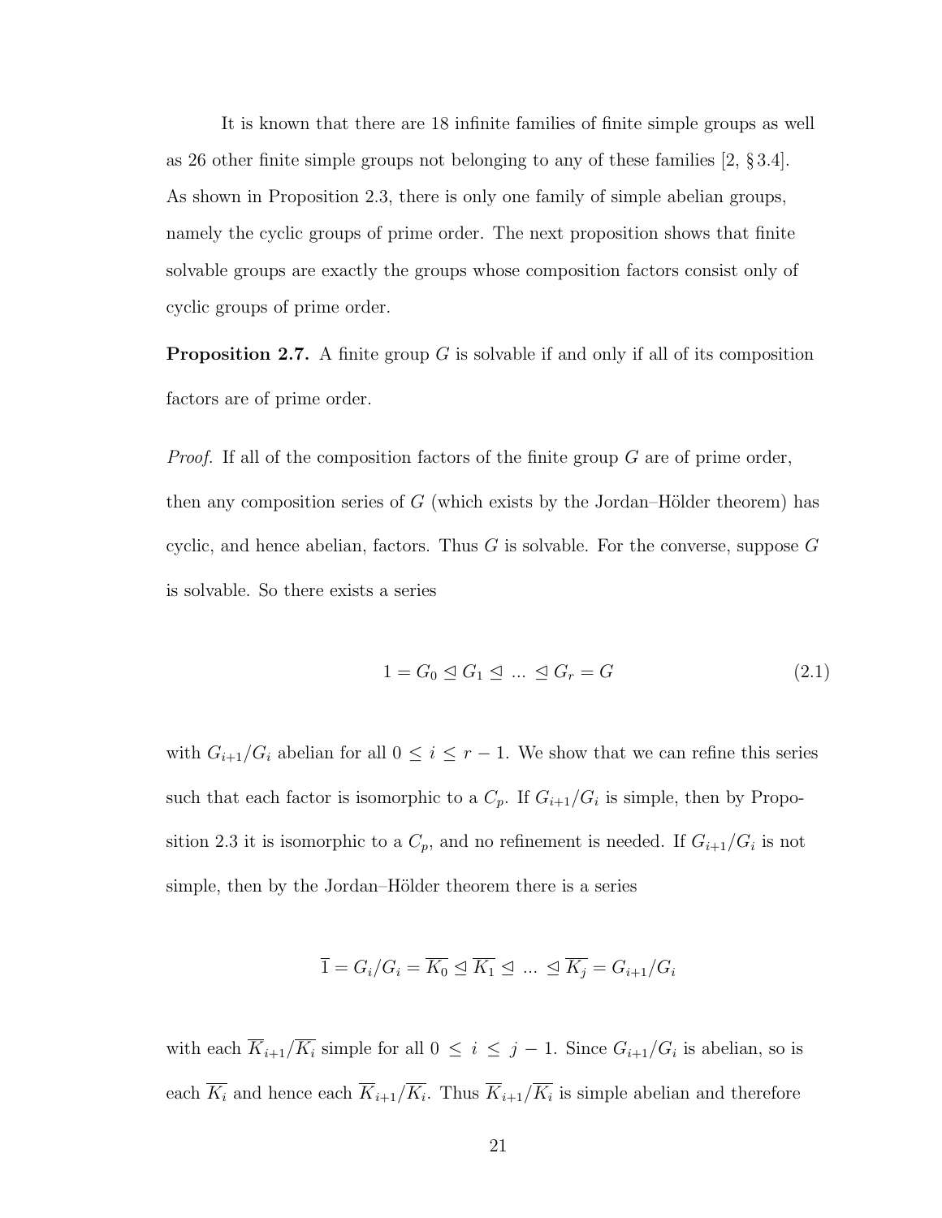It is known that there are 18 infinite families of finite simple groups as well as 26 other finite simple groups not belonging to any of these families [2, § 3.4]. As shown in Proposition 2.3, there is only one family of simple abelian groups, namely the cyclic groups of prime order. The next proposition shows that finite solvable groups are exactly the groups whose composition factors consist only of cyclic groups of prime order.

**Proposition 2.7.** A finite group $G$ is solvable if and only if all of its composition factors are of prime order.

*Proof.* If all of the composition factors of the finite group $G$ are of prime order, then any composition series of $G$ (which exists by the Jordan–Hölder theorem) has cyclic, and hence abelian, factors. Thus $G$ is solvable. For the converse, suppose $G$ is solvable. So there exists a series

$$1 = G_0 \trianglelefteq G_1 \trianglelefteq \ \dots \ \trianglelefteq G_r = G \tag{2.1}$$

with $G_{i+1}/G_i$ abelian for all $0 \le i \le r-1$. We show that we can refine this series such that each factor is isomorphic to a $C_p$. If $G_{i+1}/G_i$ is simple, then by Proposition 2.3 it is isomorphic to a $C_p$, and no refinement is needed. If $G_{i+1}/G_i$ is not simple, then by the Jordan–Hölder theorem there is a series

$$\overline{1} = G_i/G_i = \overline{K_0} \trianglelefteq \overline{K_1} \trianglelefteq \ \dots \ \trianglelefteq \overline{K_j} = G_{i+1}/G_i$$

with each $\overline{K}_{i+1}/\overline{K_i}$ simple for all $0 \le i \le j-1$. Since $G_{i+1}/G_i$ is abelian, so is each $\overline{K_i}$ and hence each $\overline{K}_{i+1}/\overline{K_i}$. Thus $\overline{K}_{i+1}/\overline{K_i}$ is simple abelian and therefore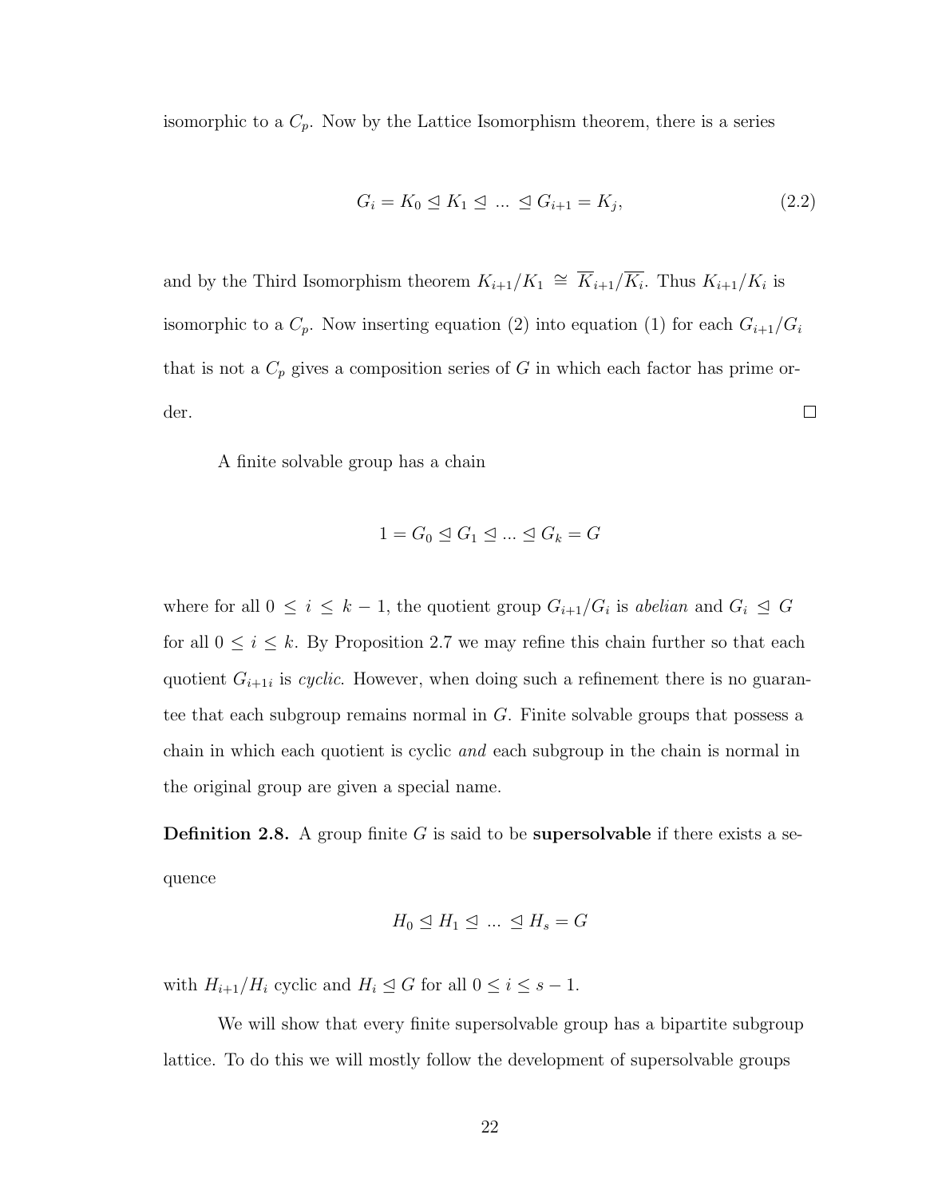isomorphic to a $C_p$. Now by the Lattice Isomorphism theorem, there is a series

$$G_i = K_0 \trianglelefteq K_1 \trianglelefteq \ ... \ \trianglelefteq G_{i+1} = K_j, \tag{2.2}$$

and by the Third Isomorphism theorem $K_{i+1}/K_1 \cong \overline{K}_{i+1}/\overline{K_i}$. Thus $K_{i+1}/K_i$ is isomorphic to a $C_p$. Now inserting equation (2) into equation (1) for each $G_{i+1}/G_i$ that is not a $C_p$ gives a composition series of $G$ in which each factor has prime order. $\square$

A finite solvable group has a chain

$$1 = G_0 \trianglelefteq G_1 \trianglelefteq ... \trianglelefteq G_k = G$$

where for all $0 \leq i \leq k-1$, the quotient group $G_{i+1}/G_i$ is *abelian* and $G_i \trianglelefteq G$ for all $0 \leq i \leq k$. By Proposition 2.7 we may refine this chain further so that each quotient $G_{i+1i}$ is *cyclic*. However, when doing such a refinement there is no guarantee that each subgroup remains normal in $G$. Finite solvable groups that possess a chain in which each quotient is cyclic *and* each subgroup in the chain is normal in the original group are given a special name.

**Definition 2.8.** A group finite $G$ is said to be **supersolvable** if there exists a sequence

$$H_0 \trianglelefteq H_1 \trianglelefteq \ ... \ \trianglelefteq H_s = G$$

with $H_{i+1}/H_i$ cyclic and $H_i \trianglelefteq G$ for all $0 \leq i \leq s-1$.

We will show that every finite supersolvable group has a bipartite subgroup lattice. To do this we will mostly follow the development of supersolvable groups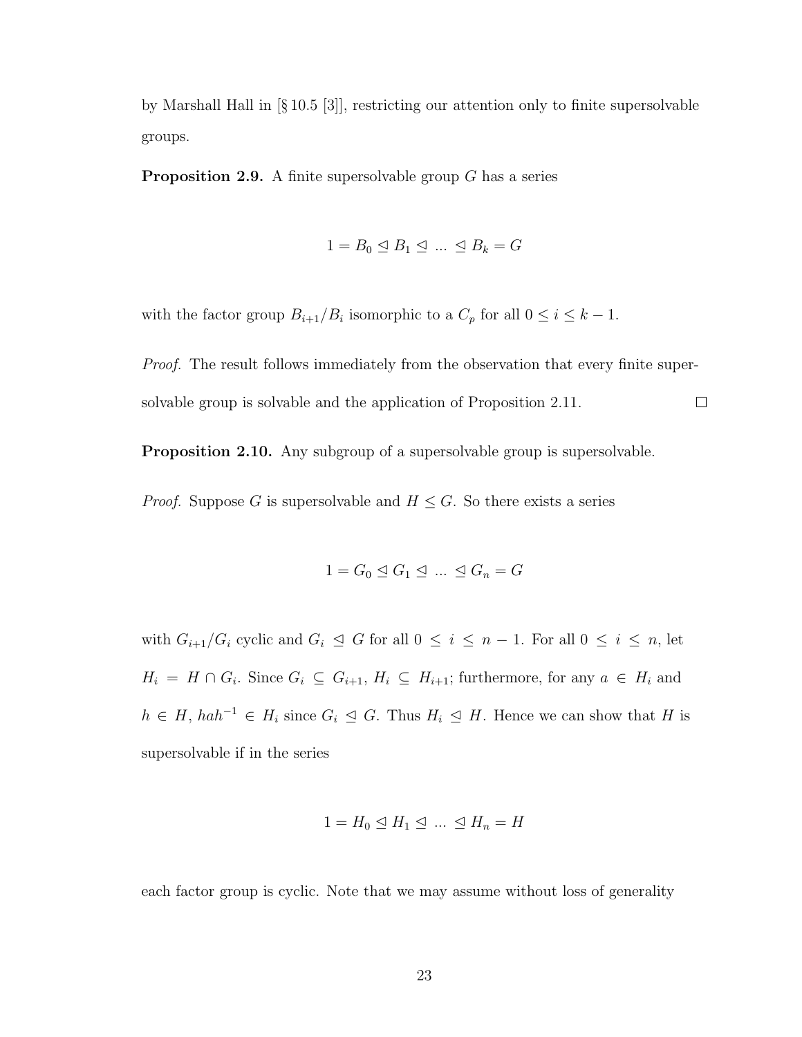by Marshall Hall in [§ 10.5 [3]], restricting our attention only to finite supersolvable groups.

**Proposition 2.9.** A finite supersolvable group $G$ has a series

$$1 = B_0 \trianglelefteq B_1 \trianglelefteq \; ... \; \trianglelefteq B_k = G$$

with the factor group $B_{i+1}/B_i$ isomorphic to a $C_p$ for all $0 \leq i \leq k-1$.

*Proof.* The result follows immediately from the observation that every finite supersolvable group is solvable and the application of Proposition 2.11. □

**Proposition 2.10.** Any subgroup of a supersolvable group is supersolvable.

*Proof.* Suppose $G$ is supersolvable and $H \leq G$. So there exists a series

$$1 = G_0 \trianglelefteq G_1 \trianglelefteq \; ... \; \trianglelefteq G_n = G$$

with $G_{i+1}/G_i$ cyclic and $G_i \trianglelefteq G$ for all $0 \leq i \leq n-1$. For all $0 \leq i \leq n$, let $H_i = H \cap G_i$. Since $G_i \subseteq G_{i+1}$, $H_i \subseteq H_{i+1}$; furthermore, for any $a \in H_i$ and $h \in H$, $hah^{-1} \in H_i$ since $G_i \trianglelefteq G$. Thus $H_i \trianglelefteq H$. Hence we can show that $H$ is supersolvable if in the series

$$1 = H_0 \trianglelefteq H_1 \trianglelefteq \; ... \; \trianglelefteq H_n = H$$

each factor group is cyclic. Note that we may assume without loss of generality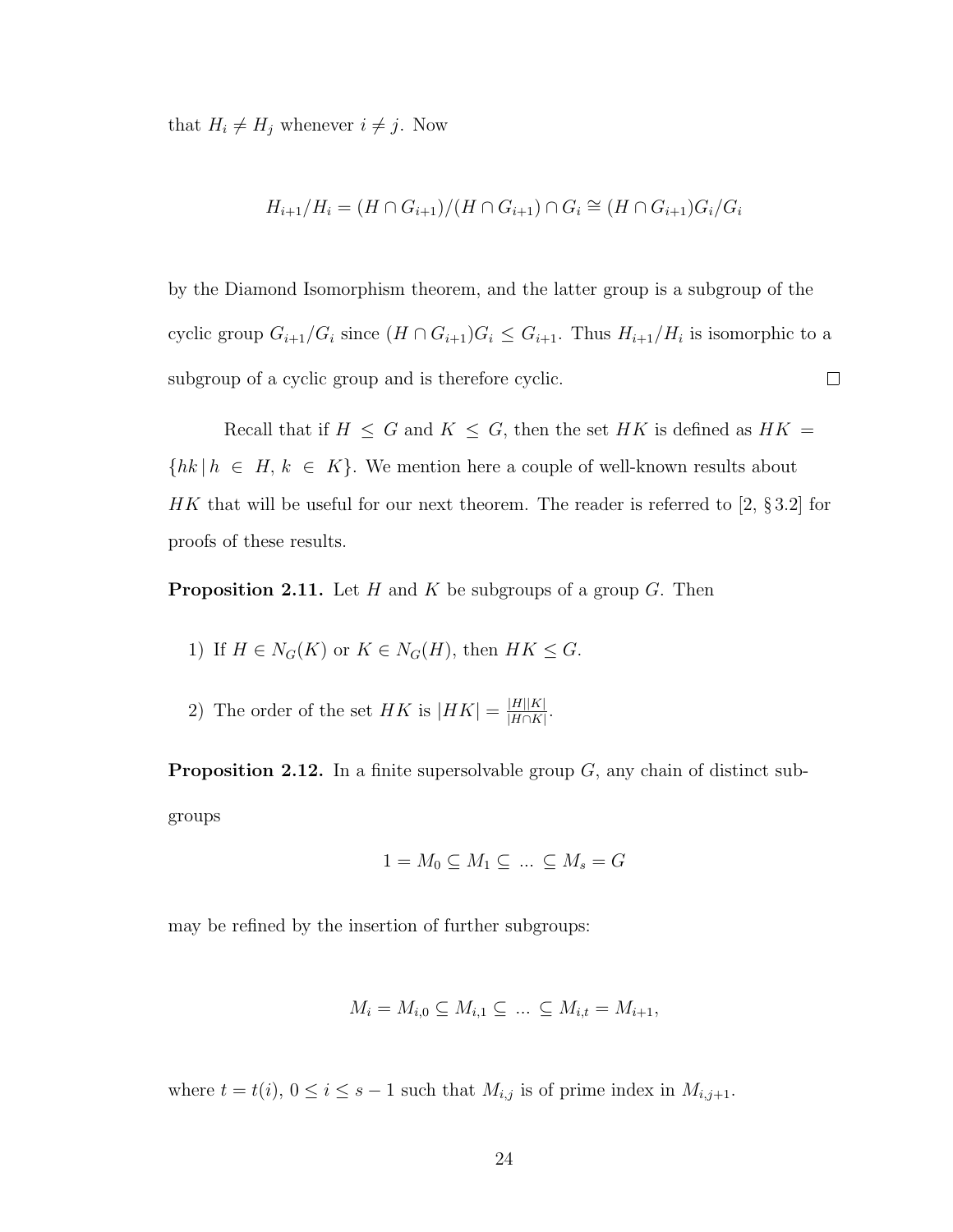that $H_i \neq H_j$ whenever $i \neq j$. Now

$$H_{i+1}/H_i = (H \cap G_{i+1})/(H \cap G_{i+1}) \cap G_i \cong (H \cap G_{i+1})G_i/G_i$$

by the Diamond Isomorphism theorem, and the latter group is a subgroup of the cyclic group $G_{i+1}/G_i$ since $(H \cap G_{i+1})G_i \leq G_{i+1}$. Thus $H_{i+1}/H_i$ is isomorphic to a subgroup of a cyclic group and is therefore cyclic. □

Recall that if $H \leq G$ and $K \leq G$, then the set $HK$ is defined as $HK = \{hk \,|\, h \in H, k \in K\}$. We mention here a couple of well-known results about $HK$ that will be useful for our next theorem. The reader is referred to [2, § 3.2] for proofs of these results.

**Proposition 2.11.** Let $H$ and $K$ be subgroups of a group $G$. Then

1) If $H \in N_G(K)$ or $K \in N_G(H)$, then $HK \leq G$.

2) The order of the set $HK$ is $|HK| = \frac{|H||K|}{|H \cap K|}$.

**Proposition 2.12.** In a finite supersolvable group $G$, any chain of distinct subgroups

$$1 = M_0 \subseteq M_1 \subseteq \ ... \ \subseteq M_s = G$$

may be refined by the insertion of further subgroups:

$$M_i = M_{i,0} \subseteq M_{i,1} \subseteq \ ... \ \subseteq M_{i,t} = M_{i+1},$$

where $t = t(i)$, $0 \leq i \leq s-1$ such that $M_{i,j}$ is of prime index in $M_{i,j+1}$.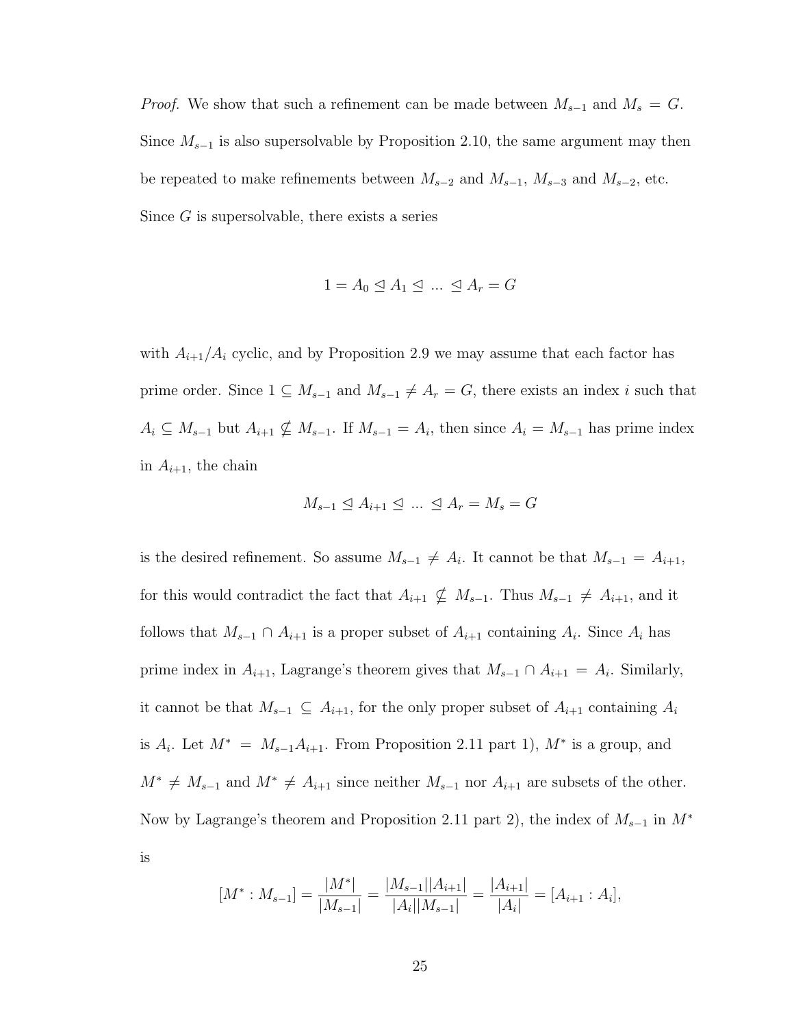*Proof.* We show that such a refinement can be made between $M_{s-1}$ and $M_s = G$. Since $M_{s-1}$ is also supersolvable by Proposition 2.10, the same argument may then be repeated to make refinements between $M_{s-2}$ and $M_{s-1}$, $M_{s-3}$ and $M_{s-2}$, etc. Since $G$ is supersolvable, there exists a series

$$1 = A_0 \trianglelefteq A_1 \trianglelefteq \ ... \ \trianglelefteq A_r = G$$

with $A_{i+1}/A_i$ cyclic, and by Proposition 2.9 we may assume that each factor has prime order. Since $1 \subseteq M_{s-1}$ and $M_{s-1} \neq A_r = G$, there exists an index $i$ such that $A_i \subseteq M_{s-1}$ but $A_{i+1} \nsubseteq M_{s-1}$. If $M_{s-1} = A_i$, then since $A_i = M_{s-1}$ has prime index in $A_{i+1}$, the chain

$$M_{s-1} \trianglelefteq A_{i+1} \trianglelefteq \ ... \ \trianglelefteq A_r = M_s = G$$

is the desired refinement. So assume $M_{s-1} \neq A_i$. It cannot be that $M_{s-1} = A_{i+1}$, for this would contradict the fact that $A_{i+1} \nsubseteq M_{s-1}$. Thus $M_{s-1} \neq A_{i+1}$, and it follows that $M_{s-1} \cap A_{i+1}$ is a proper subset of $A_{i+1}$ containing $A_i$. Since $A_i$ has prime index in $A_{i+1}$, Lagrange's theorem gives that $M_{s-1} \cap A_{i+1} = A_i$. Similarly, it cannot be that $M_{s-1} \subseteq A_{i+1}$, for the only proper subset of $A_{i+1}$ containing $A_i$ is $A_i$. Let $M^* = M_{s-1}A_{i+1}$. From Proposition 2.11 part 1), $M^*$ is a group, and $M^* \neq M_{s-1}$ and $M^* \neq A_{i+1}$ since neither $M_{s-1}$ nor $A_{i+1}$ are subsets of the other. Now by Lagrange's theorem and Proposition 2.11 part 2), the index of $M_{s-1}$ in $M^*$ is

$$[M^* : M_{s-1}] = \frac{|M^*|}{|M_{s-1}|} = \frac{|M_{s-1}||A_{i+1}|}{|A_i||M_{s-1}|} = \frac{|A_{i+1}|}{|A_i|} = [A_{i+1} : A_i],$$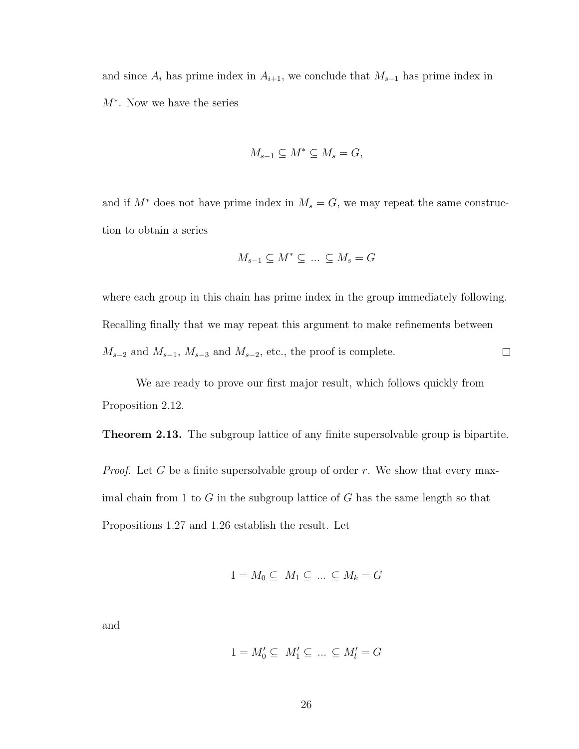and since $A_i$ has prime index in $A_{i+1}$, we conclude that $M_{s-1}$ has prime index in $M^*$. Now we have the series

$$M_{s-1} \subseteq M^* \subseteq M_s = G,$$

and if $M^*$ does not have prime index in $M_s = G$, we may repeat the same construction to obtain a series

$$M_{s-1} \subseteq M^* \subseteq \ ... \ \subseteq M_s = G$$

where each group in this chain has prime index in the group immediately following. Recalling finally that we may repeat this argument to make refinements between $M_{s-2}$ and $M_{s-1}$, $M_{s-3}$ and $M_{s-2}$, etc., the proof is complete. $\square$

We are ready to prove our first major result, which follows quickly from Proposition 2.12.

**Theorem 2.13.** The subgroup lattice of any finite supersolvable group is bipartite.

*Proof.* Let $G$ be a finite supersolvable group of order $r$. We show that every maximal chain from 1 to $G$ in the subgroup lattice of $G$ has the same length so that Propositions 1.27 and 1.26 establish the result. Let

$$1 = M_0 \subseteq \ M_1 \subseteq \ ... \ \subseteq M_k = G$$

and

$$1 = M'_0 \subseteq \ M'_1 \subseteq \ ... \ \subseteq M'_l = G$$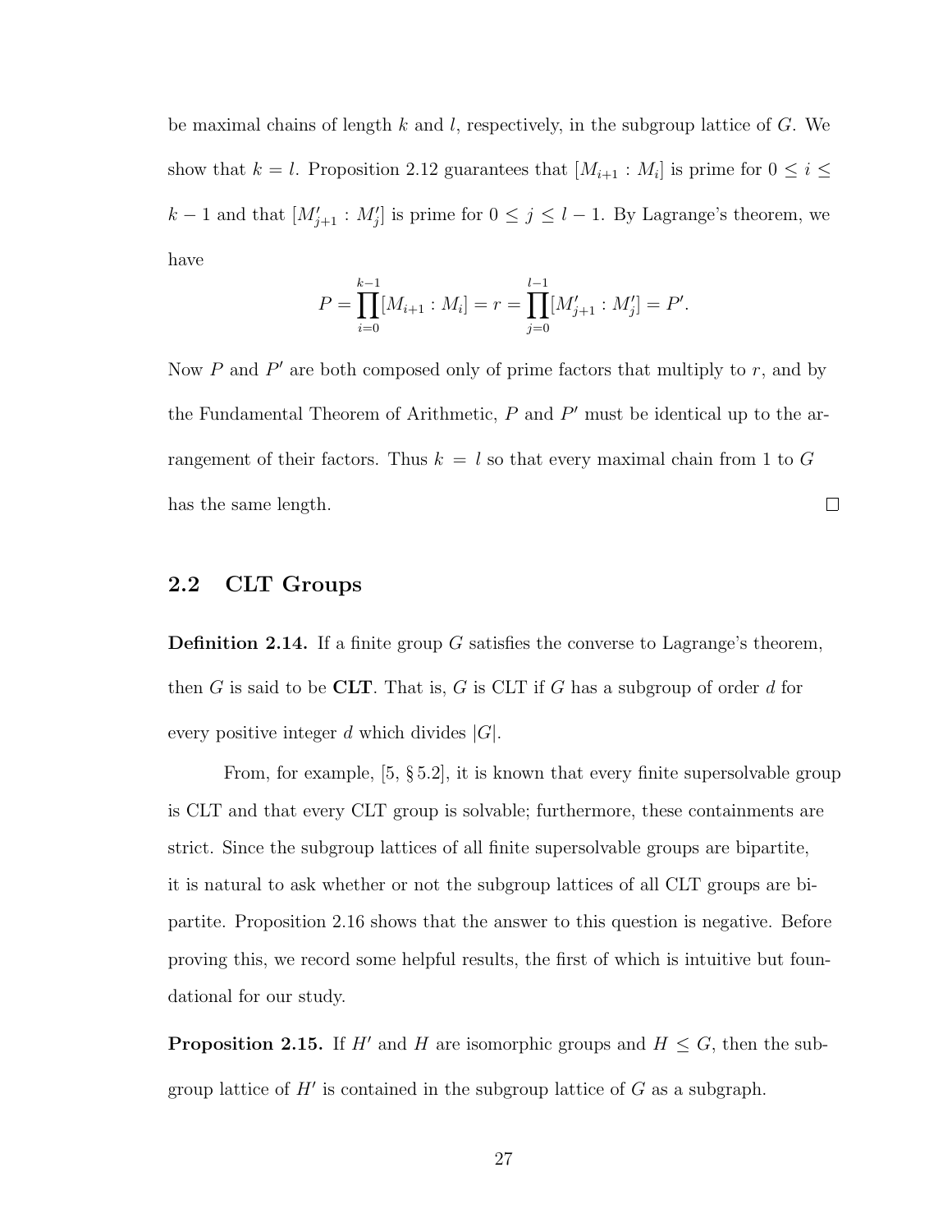be maximal chains of length $k$ and $l$, respectively, in the subgroup lattice of $G$. We show that $k = l$. Proposition 2.12 guarantees that $[M_{i+1} : M_i]$ is prime for $0 \leq i \leq k-1$ and that $[M'_{j+1} : M'_j]$ is prime for $0 \leq j \leq l-1$. By Lagrange's theorem, we have

$$P = \prod_{i=0}^{k-1} [M_{i+1} : M_i] = r = \prod_{j=0}^{l-1} [M'_{j+1} : M'_j] = P'.$$

Now $P$ and $P'$ are both composed only of prime factors that multiply to $r$, and by the Fundamental Theorem of Arithmetic, $P$ and $P'$ must be identical up to the arrangement of their factors. Thus $k = l$ so that every maximal chain from 1 to $G$ has the same length. □

## 2.2 CLT Groups

**Definition 2.14.** If a finite group $G$ satisfies the converse to Lagrange's theorem, then $G$ is said to be **CLT**. That is, $G$ is CLT if $G$ has a subgroup of order $d$ for every positive integer $d$ which divides $|G|$.

From, for example, [5, § 5.2], it is known that every finite supersolvable group is CLT and that every CLT group is solvable; furthermore, these containments are strict. Since the subgroup lattices of all finite supersolvable groups are bipartite, it is natural to ask whether or not the subgroup lattices of all CLT groups are bipartite. Proposition 2.16 shows that the answer to this question is negative. Before proving this, we record some helpful results, the first of which is intuitive but foundational for our study.

**Proposition 2.15.** If $H'$ and $H$ are isomorphic groups and $H \leq G$, then the subgroup lattice of $H'$ is contained in the subgroup lattice of $G$ as a subgraph.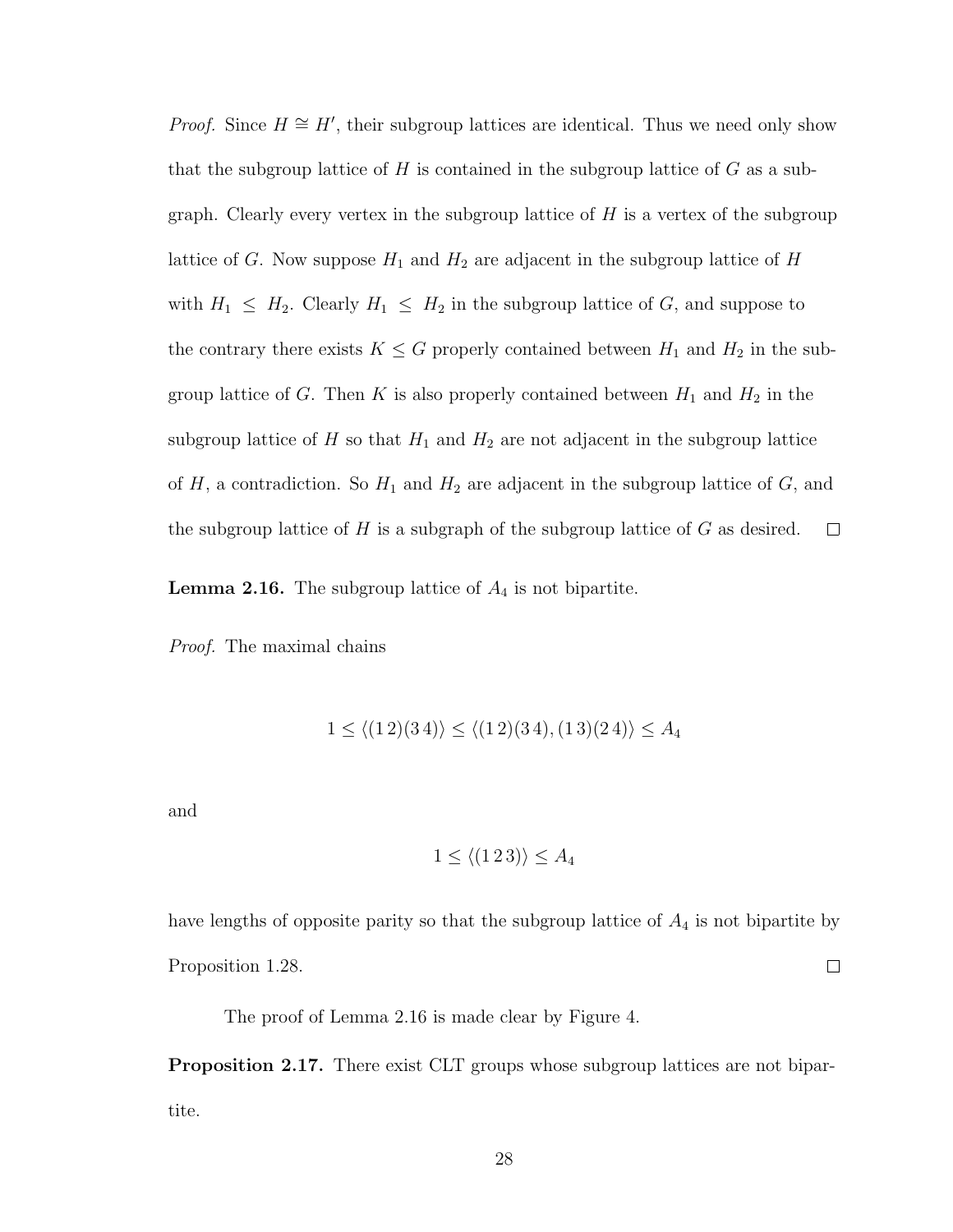*Proof.* Since $H \cong H'$, their subgroup lattices are identical. Thus we need only show that the subgroup lattice of $H$ is contained in the subgroup lattice of $G$ as a subgraph. Clearly every vertex in the subgroup lattice of $H$ is a vertex of the subgroup lattice of $G$. Now suppose $H_1$ and $H_2$ are adjacent in the subgroup lattice of $H$ with $H_1 \leq H_2$. Clearly $H_1 \leq H_2$ in the subgroup lattice of $G$, and suppose to the contrary there exists $K \leq G$ properly contained between $H_1$ and $H_2$ in the subgroup lattice of $G$. Then $K$ is also properly contained between $H_1$ and $H_2$ in the subgroup lattice of $H$ so that $H_1$ and $H_2$ are not adjacent in the subgroup lattice of $H$, a contradiction. So $H_1$ and $H_2$ are adjacent in the subgroup lattice of $G$, and the subgroup lattice of $H$ is a subgraph of the subgroup lattice of $G$ as desired. □

**Lemma 2.16.** The subgroup lattice of $A_4$ is not bipartite.

*Proof.* The maximal chains

$$1 \leq \langle (1\,2)(3\,4) \rangle \leq \langle (1\,2)(3\,4), (1\,3)(2\,4) \rangle \leq A_4$$

and

$$1 \leq \langle (1\,2\,3) \rangle \leq A_4$$

have lengths of opposite parity so that the subgroup lattice of $A_4$ is not bipartite by Proposition 1.28. □

The proof of Lemma 2.16 is made clear by Figure 4.

**Proposition 2.17.** There exist CLT groups whose subgroup lattices are not bipartite.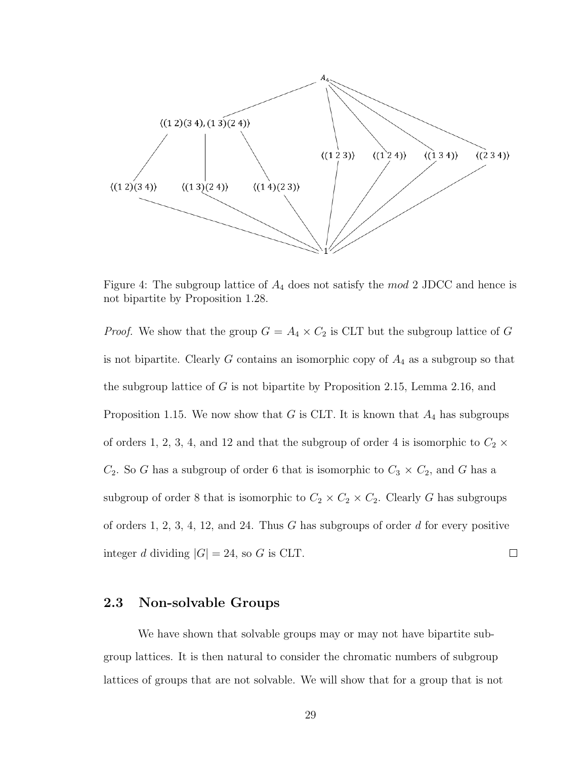Figure 4: The subgroup lattice of $A_4$ does not satisfy the *mod* 2 JDCC and hence is not bipartite by Proposition 1.28.

*Proof.* We show that the group $G = A_4 \times C_2$ is CLT but the subgroup lattice of $G$ is not bipartite. Clearly $G$ contains an isomorphic copy of $A_4$ as a subgroup so that the subgroup lattice of $G$ is not bipartite by Proposition 2.15, Lemma 2.16, and Proposition 1.15. We now show that $G$ is CLT. It is known that $A_4$ has subgroups of orders 1, 2, 3, 4, and 12 and that the subgroup of order 4 is isomorphic to $C_2 \times C_2$. So $G$ has a subgroup of order 6 that is isomorphic to $C_3 \times C_2$, and $G$ has a subgroup of order 8 that is isomorphic to $C_2 \times C_2 \times C_2$. Clearly $G$ has subgroups of orders 1, 2, 3, 4, 12, and 24. Thus $G$ has subgroups of order $d$ for every positive integer $d$ dividing $|G| = 24$, so $G$ is CLT. $\square$

## 2.3 Non-solvable Groups

We have shown that solvable groups may or may not have bipartite subgroup lattices. It is then natural to consider the chromatic numbers of subgroup lattices of groups that are not solvable. We will show that for a group that is not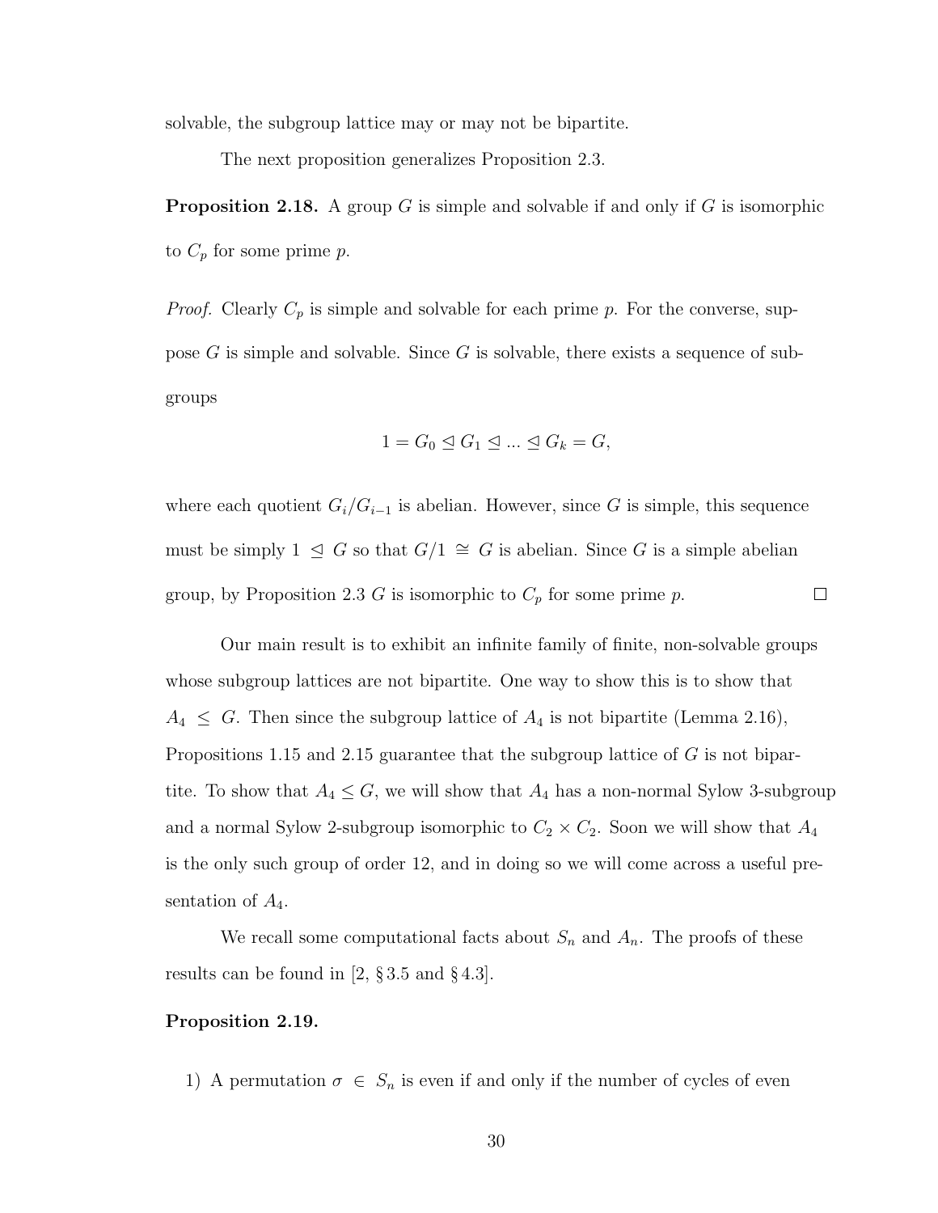solvable, the subgroup lattice may or may not be bipartite.

The next proposition generalizes Proposition 2.3.

**Proposition 2.18.** A group $G$ is simple and solvable if and only if $G$ is isomorphic to $C_p$ for some prime $p$.

*Proof.* Clearly $C_p$ is simple and solvable for each prime $p$. For the converse, suppose $G$ is simple and solvable. Since $G$ is solvable, there exists a sequence of subgroups

$$1 = G_0 \trianglelefteq G_1 \trianglelefteq ... \trianglelefteq G_k = G,$$

where each quotient $G_i/G_{i-1}$ is abelian. However, since $G$ is simple, this sequence must be simply $1 \trianglelefteq G$ so that $G/1 \cong G$ is abelian. Since $G$ is a simple abelian group, by Proposition 2.3 $G$ is isomorphic to $C_p$ for some prime $p$. $\square$

Our main result is to exhibit an infinite family of finite, non-solvable groups whose subgroup lattices are not bipartite. One way to show this is to show that $A_4 \leq G$. Then since the subgroup lattice of $A_4$ is not bipartite (Lemma 2.16), Propositions 1.15 and 2.15 guarantee that the subgroup lattice of $G$ is not bipartite. To show that $A_4 \leq G$, we will show that $A_4$ has a non-normal Sylow 3-subgroup and a normal Sylow 2-subgroup isomorphic to $C_2 \times C_2$. Soon we will show that $A_4$ is the only such group of order 12, and in doing so we will come across a useful presentation of $A_4$.

We recall some computational facts about $S_n$ and $A_n$. The proofs of these results can be found in [2, § 3.5 and § 4.3].

**Proposition 2.19.**

1) A permutation $\sigma \in S_n$ is even if and only if the number of cycles of even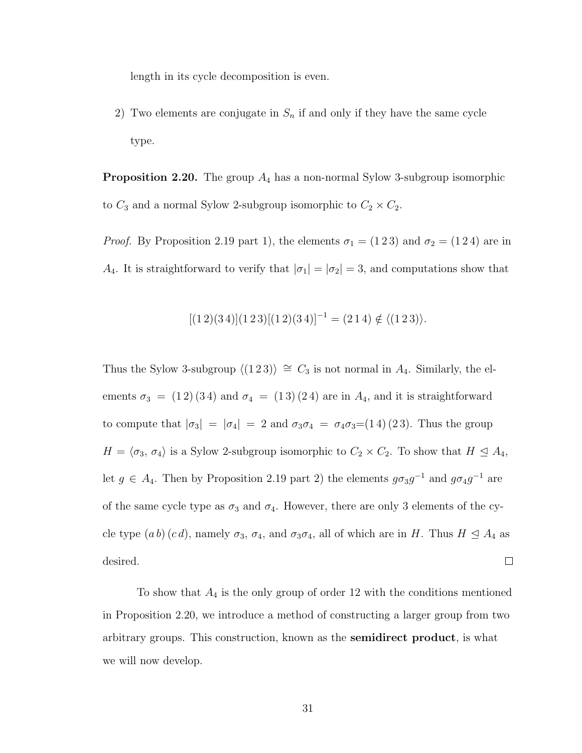length in its cycle decomposition is even.

2) Two elements are conjugate in $S_n$ if and only if they have the same cycle type.

**Proposition 2.20.** The group $A_4$ has a non-normal Sylow 3-subgroup isomorphic to $C_3$ and a normal Sylow 2-subgroup isomorphic to $C_2 \times C_2$.

*Proof.* By Proposition 2.19 part 1), the elements $\sigma_1 = (1\,2\,3)$ and $\sigma_2 = (1\,2\,4)$ are in $A_4$. It is straightforward to verify that $|\sigma_1| = |\sigma_2| = 3$, and computations show that

$$[(1\,2)(3\,4)](1\,2\,3)[(1\,2)(3\,4)]^{-1} = (2\,1\,4) \notin \langle(1\,2\,3)\rangle.$$

Thus the Sylow 3-subgroup $\langle(1\,2\,3)\rangle \cong C_3$ is not normal in $A_4$. Similarly, the elements $\sigma_3 = (1\,2)\,(3\,4)$ and $\sigma_4 = (1\,3)\,(2\,4)$ are in $A_4$, and it is straightforward to compute that $|\sigma_3| = |\sigma_4| = 2$ and $\sigma_3\sigma_4 = \sigma_4\sigma_3 = (1\,4)\,(2\,3)$. Thus the group $H = \langle\sigma_3, \sigma_4\rangle$ is a Sylow 2-subgroup isomorphic to $C_2 \times C_2$. To show that $H \trianglelefteq A_4$, let $g \in A_4$. Then by Proposition 2.19 part 2) the elements $g\sigma_3 g^{-1}$ and $g\sigma_4 g^{-1}$ are of the same cycle type as $\sigma_3$ and $\sigma_4$. However, there are only 3 elements of the cycle type $(a\,b)\,(c\,d)$, namely $\sigma_3$, $\sigma_4$, and $\sigma_3\sigma_4$, all of which are in $H$. Thus $H \trianglelefteq A_4$ as desired. $\square$

To show that $A_4$ is the only group of order 12 with the conditions mentioned in Proposition 2.20, we introduce a method of constructing a larger group from two arbitrary groups. This construction, known as the **semidirect product**, is what we will now develop.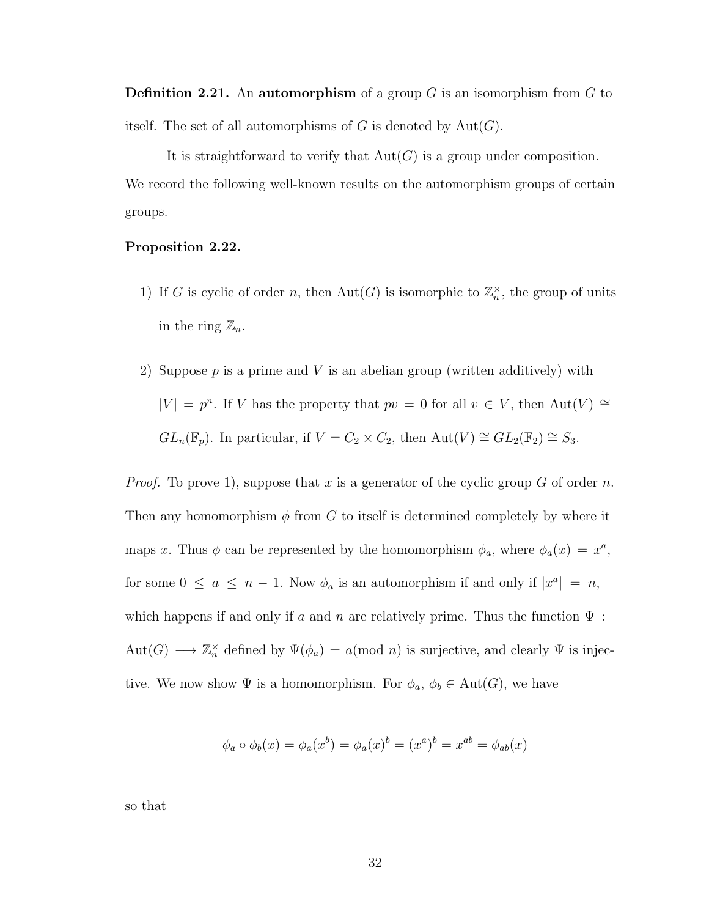**Definition 2.21.** An **automorphism** of a group $G$ is an isomorphism from $G$ to itself. The set of all automorphisms of $G$ is denoted by $\mathrm{Aut}(G)$.

It is straightforward to verify that $\mathrm{Aut}(G)$ is a group under composition. We record the following well-known results on the automorphism groups of certain groups.

**Proposition 2.22.**

1) If $G$ is cyclic of order $n$, then $\mathrm{Aut}(G)$ is isomorphic to $\mathbb{Z}_n^\times$, the group of units in the ring $\mathbb{Z}_n$.

2) Suppose $p$ is a prime and $V$ is an abelian group (written additively) with $|V| = p^n$. If $V$ has the property that $pv = 0$ for all $v \in V$, then $\mathrm{Aut}(V) \cong GL_n(\mathbb{F}_p)$. In particular, if $V = C_2 \times C_2$, then $\mathrm{Aut}(V) \cong GL_2(\mathbb{F}_2) \cong S_3$.

*Proof.* To prove 1), suppose that $x$ is a generator of the cyclic group $G$ of order $n$. Then any homomorphism $\phi$ from $G$ to itself is determined completely by where it maps $x$. Thus $\phi$ can be represented by the homomorphism $\phi_a$, where $\phi_a(x) = x^a$, for some $0 \le a \le n-1$. Now $\phi_a$ is an automorphism if and only if $|x^a| = n$, which happens if and only if $a$ and $n$ are relatively prime. Thus the function $\Psi$ : $\mathrm{Aut}(G) \longrightarrow \mathbb{Z}_n^\times$ defined by $\Psi(\phi_a) = a (\mathrm{mod}\ n)$ is surjective, and clearly $\Psi$ is injective. We now show $\Psi$ is a homomorphism. For $\phi_a$, $\phi_b \in \mathrm{Aut}(G)$, we have

$$\phi_a \circ \phi_b(x) = \phi_a(x^b) = \phi_a(x)^b = (x^a)^b = x^{ab} = \phi_{ab}(x)$$

so that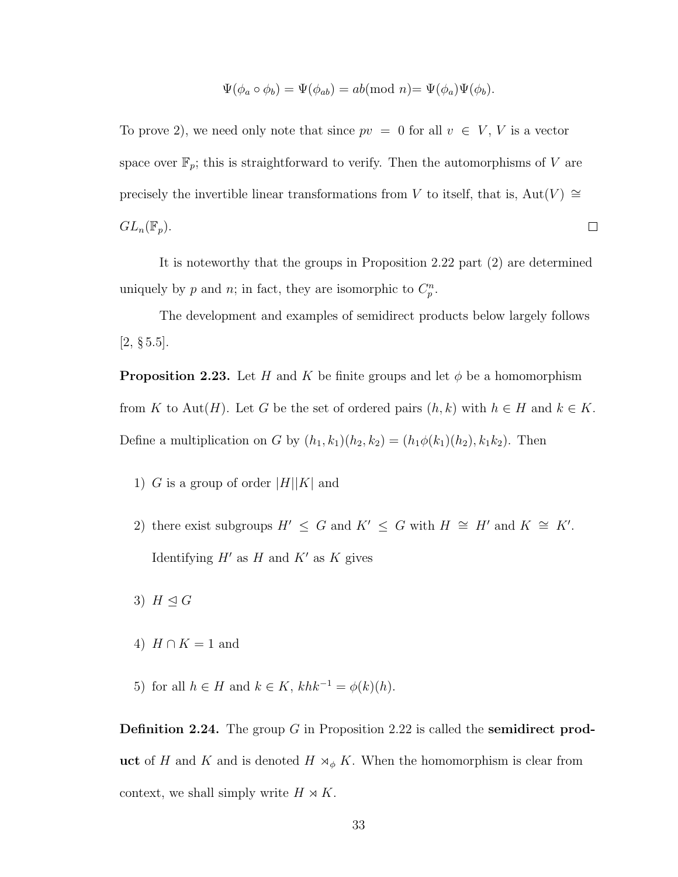$$\Psi(\phi_a \circ \phi_b) = \Psi(\phi_{ab}) = ab(\text{mod } n) = \Psi(\phi_a)\Psi(\phi_b).$$

To prove 2), we need only note that since $pv = 0$ for all $v \in V$, $V$ is a vector space over $\mathbb{F}_p$; this is straightforward to verify. Then the automorphisms of $V$ are precisely the invertible linear transformations from $V$ to itself, that is, $\text{Aut}(V) \cong GL_n(\mathbb{F}_p)$. □

It is noteworthy that the groups in Proposition 2.22 part (2) are determined uniquely by $p$ and $n$; in fact, they are isomorphic to $C_p^n$.

The development and examples of semidirect products below largely follows [2, § 5.5].

**Proposition 2.23.** Let $H$ and $K$ be finite groups and let $\phi$ be a homomorphism from $K$ to $\text{Aut}(H)$. Let $G$ be the set of ordered pairs $(h, k)$ with $h \in H$ and $k \in K$. Define a multiplication on $G$ by $(h_1, k_1)(h_2, k_2) = (h_1\phi(k_1)(h_2), k_1k_2)$. Then

1) $G$ is a group of order $|H||K|$ and

2) there exist subgroups $H' \leq G$ and $K' \leq G$ with $H \cong H'$ and $K \cong K'$. Identifying $H'$ as $H$ and $K'$ as $K$ gives

3) $H \trianglelefteq G$

4) $H \cap K = 1$ and

5) for all $h \in H$ and $k \in K$, $khk^{-1} = \phi(k)(h)$.

**Definition 2.24.** The group $G$ in Proposition 2.22 is called the **semidirect product** of $H$ and $K$ and is denoted $H \rtimes_\phi K$. When the homomorphism is clear from context, we shall simply write $H \rtimes K$.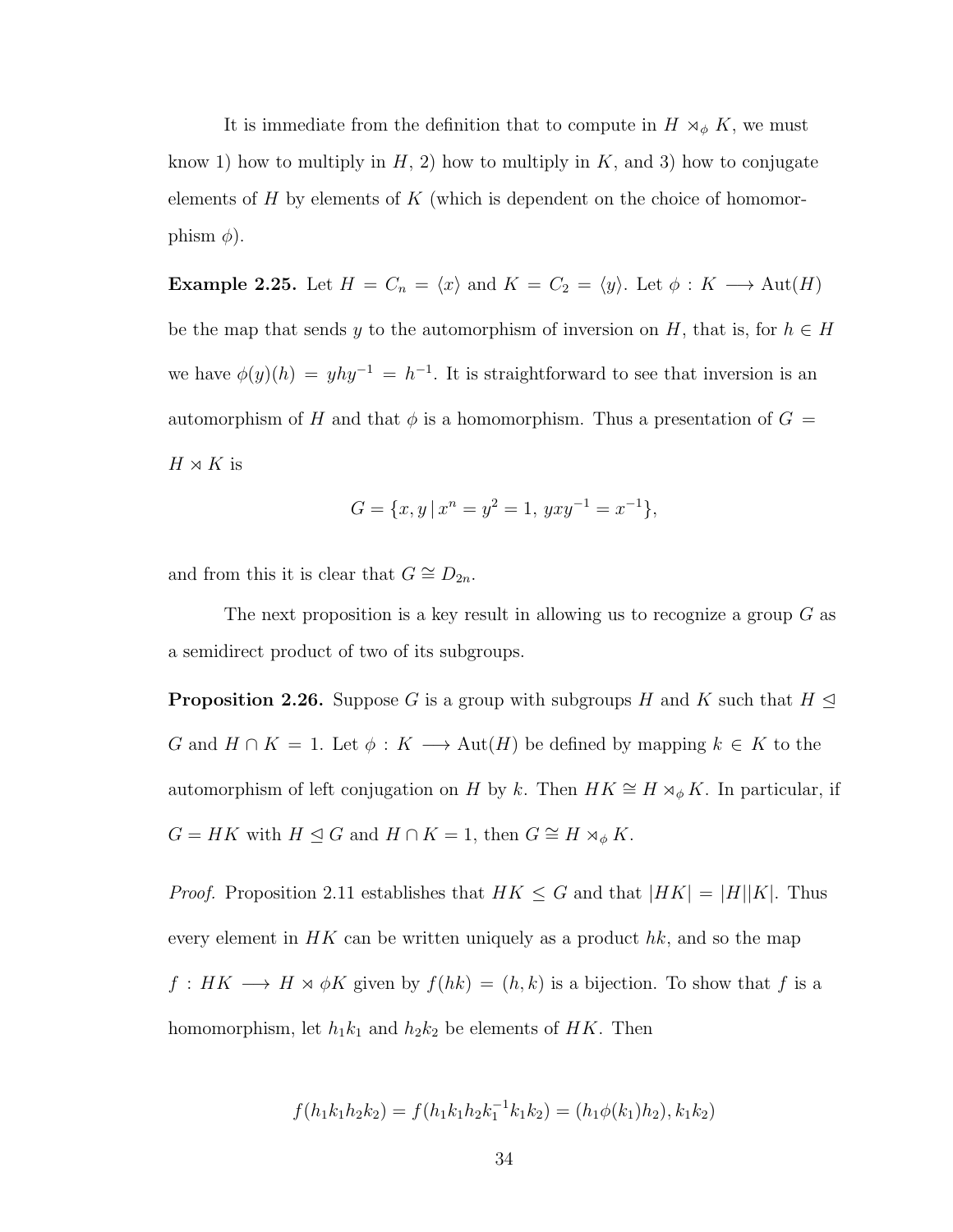It is immediate from the definition that to compute in $H \rtimes_\phi K$, we must know 1) how to multiply in $H$, 2) how to multiply in $K$, and 3) how to conjugate elements of $H$ by elements of $K$ (which is dependent on the choice of homomorphism $\phi$).

**Example 2.25.** Let $H = C_n = \langle x \rangle$ and $K = C_2 = \langle y \rangle$. Let $\phi : K \longrightarrow \text{Aut}(H)$ be the map that sends $y$ to the automorphism of inversion on $H$, that is, for $h \in H$ we have $\phi(y)(h) = yhy^{-1} = h^{-1}$. It is straightforward to see that inversion is an automorphism of $H$ and that $\phi$ is a homomorphism. Thus a presentation of $G = H \rtimes K$ is

$$G = \{x, y \,|\, x^n = y^2 = 1,\, yxy^{-1} = x^{-1}\},$$

and from this it is clear that $G \cong D_{2n}$.

The next proposition is a key result in allowing us to recognize a group $G$ as a semidirect product of two of its subgroups.

**Proposition 2.26.** Suppose $G$ is a group with subgroups $H$ and $K$ such that $H \trianglelefteq G$ and $H \cap K = 1$. Let $\phi : K \longrightarrow \text{Aut}(H)$ be defined by mapping $k \in K$ to the automorphism of left conjugation on $H$ by $k$. Then $HK \cong H \rtimes_\phi K$. In particular, if $G = HK$ with $H \trianglelefteq G$ and $H \cap K = 1$, then $G \cong H \rtimes_\phi K$.

*Proof.* Proposition 2.11 establishes that $HK \leq G$ and that $|HK| = |H||K|$. Thus every element in $HK$ can be written uniquely as a product $hk$, and so the map $f : HK \longrightarrow H \rtimes \phi K$ given by $f(hk) = (h, k)$ is a bijection. To show that $f$ is a homomorphism, let $h_1k_1$ and $h_2k_2$ be elements of $HK$. Then

$$f(h_1k_1h_2k_2) = f(h_1k_1h_2k_1^{-1}k_1k_2) = (h_1\phi(k_1)h_2), k_1k_2)$$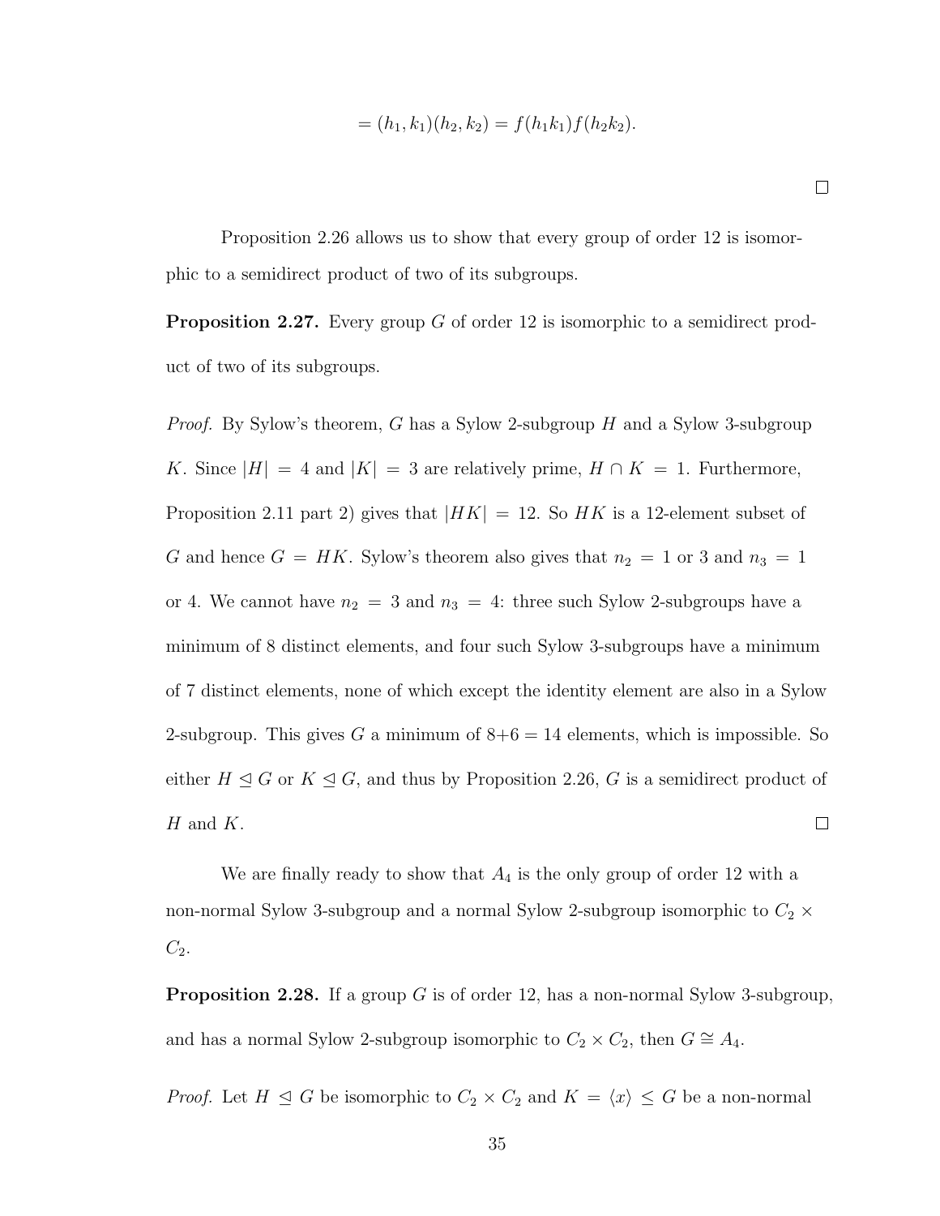$$= (h_1, k_1)(h_2, k_2) = f(h_1k_1)f(h_2k_2).$$

$\square$

Proposition 2.26 allows us to show that every group of order 12 is isomorphic to a semidirect product of two of its subgroups.

**Proposition 2.27.** Every group $G$ of order 12 is isomorphic to a semidirect product of two of its subgroups.

*Proof.* By Sylow's theorem, $G$ has a Sylow 2-subgroup $H$ and a Sylow 3-subgroup $K$. Since $|H| = 4$ and $|K| = 3$ are relatively prime, $H \cap K = 1$. Furthermore, Proposition 2.11 part 2) gives that $|HK| = 12$. So $HK$ is a 12-element subset of $G$ and hence $G = HK$. Sylow's theorem also gives that $n_2 = 1$ or 3 and $n_3 = 1$ or 4. We cannot have $n_2 = 3$ and $n_3 = 4$: three such Sylow 2-subgroups have a minimum of 8 distinct elements, and four such Sylow 3-subgroups have a minimum of 7 distinct elements, none of which except the identity element are also in a Sylow 2-subgroup. This gives $G$ a minimum of $8+6 = 14$ elements, which is impossible. So either $H \trianglelefteq G$ or $K \trianglelefteq G$, and thus by Proposition 2.26, $G$ is a semidirect product of $H$ and $K$. $\square$

We are finally ready to show that $A_4$ is the only group of order 12 with a non-normal Sylow 3-subgroup and a normal Sylow 2-subgroup isomorphic to $C_2 \times C_2$.

**Proposition 2.28.** If a group $G$ is of order 12, has a non-normal Sylow 3-subgroup, and has a normal Sylow 2-subgroup isomorphic to $C_2 \times C_2$, then $G \cong A_4$.

*Proof.* Let $H \trianglelefteq G$ be isomorphic to $C_2 \times C_2$ and $K = \langle x \rangle \leq G$ be a non-normal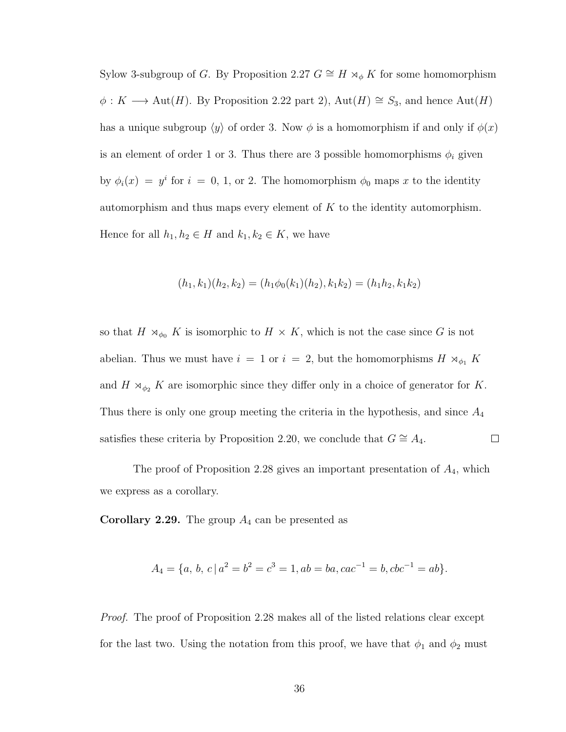Sylow 3-subgroup of $G$. By Proposition 2.27 $G \cong H \rtimes_\phi K$ for some homomorphism $\phi : K \longrightarrow \text{Aut}(H)$. By Proposition 2.22 part 2), $\text{Aut}(H) \cong S_3$, and hence $\text{Aut}(H)$ has a unique subgroup $\langle y \rangle$ of order 3. Now $\phi$ is a homomorphism if and only if $\phi(x)$ is an element of order 1 or 3. Thus there are 3 possible homomorphisms $\phi_i$ given by $\phi_i(x) = y^i$ for $i = 0$, 1, or 2. The homomorphism $\phi_0$ maps $x$ to the identity automorphism and thus maps every element of $K$ to the identity automorphism. Hence for all $h_1, h_2 \in H$ and $k_1, k_2 \in K$, we have

$$(h_1, k_1)(h_2, k_2) = (h_1\phi_0(k_1)(h_2), k_1k_2) = (h_1h_2, k_1k_2)$$

so that $H \rtimes_{\phi_0} K$ is isomorphic to $H \times K$, which is not the case since $G$ is not abelian. Thus we must have $i = 1$ or $i = 2$, but the homomorphisms $H \rtimes_{\phi_1} K$ and $H \rtimes_{\phi_2} K$ are isomorphic since they differ only in a choice of generator for $K$. Thus there is only one group meeting the criteria in the hypothesis, and since $A_4$ satisfies these criteria by Proposition 2.20, we conclude that $G \cong A_4$. □

The proof of Proposition 2.28 gives an important presentation of $A_4$, which we express as a corollary.

**Corollary 2.29.** The group $A_4$ can be presented as

$$A_4 = \{a,\, b,\, c \,|\, a^2 = b^2 = c^3 = 1, ab = ba, cac^{-1} = b, cbc^{-1} = ab\}.$$

*Proof.* The proof of Proposition 2.28 makes all of the listed relations clear except for the last two. Using the notation from this proof, we have that $\phi_1$ and $\phi_2$ must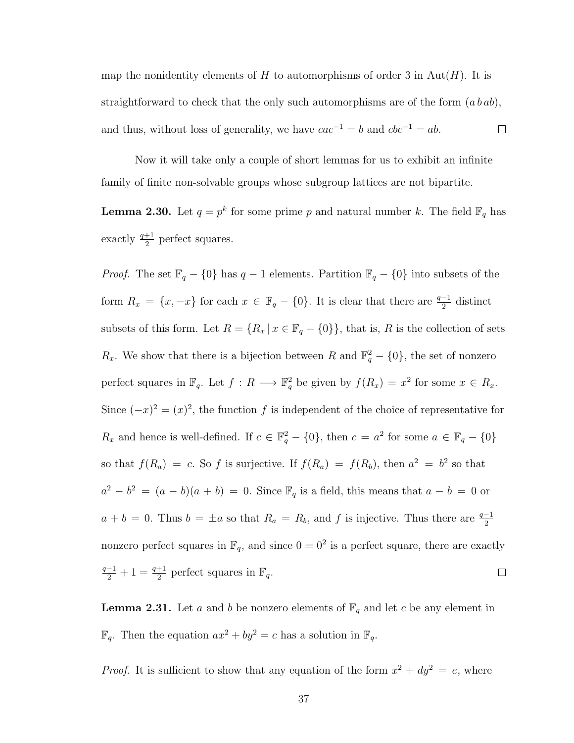map the nonidentity elements of $H$ to automorphisms of order 3 in $\mathrm{Aut}(H)$. It is straightforward to check that the only such automorphisms are of the form $(a\,b\,ab)$, and thus, without loss of generality, we have $cac^{-1} = b$ and $cbc^{-1} = ab$. ☐

Now it will take only a couple of short lemmas for us to exhibit an infinite family of finite non-solvable groups whose subgroup lattices are not bipartite.

**Lemma 2.30.** Let $q = p^k$ for some prime $p$ and natural number $k$. The field $\mathbb{F}_q$ has exactly $\frac{q+1}{2}$ perfect squares.

*Proof.* The set $\mathbb{F}_q - \{0\}$ has $q - 1$ elements. Partition $\mathbb{F}_q - \{0\}$ into subsets of the form $R_x = \{x, -x\}$ for each $x \in \mathbb{F}_q - \{0\}$. It is clear that there are $\frac{q-1}{2}$ distinct subsets of this form. Let $R = \{R_x \,|\, x \in \mathbb{F}_q - \{0\}\}$, that is, $R$ is the collection of sets $R_x$. We show that there is a bijection between $R$ and $\mathbb{F}_q^2 - \{0\}$, the set of nonzero perfect squares in $\mathbb{F}_q$. Let $f : R \longrightarrow \mathbb{F}_q^2$ be given by $f(R_x) = x^2$ for some $x \in R_x$. Since $(-x)^2 = (x)^2$, the function $f$ is independent of the choice of representative for $R_x$ and hence is well-defined. If $c \in \mathbb{F}_q^2 - \{0\}$, then $c = a^2$ for some $a \in \mathbb{F}_q - \{0\}$ so that $f(R_a) = c$. So $f$ is surjective. If $f(R_a) = f(R_b)$, then $a^2 = b^2$ so that $a^2 - b^2 = (a - b)(a + b) = 0$. Since $\mathbb{F}_q$ is a field, this means that $a - b = 0$ or $a + b = 0$. Thus $b = \pm a$ so that $R_a = R_b$, and $f$ is injective. Thus there are $\frac{q-1}{2}$ nonzero perfect squares in $\mathbb{F}_q$, and since $0 = 0^2$ is a perfect square, there are exactly $\frac{q-1}{2} + 1 = \frac{q+1}{2}$ perfect squares in $\mathbb{F}_q$. ☐

**Lemma 2.31.** Let $a$ and $b$ be nonzero elements of $\mathbb{F}_q$ and let $c$ be any element in $\mathbb{F}_q$. Then the equation $ax^2 + by^2 = c$ has a solution in $\mathbb{F}_q$.

*Proof.* It is sufficient to show that any equation of the form $x^2 + dy^2 = e$, where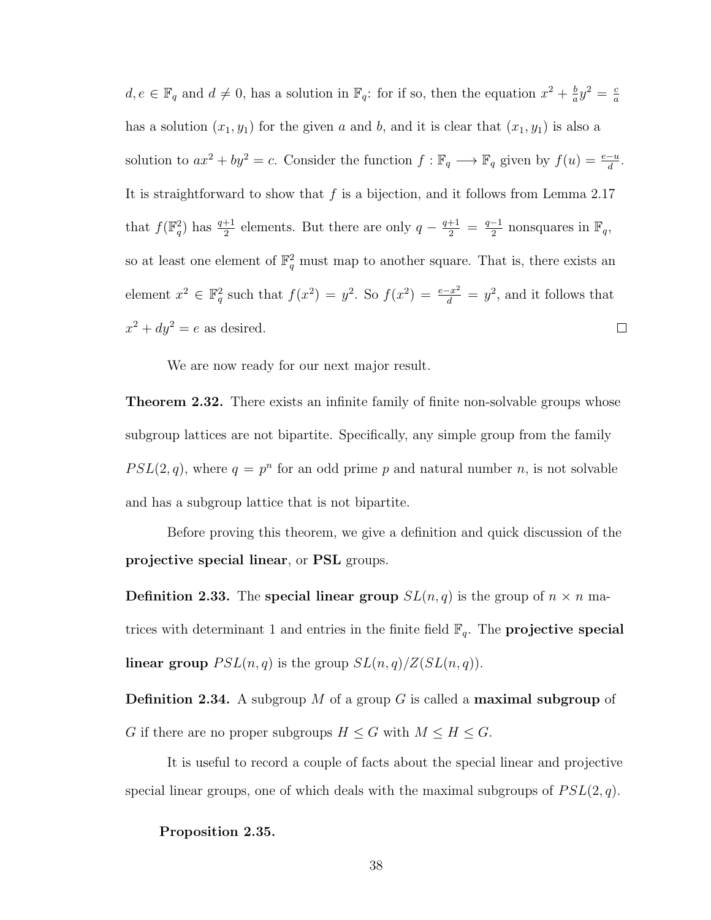$d, e \in \mathbb{F}_q$ and $d \neq 0$, has a solution in $\mathbb{F}_q$: for if so, then the equation $x^2 + \frac{b}{a}y^2 = \frac{c}{a}$ has a solution $(x_1, y_1)$ for the given $a$ and $b$, and it is clear that $(x_1, y_1)$ is also a solution to $ax^2 + by^2 = c$. Consider the function $f : \mathbb{F}_q \longrightarrow \mathbb{F}_q$ given by $f(u) = \frac{e-u}{d}$. It is straightforward to show that $f$ is a bijection, and it follows from Lemma 2.17 that $f(\mathbb{F}_q^2)$ has $\frac{q+1}{2}$ elements. But there are only $q - \frac{q+1}{2} = \frac{q-1}{2}$ nonsquares in $\mathbb{F}_q$, so at least one element of $\mathbb{F}_q^2$ must map to another square. That is, there exists an element $x^2 \in \mathbb{F}_q^2$ such that $f(x^2) = y^2$. So $f(x^2) = \frac{e-x^2}{d} = y^2$, and it follows that $x^2 + dy^2 = e$ as desired. $\square$

We are now ready for our next major result.

**Theorem 2.32.** There exists an infinite family of finite non-solvable groups whose subgroup lattices are not bipartite. Specifically, any simple group from the family $PSL(2, q)$, where $q = p^n$ for an odd prime $p$ and natural number $n$, is not solvable and has a subgroup lattice that is not bipartite.

Before proving this theorem, we give a definition and quick discussion of the **projective special linear**, or **PSL** groups.

**Definition 2.33.** The **special linear group** $SL(n, q)$ is the group of $n \times n$ matrices with determinant 1 and entries in the finite field $\mathbb{F}_q$. The **projective special linear group** $PSL(n, q)$ is the group $SL(n, q)/Z(SL(n, q))$.

**Definition 2.34.** A subgroup $M$ of a group $G$ is called a **maximal subgroup** of $G$ if there are no proper subgroups $H \leq G$ with $M \leq H \leq G$.

It is useful to record a couple of facts about the special linear and projective special linear groups, one of which deals with the maximal subgroups of $PSL(2, q)$.

**Proposition 2.35.**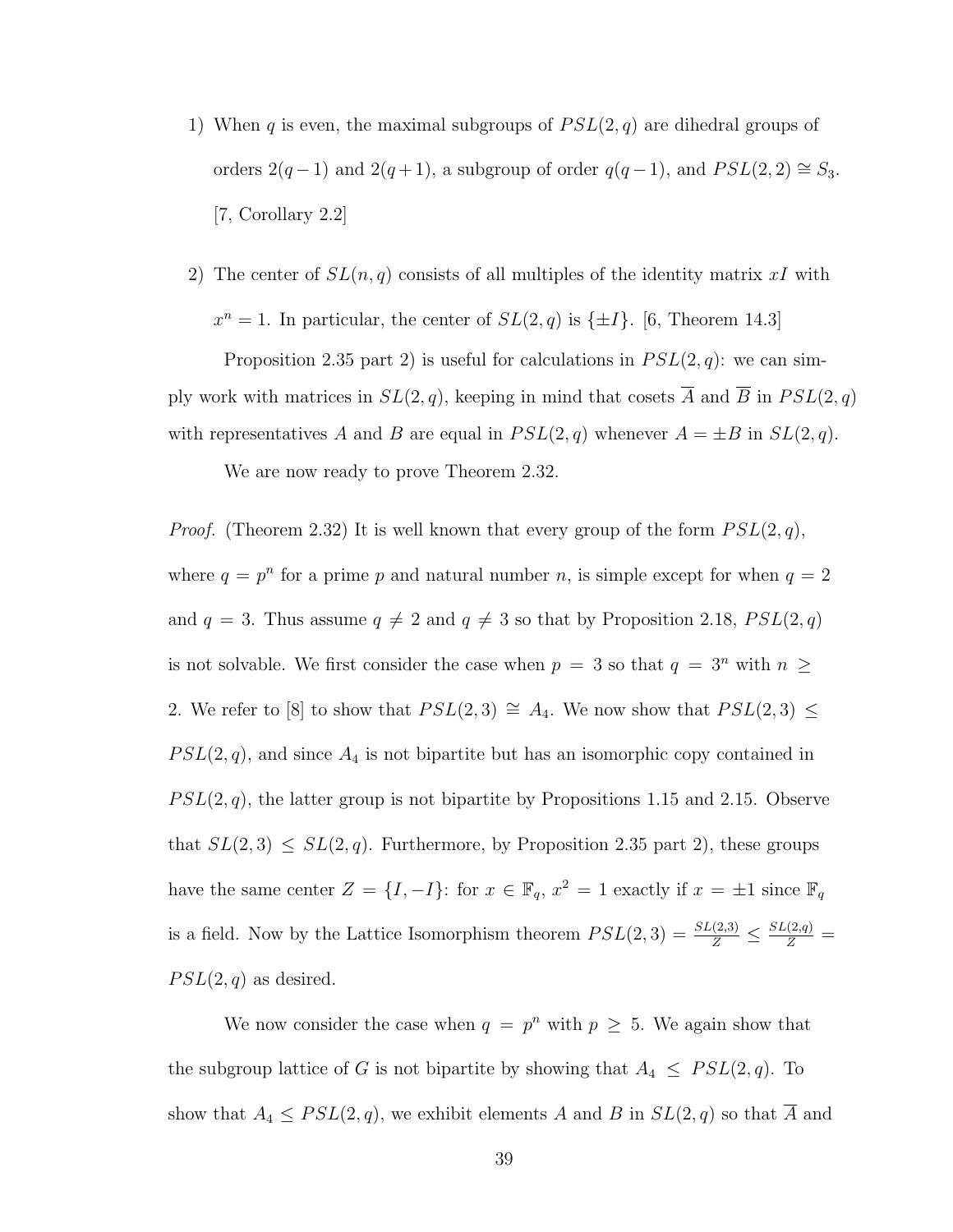1) When $q$ is even, the maximal subgroups of $PSL(2,q)$ are dihedral groups of orders $2(q-1)$ and $2(q+1)$, a subgroup of order $q(q-1)$, and $PSL(2,2) \cong S_3$. [7, Corollary 2.2]

2) The center of $SL(n,q)$ consists of all multiples of the identity matrix $xI$ with $x^n = 1$. In particular, the center of $SL(2,q)$ is $\{\pm I\}$. [6, Theorem 14.3]

Proposition 2.35 part 2) is useful for calculations in $PSL(2,q)$: we can simply work with matrices in $SL(2,q)$, keeping in mind that cosets $\overline{A}$ and $\overline{B}$ in $PSL(2,q)$ with representatives $A$ and $B$ are equal in $PSL(2,q)$ whenever $A = \pm B$ in $SL(2,q)$.

We are now ready to prove Theorem 2.32.

*Proof.* (Theorem 2.32) It is well known that every group of the form $PSL(2,q)$, where $q = p^n$ for a prime $p$ and natural number $n$, is simple except for when $q = 2$ and $q = 3$. Thus assume $q \neq 2$ and $q \neq 3$ so that by Proposition 2.18, $PSL(2,q)$ is not solvable. We first consider the case when $p = 3$ so that $q = 3^n$ with $n \geq 2$. We refer to [8] to show that $PSL(2,3) \cong A_4$. We now show that $PSL(2,3) \leq PSL(2,q)$, and since $A_4$ is not bipartite but has an isomorphic copy contained in $PSL(2,q)$, the latter group is not bipartite by Propositions 1.15 and 2.15. Observe that $SL(2,3) \leq SL(2,q)$. Furthermore, by Proposition 2.35 part 2), these groups have the same center $Z = \{I, -I\}$: for $x \in \mathbb{F}_q$, $x^2 = 1$ exactly if $x = \pm 1$ since $\mathbb{F}_q$ is a field. Now by the Lattice Isomorphism theorem $PSL(2,3) = \frac{SL(2,3)}{Z} \leq \frac{SL(2,q)}{Z} = PSL(2,q)$ as desired.

We now consider the case when $q = p^n$ with $p \geq 5$. We again show that the subgroup lattice of $G$ is not bipartite by showing that $A_4 \leq PSL(2,q)$. To show that $A_4 \leq PSL(2,q)$, we exhibit elements $A$ and $B$ in $SL(2,q)$ so that $\overline{A}$ and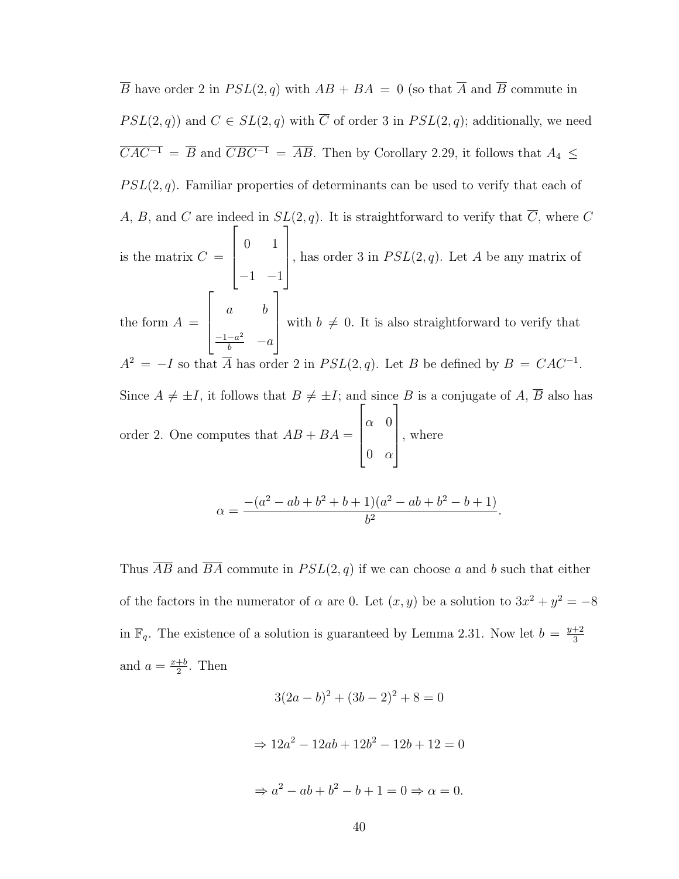$\overline{B}$ have order 2 in $PSL(2,q)$ with $AB + BA = 0$ (so that $\overline{A}$ and $\overline{B}$ commute in $PSL(2,q)$) and $C \in SL(2,q)$ with $\overline{C}$ of order 3 in $PSL(2,q)$; additionally, we need $\overline{CAC^{-1}} = \overline{B}$ and $\overline{CBC^{-1}} = \overline{AB}$. Then by Corollary 2.29, it follows that $A_4 \leq PSL(2,q)$. Familiar properties of determinants can be used to verify that each of $A$, $B$, and $C$ are indeed in $SL(2,q)$. It is straightforward to verify that $\overline{C}$, where $C$ is the matrix $C = \begin{bmatrix} 0 & 1 \\ -1 & -1 \end{bmatrix}$, has order 3 in $PSL(2,q)$. Let $A$ be any matrix of the form $A = \begin{bmatrix} a & b \\ \frac{-1-a^2}{b} & -a \end{bmatrix}$ with $b \neq 0$. It is also straightforward to verify that $A^2 = -I$ so that $\overline{A}$ has order 2 in $PSL(2,q)$. Let $B$ be defined by $B = CAC^{-1}$. Since $A \neq \pm I$, it follows that $B \neq \pm I$; and since $B$ is a conjugate of $A$, $\overline{B}$ also has order 2. One computes that $AB + BA = \begin{bmatrix} \alpha & 0 \\ 0 & \alpha \end{bmatrix}$, where

$$\alpha = \frac{-(a^2 - ab + b^2 + b + 1)(a^2 - ab + b^2 - b + 1)}{b^2}.$$

Thus $\overline{AB}$ and $\overline{BA}$ commute in $PSL(2,q)$ if we can choose $a$ and $b$ such that either of the factors in the numerator of $\alpha$ are 0. Let $(x,y)$ be a solution to $3x^2 + y^2 = -8$ in $\mathbb{F}_q$. The existence of a solution is guaranteed by Lemma 2.31. Now let $b = \frac{y+2}{3}$ and $a = \frac{x+b}{2}$. Then

$$3(2a-b)^2 + (3b-2)^2 + 8 = 0$$

$$\Rightarrow 12a^2 - 12ab + 12b^2 - 12b + 12 = 0$$

$$\Rightarrow a^2 - ab + b^2 - b + 1 = 0 \Rightarrow \alpha = 0.$$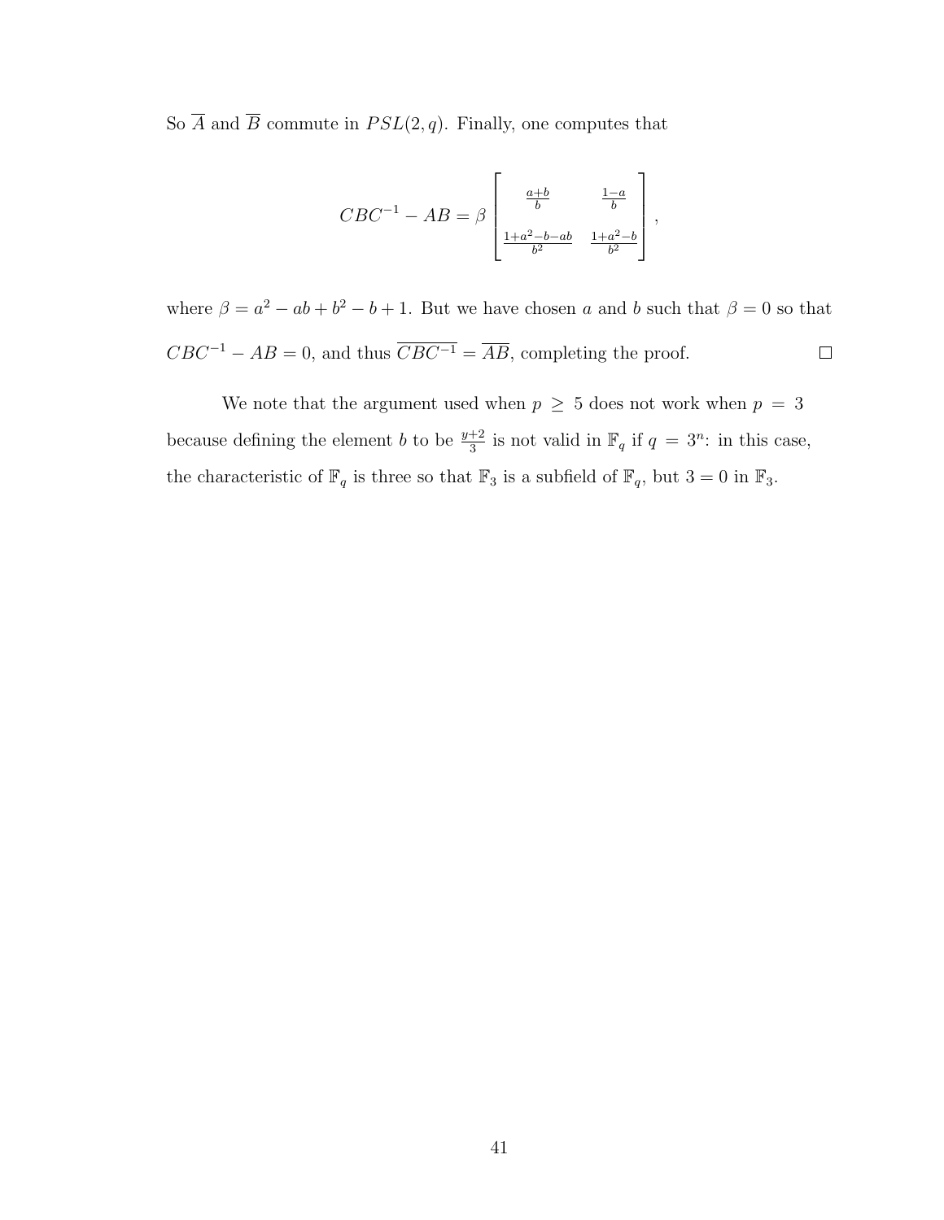So $\overline{A}$ and $\overline{B}$ commute in $PSL(2,q)$. Finally, one computes that

$$CBC^{-1} - AB = \beta \begin{bmatrix} \frac{a+b}{b} & \frac{1-a}{b} \\ \frac{1+a^2-b-ab}{b^2} & \frac{1+a^2-b}{b^2} \end{bmatrix},$$

where $\beta = a^2 - ab + b^2 - b + 1$. But we have chosen $a$ and $b$ such that $\beta = 0$ so that $CBC^{-1} - AB = 0$, and thus $\overline{CBC^{-1}} = \overline{AB}$, completing the proof. $\square$

We note that the argument used when $p \geq 5$ does not work when $p = 3$ because defining the element $b$ to be $\frac{y+2}{3}$ is not valid in $\mathbb{F}_q$ if $q = 3^n$: in this case, the characteristic of $\mathbb{F}_q$ is three so that $\mathbb{F}_3$ is a subfield of $\mathbb{F}_q$, but $3 = 0$ in $\mathbb{F}_3$.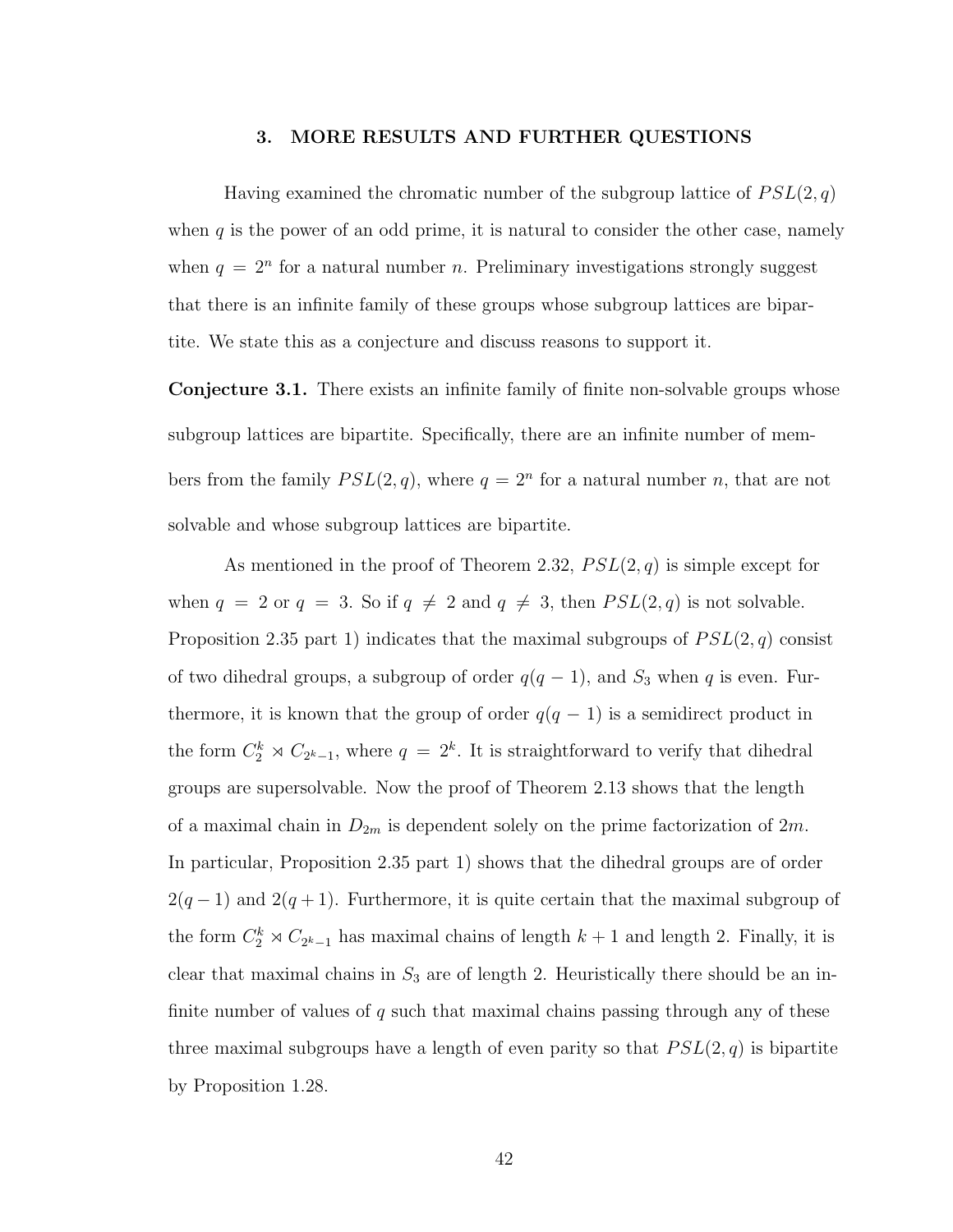## 3. MORE RESULTS AND FURTHER QUESTIONS

Having examined the chromatic number of the subgroup lattice of $PSL(2, q)$ when $q$ is the power of an odd prime, it is natural to consider the other case, namely when $q = 2^n$ for a natural number $n$. Preliminary investigations strongly suggest that there is an infinite family of these groups whose subgroup lattices are bipartite. We state this as a conjecture and discuss reasons to support it.

**Conjecture 3.1.** There exists an infinite family of finite non-solvable groups whose subgroup lattices are bipartite. Specifically, there are an infinite number of members from the family $PSL(2, q)$, where $q = 2^n$ for a natural number $n$, that are not solvable and whose subgroup lattices are bipartite.

As mentioned in the proof of Theorem 2.32, $PSL(2, q)$ is simple except for when $q = 2$ or $q = 3$. So if $q \neq 2$ and $q \neq 3$, then $PSL(2, q)$ is not solvable. Proposition 2.35 part 1) indicates that the maximal subgroups of $PSL(2, q)$ consist of two dihedral groups, a subgroup of order $q(q-1)$, and $S_3$ when $q$ is even. Furthermore, it is known that the group of order $q(q-1)$ is a semidirect product in the form $C_2^k \rtimes C_{2^k-1}$, where $q = 2^k$. It is straightforward to verify that dihedral groups are supersolvable. Now the proof of Theorem 2.13 shows that the length of a maximal chain in $D_{2m}$ is dependent solely on the prime factorization of $2m$. In particular, Proposition 2.35 part 1) shows that the dihedral groups are of order $2(q-1)$ and $2(q+1)$. Furthermore, it is quite certain that the maximal subgroup of the form $C_2^k \rtimes C_{2^k-1}$ has maximal chains of length $k+1$ and length 2. Finally, it is clear that maximal chains in $S_3$ are of length 2. Heuristically there should be an infinite number of values of $q$ such that maximal chains passing through any of these three maximal subgroups have a length of even parity so that $PSL(2, q)$ is bipartite by Proposition 1.28.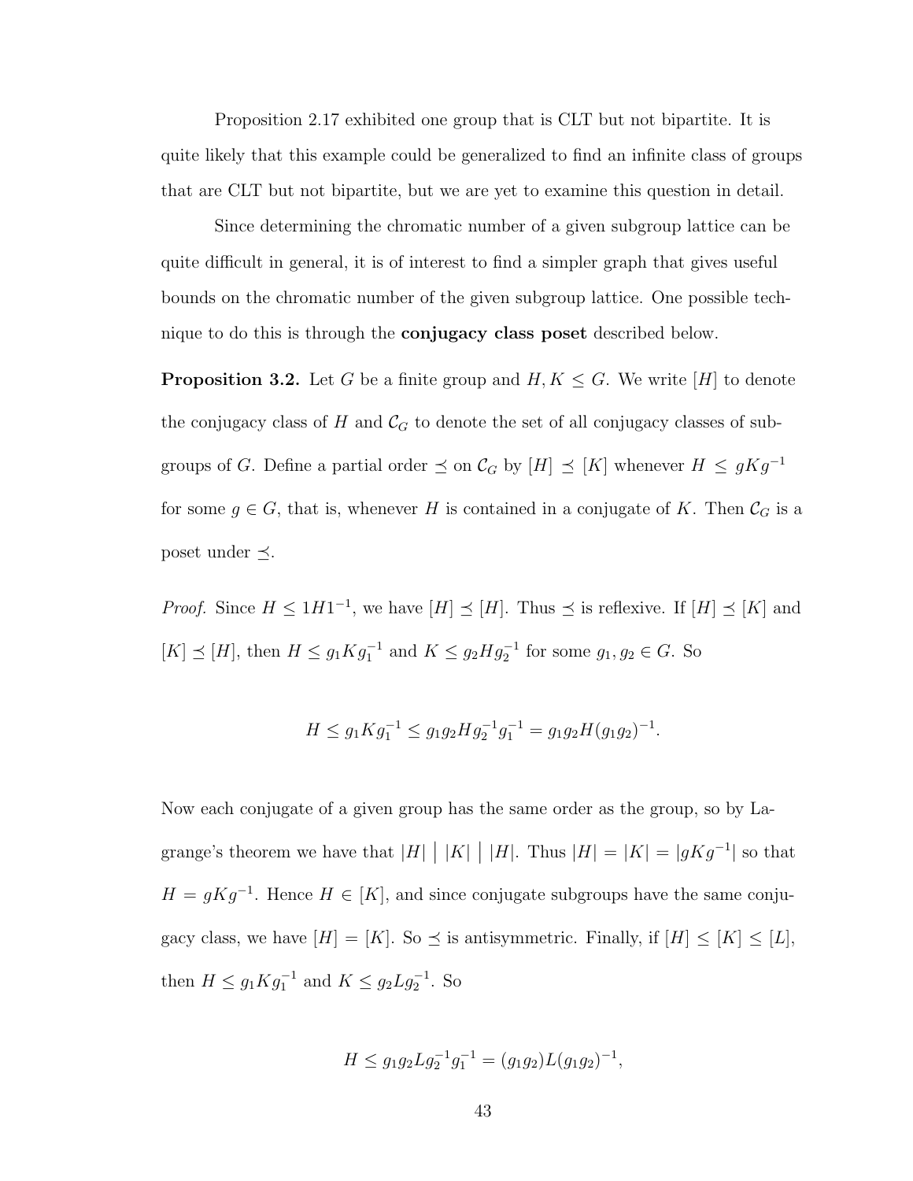Proposition 2.17 exhibited one group that is CLT but not bipartite. It is quite likely that this example could be generalized to find an infinite class of groups that are CLT but not bipartite, but we are yet to examine this question in detail.

Since determining the chromatic number of a given subgroup lattice can be quite difficult in general, it is of interest to find a simpler graph that gives useful bounds on the chromatic number of the given subgroup lattice. One possible technique to do this is through the **conjugacy class poset** described below.

**Proposition 3.2.** Let $G$ be a finite group and $H, K \leq G$. We write $[H]$ to denote the conjugacy class of $H$ and $\mathcal{C}_G$ to denote the set of all conjugacy classes of subgroups of $G$. Define a partial order $\preceq$ on $\mathcal{C}_G$ by $[H] \preceq [K]$ whenever $H \leq gKg^{-1}$ for some $g \in G$, that is, whenever $H$ is contained in a conjugate of $K$. Then $\mathcal{C}_G$ is a poset under $\preceq$.

*Proof.* Since $H \leq 1H1^{-1}$, we have $[H] \preceq [H]$. Thus $\preceq$ is reflexive. If $[H] \preceq [K]$ and $[K] \preceq [H]$, then $H \leq g_1Kg_1^{-1}$ and $K \leq g_2Hg_2^{-1}$ for some $g_1, g_2 \in G$. So

$$H \leq g_1Kg_1^{-1} \leq g_1g_2Hg_2^{-1}g_1^{-1} = g_1g_2H(g_1g_2)^{-1}.$$

Now each conjugate of a given group has the same order as the group, so by Lagrange's theorem we have that $|H| \mid |K| \mid |H|$. Thus $|H| = |K| = |gKg^{-1}|$ so that $H = gKg^{-1}$. Hence $H \in [K]$, and since conjugate subgroups have the same conjugacy class, we have $[H] = [K]$. So $\preceq$ is antisymmetric. Finally, if $[H] \leq [K] \leq [L]$, then $H \leq g_1Kg_1^{-1}$ and $K \leq g_2Lg_2^{-1}$. So

$$H \leq g_1g_2Lg_2^{-1}g_1^{-1} = (g_1g_2)L(g_1g_2)^{-1},$$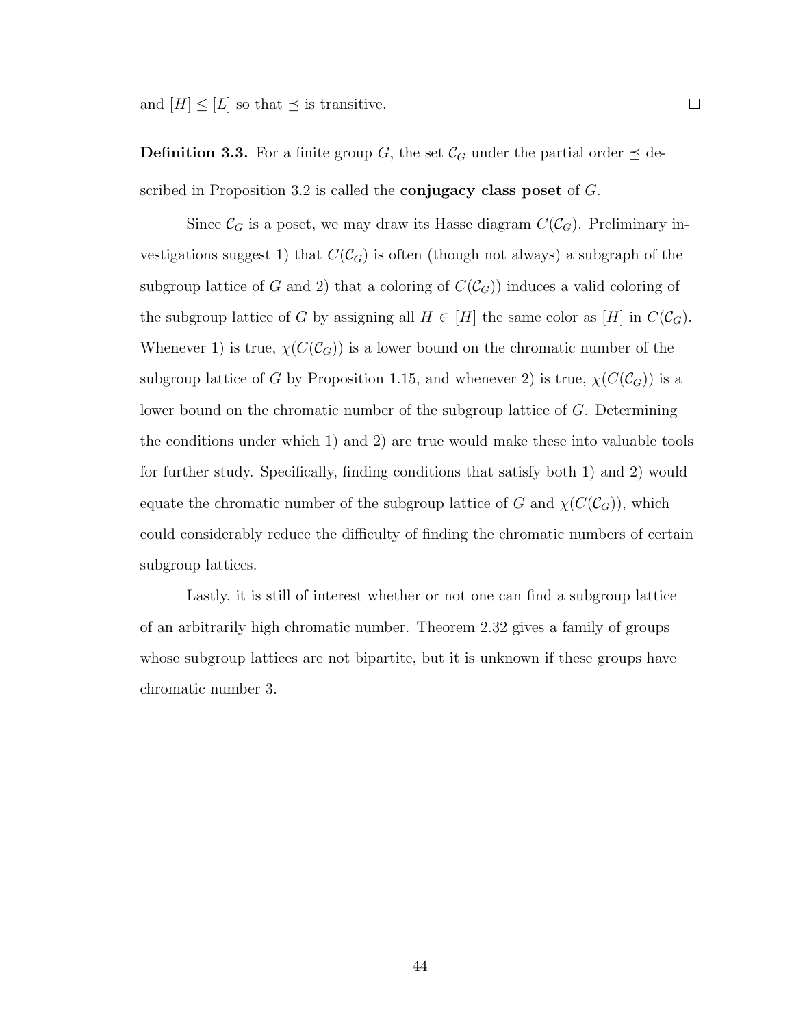and $[H] \leq [L]$ so that $\preceq$ is transitive. $\square$

**Definition 3.3.** For a finite group $G$, the set $\mathcal{C}_G$ under the partial order $\preceq$ described in Proposition 3.2 is called the **conjugacy class poset** of $G$.

Since $\mathcal{C}_G$ is a poset, we may draw its Hasse diagram $C(\mathcal{C}_G)$. Preliminary investigations suggest 1) that $C(\mathcal{C}_G)$ is often (though not always) a subgraph of the subgroup lattice of $G$ and 2) that a coloring of $C(\mathcal{C}_G)$) induces a valid coloring of the subgroup lattice of $G$ by assigning all $H \in [H]$ the same color as $[H]$ in $C(\mathcal{C}_G)$. Whenever 1) is true, $\chi(C(\mathcal{C}_G))$ is a lower bound on the chromatic number of the subgroup lattice of $G$ by Proposition 1.15, and whenever 2) is true, $\chi(C(\mathcal{C}_G))$ is a lower bound on the chromatic number of the subgroup lattice of $G$. Determining the conditions under which 1) and 2) are true would make these into valuable tools for further study. Specifically, finding conditions that satisfy both 1) and 2) would equate the chromatic number of the subgroup lattice of $G$ and $\chi(C(\mathcal{C}_G))$, which could considerably reduce the difficulty of finding the chromatic numbers of certain subgroup lattices.

Lastly, it is still of interest whether or not one can find a subgroup lattice of an arbitrarily high chromatic number. Theorem 2.32 gives a family of groups whose subgroup lattices are not bipartite, but it is unknown if these groups have chromatic number 3.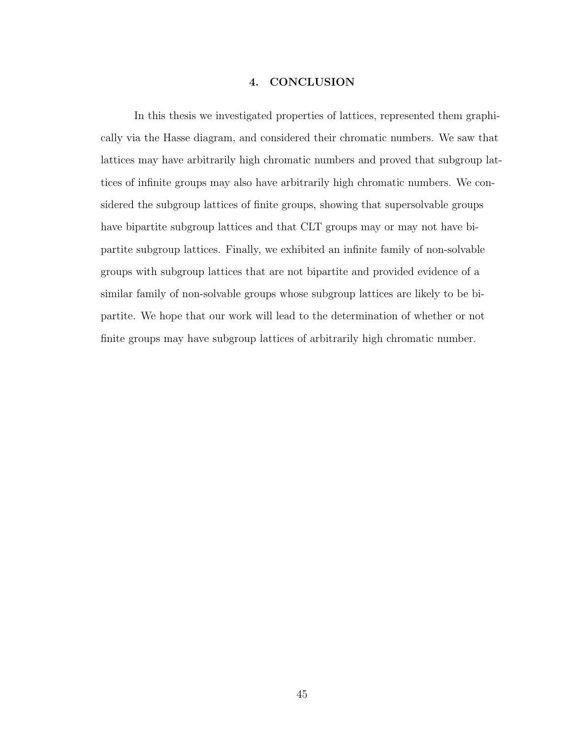# 4. CONCLUSION

In this thesis we investigated properties of lattices, represented them graphically via the Hasse diagram, and considered their chromatic numbers. We saw that lattices may have arbitrarily high chromatic numbers and proved that subgroup lattices of infinite groups may also have arbitrarily high chromatic numbers. We considered the subgroup lattices of finite groups, showing that supersolvable groups have bipartite subgroup lattices and that CLT groups may or may not have bipartite subgroup lattices. Finally, we exhibited an infinite family of non-solvable groups with subgroup lattices that are not bipartite and provided evidence of a similar family of non-solvable groups whose subgroup lattices are likely to be bipartite. We hope that our work will lead to the determination of whether or not finite groups may have subgroup lattices of arbitrarily high chromatic number.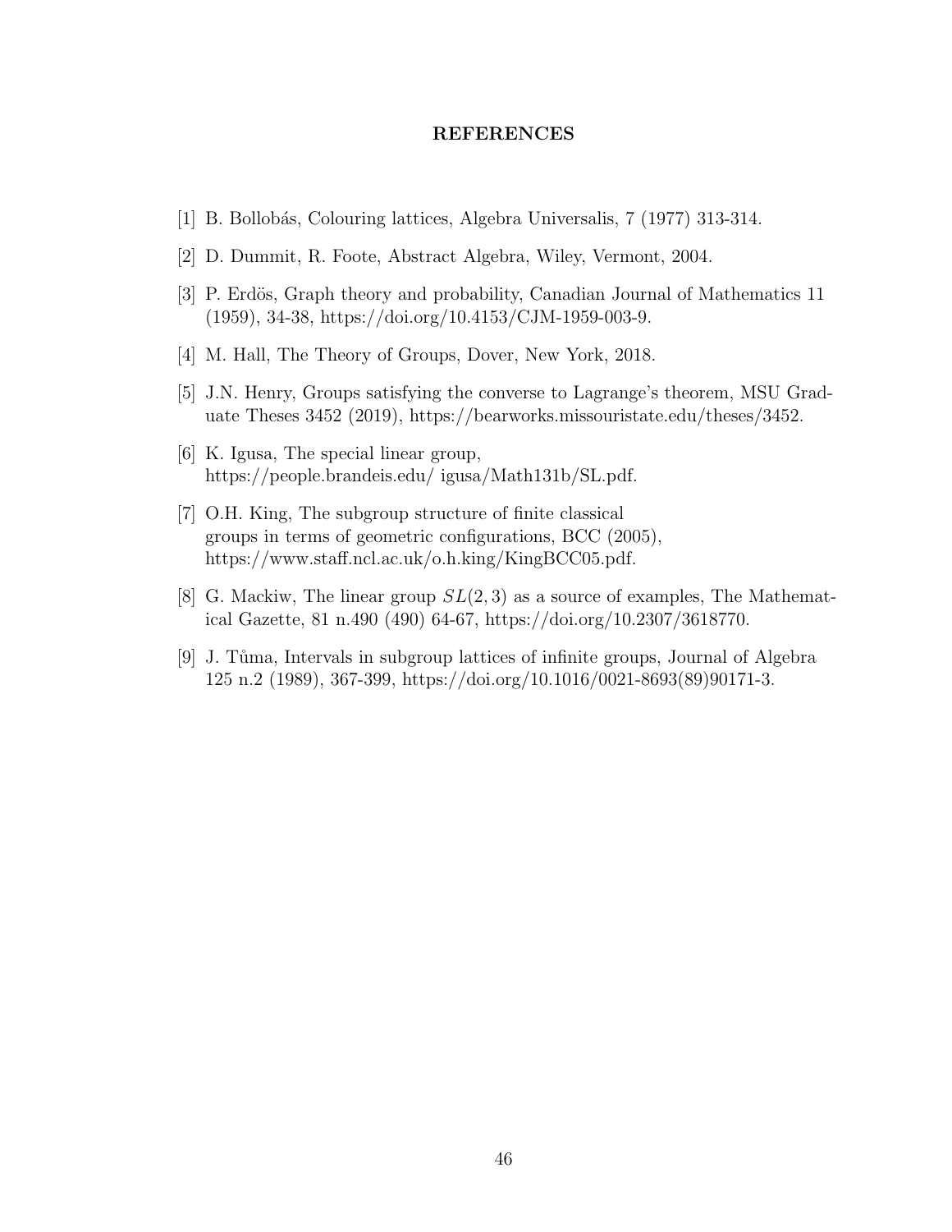# REFERENCES

[1] B. Bollobás, Colouring lattices, Algebra Universalis, 7 (1977) 313-314.

[2] D. Dummit, R. Foote, Abstract Algebra, Wiley, Vermont, 2004.

[3] P. Erdös, Graph theory and probability, Canadian Journal of Mathematics 11 (1959), 34-38, https://doi.org/10.4153/CJM-1959-003-9.

[4] M. Hall, The Theory of Groups, Dover, New York, 2018.

[5] J.N. Henry, Groups satisfying the converse to Lagrange's theorem, MSU Graduate Theses 3452 (2019), https://bearworks.missouristate.edu/theses/3452.

[6] K. Igusa, The special linear group, https://people.brandeis.edu/ igusa/Math131b/SL.pdf.

[7] O.H. King, The subgroup structure of finite classical groups in terms of geometric configurations, BCC (2005), https://www.staff.ncl.ac.uk/o.h.king/KingBCC05.pdf.

[8] G. Mackiw, The linear group $SL(2, 3)$ as a source of examples, The Mathematical Gazette, 81 n.490 (490) 64-67, https://doi.org/10.2307/3618770.

[9] J. Tůma, Intervals in subgroup lattices of infinite groups, Journal of Algebra 125 n.2 (1989), 367-399, https://doi.org/10.1016/0021-8693(89)90171-3.